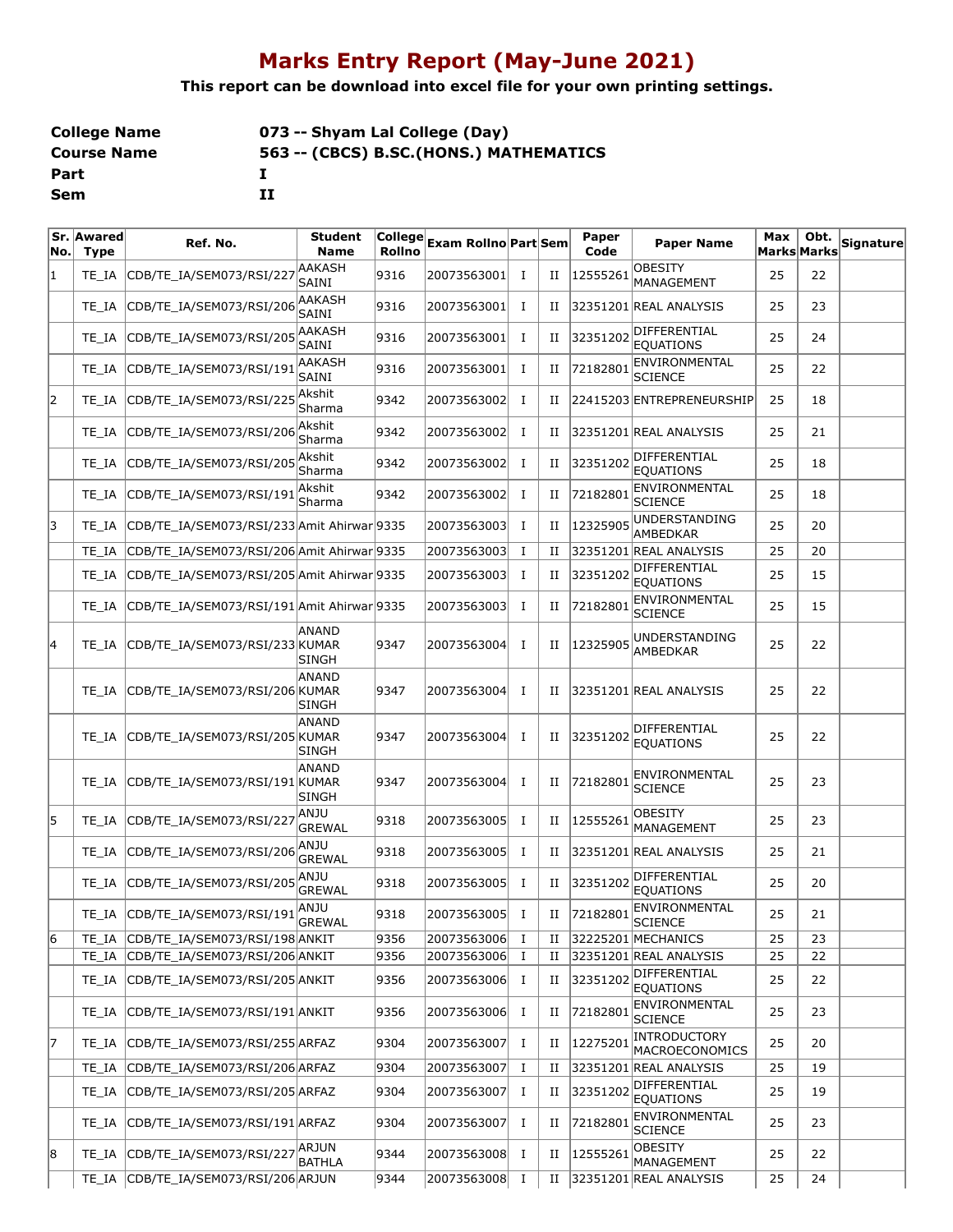# Marks Entry Report (May-June 2021)

**This report can be download into excel file for your own printing settings.**

| | |
|---|---|
| **College Name** | **073 -- Shyam Lal College (Day)** |
| **Course Name** | **563 -- (CBCS) B.SC.(HONS.) MATHEMATICS** |
| **Part** | **I** |
| **Sem** | **II** |

| Sr. No. | Awared Type | Ref. No. | Student Name | College Rollno | Exam Rollno | Part | Sem | Paper Code | Paper Name | Max Marks | Obt. Marks | Signature |
|---|---|---|---|---|---|---|---|---|---|---|---|---|
| 1 | TE_IA | CDB/TE_IA/SEM073/RSI/227 | AAKASH SAINI | 9316 | 20073563001 | I | II | 12555261 | OBESITY MANAGEMENT | 25 | 22 | |
| | TE_IA | CDB/TE_IA/SEM073/RSI/206 | AAKASH SAINI | 9316 | 20073563001 | I | II | 32351201 | REAL ANALYSIS | 25 | 23 | |
| | TE_IA | CDB/TE_IA/SEM073/RSI/205 | AAKASH SAINI | 9316 | 20073563001 | I | II | 32351202 | DIFFERENTIAL EQUATIONS | 25 | 24 | |
| | TE_IA | CDB/TE_IA/SEM073/RSI/191 | AAKASH SAINI | 9316 | 20073563001 | I | II | 72182801 | ENVIRONMENTAL SCIENCE | 25 | 22 | |
| 2 | TE_IA | CDB/TE_IA/SEM073/RSI/225 | Akshit Sharma | 9342 | 20073563002 | I | II | 22415203 | ENTREPRENEURSHIP | 25 | 18 | |
| | TE_IA | CDB/TE_IA/SEM073/RSI/206 | Akshit Sharma | 9342 | 20073563002 | I | II | 32351201 | REAL ANALYSIS | 25 | 21 | |
| | TE_IA | CDB/TE_IA/SEM073/RSI/205 | Akshit Sharma | 9342 | 20073563002 | I | II | 32351202 | DIFFERENTIAL EQUATIONS | 25 | 18 | |
| | TE_IA | CDB/TE_IA/SEM073/RSI/191 | Akshit Sharma | 9342 | 20073563002 | I | II | 72182801 | ENVIRONMENTAL SCIENCE | 25 | 18 | |
| 3 | TE_IA | CDB/TE_IA/SEM073/RSI/233 | Amit Ahirwar | 9335 | 20073563003 | I | II | 12325905 | UNDERSTANDING AMBEDKAR | 25 | 20 | |
| | TE_IA | CDB/TE_IA/SEM073/RSI/206 | Amit Ahirwar | 9335 | 20073563003 | I | II | 32351201 | REAL ANALYSIS | 25 | 20 | |
| | TE_IA | CDB/TE_IA/SEM073/RSI/205 | Amit Ahirwar | 9335 | 20073563003 | I | II | 32351202 | DIFFERENTIAL EQUATIONS | 25 | 15 | |
| | TE_IA | CDB/TE_IA/SEM073/RSI/191 | Amit Ahirwar | 9335 | 20073563003 | I | II | 72182801 | ENVIRONMENTAL SCIENCE | 25 | 15 | |
| 4 | TE_IA | CDB/TE_IA/SEM073/RSI/233 | ANAND KUMAR SINGH | 9347 | 20073563004 | I | II | 12325905 | UNDERSTANDING AMBEDKAR | 25 | 22 | |
| | TE_IA | CDB/TE_IA/SEM073/RSI/206 | ANAND KUMAR SINGH | 9347 | 20073563004 | I | II | 32351201 | REAL ANALYSIS | 25 | 22 | |
| | TE_IA | CDB/TE_IA/SEM073/RSI/205 | ANAND KUMAR SINGH | 9347 | 20073563004 | I | II | 32351202 | DIFFERENTIAL EQUATIONS | 25 | 22 | |
| | TE_IA | CDB/TE_IA/SEM073/RSI/191 | ANAND KUMAR SINGH | 9347 | 20073563004 | I | II | 72182801 | ENVIRONMENTAL SCIENCE | 25 | 23 | |
| 5 | TE_IA | CDB/TE_IA/SEM073/RSI/227 | ANJU GREWAL | 9318 | 20073563005 | I | II | 12555261 | OBESITY MANAGEMENT | 25 | 23 | |
| | TE_IA | CDB/TE_IA/SEM073/RSI/206 | ANJU GREWAL | 9318 | 20073563005 | I | II | 32351201 | REAL ANALYSIS | 25 | 21 | |
| | TE_IA | CDB/TE_IA/SEM073/RSI/205 | ANJU GREWAL | 9318 | 20073563005 | I | II | 32351202 | DIFFERENTIAL EQUATIONS | 25 | 20 | |
| | TE_IA | CDB/TE_IA/SEM073/RSI/191 | ANJU GREWAL | 9318 | 20073563005 | I | II | 72182801 | ENVIRONMENTAL SCIENCE | 25 | 21 | |
| 6 | TE_IA | CDB/TE_IA/SEM073/RSI/198 | ANKIT | 9356 | 20073563006 | I | II | 32225201 | MECHANICS | 25 | 23 | |
| | TE_IA | CDB/TE_IA/SEM073/RSI/206 | ANKIT | 9356 | 20073563006 | I | II | 32351201 | REAL ANALYSIS | 25 | 22 | |
| | TE_IA | CDB/TE_IA/SEM073/RSI/205 | ANKIT | 9356 | 20073563006 | I | II | 32351202 | DIFFERENTIAL EQUATIONS | 25 | 22 | |
| | TE_IA | CDB/TE_IA/SEM073/RSI/191 | ANKIT | 9356 | 20073563006 | I | II | 72182801 | ENVIRONMENTAL SCIENCE | 25 | 23 | |
| 7 | TE_IA | CDB/TE_IA/SEM073/RSI/255 | ARFAZ | 9304 | 20073563007 | I | II | 12275201 | INTRODUCTORY MACROECONOMICS | 25 | 20 | |
| | TE_IA | CDB/TE_IA/SEM073/RSI/206 | ARFAZ | 9304 | 20073563007 | I | II | 32351201 | REAL ANALYSIS | 25 | 19 | |
| | TE_IA | CDB/TE_IA/SEM073/RSI/205 | ARFAZ | 9304 | 20073563007 | I | II | 32351202 | DIFFERENTIAL EQUATIONS | 25 | 19 | |
| | TE_IA | CDB/TE_IA/SEM073/RSI/191 | ARFAZ | 9304 | 20073563007 | I | II | 72182801 | ENVIRONMENTAL SCIENCE | 25 | 23 | |
| 8 | TE_IA | CDB/TE_IA/SEM073/RSI/227 | ARJUN BATHLA | 9344 | 20073563008 | I | II | 12555261 | OBESITY MANAGEMENT | 25 | 22 | |
| | TE_IA | CDB/TE_IA/SEM073/RSI/206 | ARJUN | 9344 | 20073563008 | I | II | 32351201 | REAL ANALYSIS | 25 | 24 | |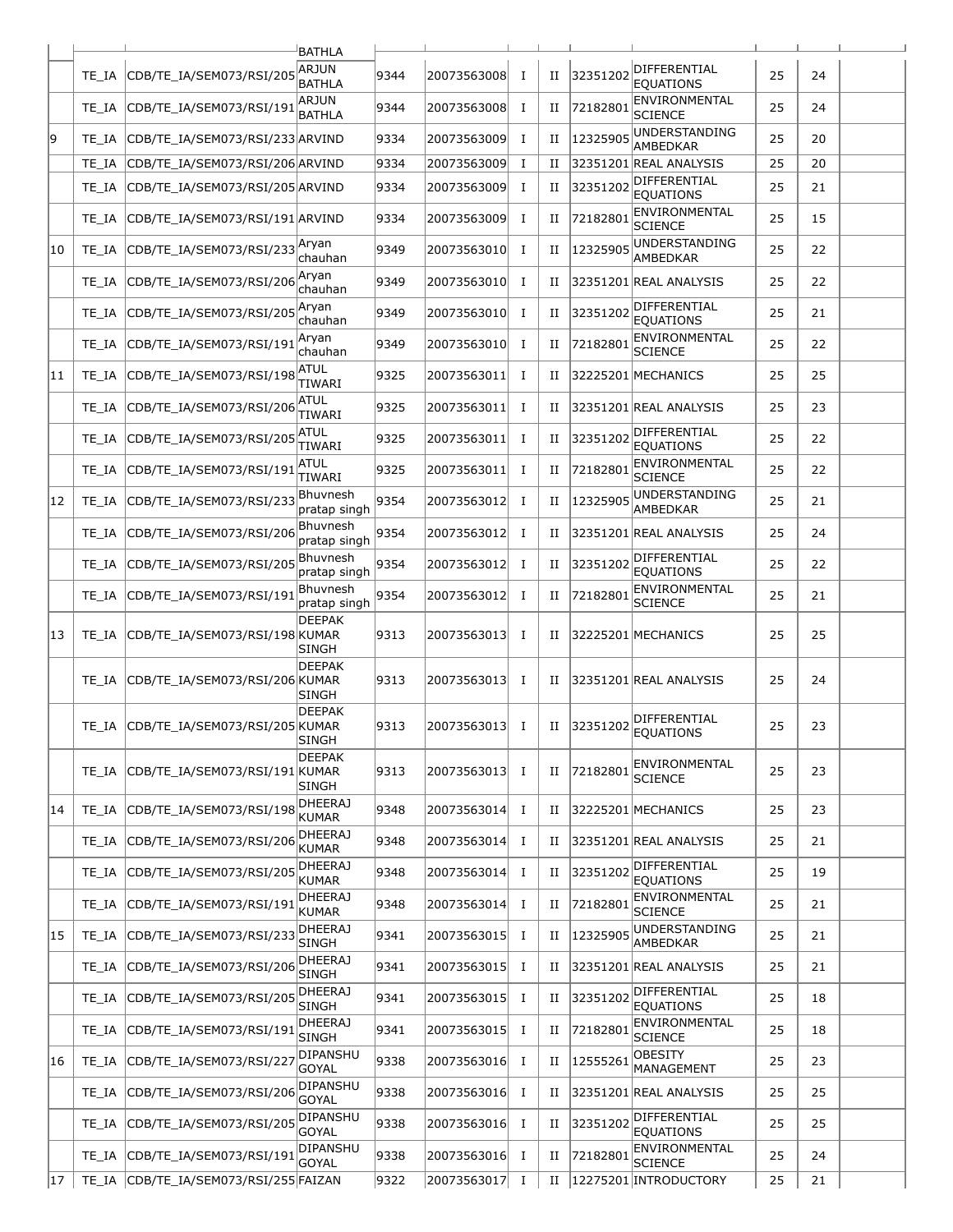| | | | BATHLA | | | | | | | | | |
|---|---|---|---|---|---|---|---|---|---|---|---|---|
| | TE_IA | CDB/TE_IA/SEM073/RSI/205 | ARJUN BATHLA | 9344 | 20073563008 | I | II | 32351202 | DIFFERENTIAL EQUATIONS | 25 | 24 | |
| | TE_IA | CDB/TE_IA/SEM073/RSI/191 | ARJUN BATHLA | 9344 | 20073563008 | I | II | 72182801 | ENVIRONMENTAL SCIENCE | 25 | 24 | |
| 9 | TE_IA | CDB/TE_IA/SEM073/RSI/233 | ARVIND | 9334 | 20073563009 | I | II | 12325905 | UNDERSTANDING AMBEDKAR | 25 | 20 | |
| | TE_IA | CDB/TE_IA/SEM073/RSI/206 | ARVIND | 9334 | 20073563009 | I | II | 32351201 | REAL ANALYSIS | 25 | 20 | |
| | TE_IA | CDB/TE_IA/SEM073/RSI/205 | ARVIND | 9334 | 20073563009 | I | II | 32351202 | DIFFERENTIAL EQUATIONS | 25 | 21 | |
| | TE_IA | CDB/TE_IA/SEM073/RSI/191 | ARVIND | 9334 | 20073563009 | I | II | 72182801 | ENVIRONMENTAL SCIENCE | 25 | 15 | |
| 10 | TE_IA | CDB/TE_IA/SEM073/RSI/233 | Aryan chauhan | 9349 | 20073563010 | I | II | 12325905 | UNDERSTANDING AMBEDKAR | 25 | 22 | |
| | TE_IA | CDB/TE_IA/SEM073/RSI/206 | Aryan chauhan | 9349 | 20073563010 | I | II | 32351201 | REAL ANALYSIS | 25 | 22 | |
| | TE_IA | CDB/TE_IA/SEM073/RSI/205 | Aryan chauhan | 9349 | 20073563010 | I | II | 32351202 | DIFFERENTIAL EQUATIONS | 25 | 21 | |
| | TE_IA | CDB/TE_IA/SEM073/RSI/191 | Aryan chauhan | 9349 | 20073563010 | I | II | 72182801 | ENVIRONMENTAL SCIENCE | 25 | 22 | |
| 11 | TE_IA | CDB/TE_IA/SEM073/RSI/198 | ATUL TIWARI | 9325 | 20073563011 | I | II | 32225201 | MECHANICS | 25 | 25 | |
| | TE_IA | CDB/TE_IA/SEM073/RSI/206 | ATUL TIWARI | 9325 | 20073563011 | I | II | 32351201 | REAL ANALYSIS | 25 | 23 | |
| | TE_IA | CDB/TE_IA/SEM073/RSI/205 | ATUL TIWARI | 9325 | 20073563011 | I | II | 32351202 | DIFFERENTIAL EQUATIONS | 25 | 22 | |
| | TE_IA | CDB/TE_IA/SEM073/RSI/191 | ATUL TIWARI | 9325 | 20073563011 | I | II | 72182801 | ENVIRONMENTAL SCIENCE | 25 | 22 | |
| 12 | TE_IA | CDB/TE_IA/SEM073/RSI/233 | Bhuvnesh pratap singh | 9354 | 20073563012 | I | II | 12325905 | UNDERSTANDING AMBEDKAR | 25 | 21 | |
| | TE_IA | CDB/TE_IA/SEM073/RSI/206 | Bhuvnesh pratap singh | 9354 | 20073563012 | I | II | 32351201 | REAL ANALYSIS | 25 | 24 | |
| | TE_IA | CDB/TE_IA/SEM073/RSI/205 | Bhuvnesh pratap singh | 9354 | 20073563012 | I | II | 32351202 | DIFFERENTIAL EQUATIONS | 25 | 22 | |
| | TE_IA | CDB/TE_IA/SEM073/RSI/191 | Bhuvnesh pratap singh | 9354 | 20073563012 | I | II | 72182801 | ENVIRONMENTAL SCIENCE | 25 | 21 | |
| 13 | TE_IA | CDB/TE_IA/SEM073/RSI/198 | DEEPAK KUMAR SINGH | 9313 | 20073563013 | I | II | 32225201 | MECHANICS | 25 | 25 | |
| | TE_IA | CDB/TE_IA/SEM073/RSI/206 | DEEPAK KUMAR SINGH | 9313 | 20073563013 | I | II | 32351201 | REAL ANALYSIS | 25 | 24 | |
| | TE_IA | CDB/TE_IA/SEM073/RSI/205 | DEEPAK KUMAR SINGH | 9313 | 20073563013 | I | II | 32351202 | DIFFERENTIAL EQUATIONS | 25 | 23 | |
| | TE_IA | CDB/TE_IA/SEM073/RSI/191 | DEEPAK KUMAR SINGH | 9313 | 20073563013 | I | II | 72182801 | ENVIRONMENTAL SCIENCE | 25 | 23 | |
| 14 | TE_IA | CDB/TE_IA/SEM073/RSI/198 | DHEERAJ KUMAR | 9348 | 20073563014 | I | II | 32225201 | MECHANICS | 25 | 23 | |
| | TE_IA | CDB/TE_IA/SEM073/RSI/206 | DHEERAJ KUMAR | 9348 | 20073563014 | I | II | 32351201 | REAL ANALYSIS | 25 | 21 | |
| | TE_IA | CDB/TE_IA/SEM073/RSI/205 | DHEERAJ KUMAR | 9348 | 20073563014 | I | II | 32351202 | DIFFERENTIAL EQUATIONS | 25 | 19 | |
| | TE_IA | CDB/TE_IA/SEM073/RSI/191 | DHEERAJ KUMAR | 9348 | 20073563014 | I | II | 72182801 | ENVIRONMENTAL SCIENCE | 25 | 21 | |
| 15 | TE_IA | CDB/TE_IA/SEM073/RSI/233 | DHEERAJ SINGH | 9341 | 20073563015 | I | II | 12325905 | UNDERSTANDING AMBEDKAR | 25 | 21 | |
| | TE_IA | CDB/TE_IA/SEM073/RSI/206 | DHEERAJ SINGH | 9341 | 20073563015 | I | II | 32351201 | REAL ANALYSIS | 25 | 21 | |
| | TE_IA | CDB/TE_IA/SEM073/RSI/205 | DHEERAJ SINGH | 9341 | 20073563015 | I | II | 32351202 | DIFFERENTIAL EQUATIONS | 25 | 18 | |
| | TE_IA | CDB/TE_IA/SEM073/RSI/191 | DHEERAJ SINGH | 9341 | 20073563015 | I | II | 72182801 | ENVIRONMENTAL SCIENCE | 25 | 18 | |
| 16 | TE_IA | CDB/TE_IA/SEM073/RSI/227 | DIPANSHU GOYAL | 9338 | 20073563016 | I | II | 12555261 | OBESITY MANAGEMENT | 25 | 23 | |
| | TE_IA | CDB/TE_IA/SEM073/RSI/206 | DIPANSHU GOYAL | 9338 | 20073563016 | I | II | 32351201 | REAL ANALYSIS | 25 | 25 | |
| | TE_IA | CDB/TE_IA/SEM073/RSI/205 | DIPANSHU GOYAL | 9338 | 20073563016 | I | II | 32351202 | DIFFERENTIAL EQUATIONS | 25 | 25 | |
| | TE_IA | CDB/TE_IA/SEM073/RSI/191 | DIPANSHU GOYAL | 9338 | 20073563016 | I | II | 72182801 | ENVIRONMENTAL SCIENCE | 25 | 24 | |
| 17 | TE_IA | CDB/TE_IA/SEM073/RSI/255 | FAIZAN | 9322 | 20073563017 | I | II | 12275201 | INTRODUCTORY | 25 | 21 | |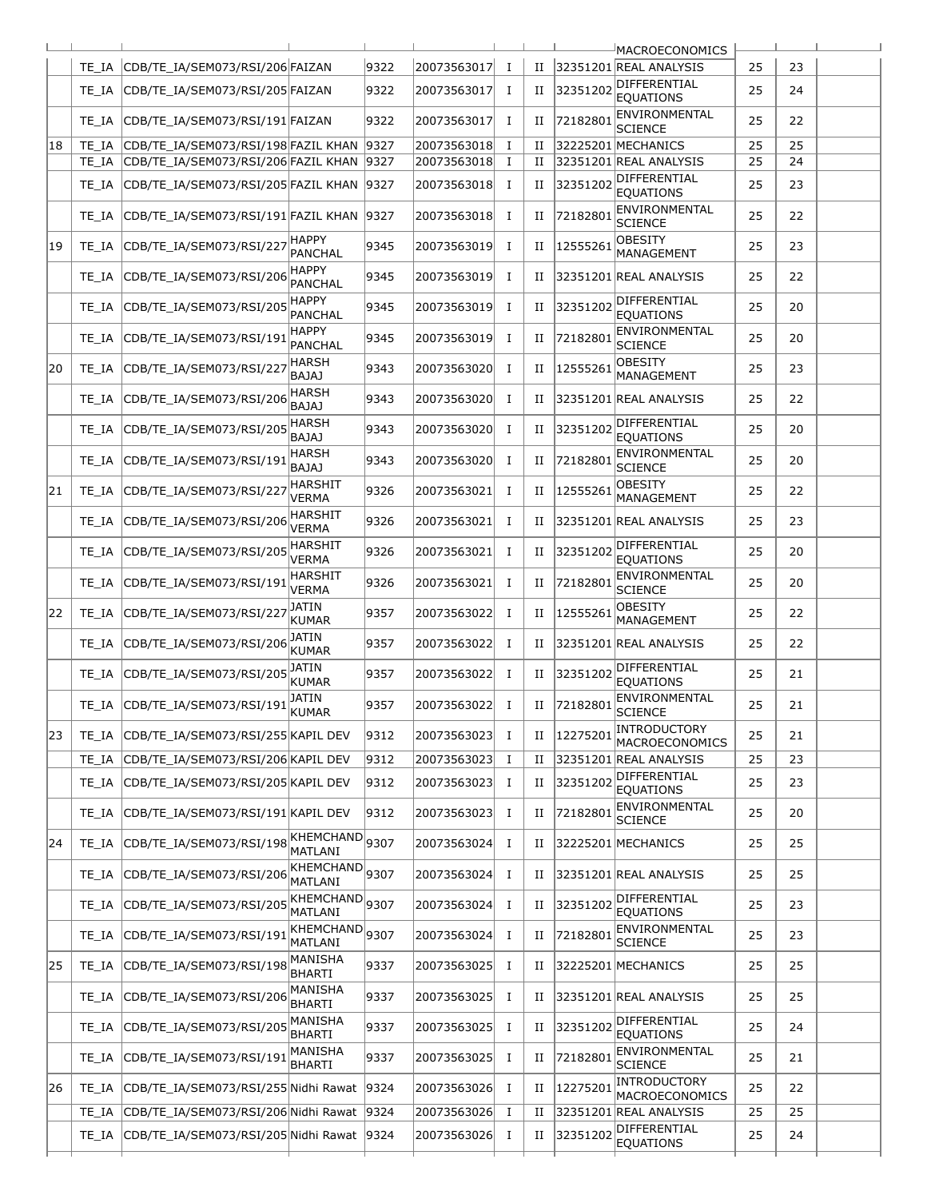| | | | | | | | | | | | |
|---|---|---|---|---|---|---|---|---|---|---|---|
| | | | | | | | | MACROECONOMICS | | | |
| | TE_IA | CDB/TE_IA/SEM073/RSI/206 | FAIZAN | 9322 | 20073563017 | I | II | 32351201 | REAL ANALYSIS | 25 | 23 | |
| | TE_IA | CDB/TE_IA/SEM073/RSI/205 | FAIZAN | 9322 | 20073563017 | I | II | 32351202 | DIFFERENTIAL EQUATIONS | 25 | 24 | |
| | TE_IA | CDB/TE_IA/SEM073/RSI/191 | FAIZAN | 9322 | 20073563017 | I | II | 72182801 | ENVIRONMENTAL SCIENCE | 25 | 22 | |
| 18 | TE_IA | CDB/TE_IA/SEM073/RSI/198 | FAZIL KHAN | 9327 | 20073563018 | I | II | 32225201 | MECHANICS | 25 | 25 | |
| | TE_IA | CDB/TE_IA/SEM073/RSI/206 | FAZIL KHAN | 9327 | 20073563018 | I | II | 32351201 | REAL ANALYSIS | 25 | 24 | |
| | TE_IA | CDB/TE_IA/SEM073/RSI/205 | FAZIL KHAN | 9327 | 20073563018 | I | II | 32351202 | DIFFERENTIAL EQUATIONS | 25 | 23 | |
| | TE_IA | CDB/TE_IA/SEM073/RSI/191 | FAZIL KHAN | 9327 | 20073563018 | I | II | 72182801 | ENVIRONMENTAL SCIENCE | 25 | 22 | |
| 19 | TE_IA | CDB/TE_IA/SEM073/RSI/227 | HAPPY PANCHAL | 9345 | 20073563019 | I | II | 12555261 | OBESITY MANAGEMENT | 25 | 23 | |
| | TE_IA | CDB/TE_IA/SEM073/RSI/206 | HAPPY PANCHAL | 9345 | 20073563019 | I | II | 32351201 | REAL ANALYSIS | 25 | 22 | |
| | TE_IA | CDB/TE_IA/SEM073/RSI/205 | HAPPY PANCHAL | 9345 | 20073563019 | I | II | 32351202 | DIFFERENTIAL EQUATIONS | 25 | 20 | |
| | TE_IA | CDB/TE_IA/SEM073/RSI/191 | HAPPY PANCHAL | 9345 | 20073563019 | I | II | 72182801 | ENVIRONMENTAL SCIENCE | 25 | 20 | |
| 20 | TE_IA | CDB/TE_IA/SEM073/RSI/227 | HARSH BAJAJ | 9343 | 20073563020 | I | II | 12555261 | OBESITY MANAGEMENT | 25 | 23 | |
| | TE_IA | CDB/TE_IA/SEM073/RSI/206 | HARSH BAJAJ | 9343 | 20073563020 | I | II | 32351201 | REAL ANALYSIS | 25 | 22 | |
| | TE_IA | CDB/TE_IA/SEM073/RSI/205 | HARSH BAJAJ | 9343 | 20073563020 | I | II | 32351202 | DIFFERENTIAL EQUATIONS | 25 | 20 | |
| | TE_IA | CDB/TE_IA/SEM073/RSI/191 | HARSH BAJAJ | 9343 | 20073563020 | I | II | 72182801 | ENVIRONMENTAL SCIENCE | 25 | 20 | |
| 21 | TE_IA | CDB/TE_IA/SEM073/RSI/227 | HARSHIT VERMA | 9326 | 20073563021 | I | II | 12555261 | OBESITY MANAGEMENT | 25 | 22 | |
| | TE_IA | CDB/TE_IA/SEM073/RSI/206 | HARSHIT VERMA | 9326 | 20073563021 | I | II | 32351201 | REAL ANALYSIS | 25 | 23 | |
| | TE_IA | CDB/TE_IA/SEM073/RSI/205 | HARSHIT VERMA | 9326 | 20073563021 | I | II | 32351202 | DIFFERENTIAL EQUATIONS | 25 | 20 | |
| | TE_IA | CDB/TE_IA/SEM073/RSI/191 | HARSHIT VERMA | 9326 | 20073563021 | I | II | 72182801 | ENVIRONMENTAL SCIENCE | 25 | 20 | |
| 22 | TE_IA | CDB/TE_IA/SEM073/RSI/227 | JATIN KUMAR | 9357 | 20073563022 | I | II | 12555261 | OBESITY MANAGEMENT | 25 | 22 | |
| | TE_IA | CDB/TE_IA/SEM073/RSI/206 | JATIN KUMAR | 9357 | 20073563022 | I | II | 32351201 | REAL ANALYSIS | 25 | 22 | |
| | TE_IA | CDB/TE_IA/SEM073/RSI/205 | JATIN KUMAR | 9357 | 20073563022 | I | II | 32351202 | DIFFERENTIAL EQUATIONS | 25 | 21 | |
| | TE_IA | CDB/TE_IA/SEM073/RSI/191 | JATIN KUMAR | 9357 | 20073563022 | I | II | 72182801 | ENVIRONMENTAL SCIENCE | 25 | 21 | |
| 23 | TE_IA | CDB/TE_IA/SEM073/RSI/255 | KAPIL DEV | 9312 | 20073563023 | I | II | 12275201 | INTRODUCTORY MACROECONOMICS | 25 | 21 | |
| | TE_IA | CDB/TE_IA/SEM073/RSI/206 | KAPIL DEV | 9312 | 20073563023 | I | II | 32351201 | REAL ANALYSIS | 25 | 23 | |
| | TE_IA | CDB/TE_IA/SEM073/RSI/205 | KAPIL DEV | 9312 | 20073563023 | I | II | 32351202 | DIFFERENTIAL EQUATIONS | 25 | 23 | |
| | TE_IA | CDB/TE_IA/SEM073/RSI/191 | KAPIL DEV | 9312 | 20073563023 | I | II | 72182801 | ENVIRONMENTAL SCIENCE | 25 | 20 | |
| 24 | TE_IA | CDB/TE_IA/SEM073/RSI/198 | KHEMCHAND MATLANI | 9307 | 20073563024 | I | II | 32225201 | MECHANICS | 25 | 25 | |
| | TE_IA | CDB/TE_IA/SEM073/RSI/206 | KHEMCHAND MATLANI | 9307 | 20073563024 | I | II | 32351201 | REAL ANALYSIS | 25 | 25 | |
| | TE_IA | CDB/TE_IA/SEM073/RSI/205 | KHEMCHAND MATLANI | 9307 | 20073563024 | I | II | 32351202 | DIFFERENTIAL EQUATIONS | 25 | 23 | |
| | TE_IA | CDB/TE_IA/SEM073/RSI/191 | KHEMCHAND MATLANI | 9307 | 20073563024 | I | II | 72182801 | ENVIRONMENTAL SCIENCE | 25 | 23 | |
| 25 | TE_IA | CDB/TE_IA/SEM073/RSI/198 | MANISHA BHARTI | 9337 | 20073563025 | I | II | 32225201 | MECHANICS | 25 | 25 | |
| | TE_IA | CDB/TE_IA/SEM073/RSI/206 | MANISHA BHARTI | 9337 | 20073563025 | I | II | 32351201 | REAL ANALYSIS | 25 | 25 | |
| | TE_IA | CDB/TE_IA/SEM073/RSI/205 | MANISHA BHARTI | 9337 | 20073563025 | I | II | 32351202 | DIFFERENTIAL EQUATIONS | 25 | 24 | |
| | TE_IA | CDB/TE_IA/SEM073/RSI/191 | MANISHA BHARTI | 9337 | 20073563025 | I | II | 72182801 | ENVIRONMENTAL SCIENCE | 25 | 21 | |
| 26 | TE_IA | CDB/TE_IA/SEM073/RSI/255 | Nidhi Rawat | 9324 | 20073563026 | I | II | 12275201 | INTRODUCTORY MACROECONOMICS | 25 | 22 | |
| | TE_IA | CDB/TE_IA/SEM073/RSI/206 | Nidhi Rawat | 9324 | 20073563026 | I | II | 32351201 | REAL ANALYSIS | 25 | 25 | |
| | TE_IA | CDB/TE_IA/SEM073/RSI/205 | Nidhi Rawat | 9324 | 20073563026 | I | II | 32351202 | DIFFERENTIAL EQUATIONS | 25 | 24 | |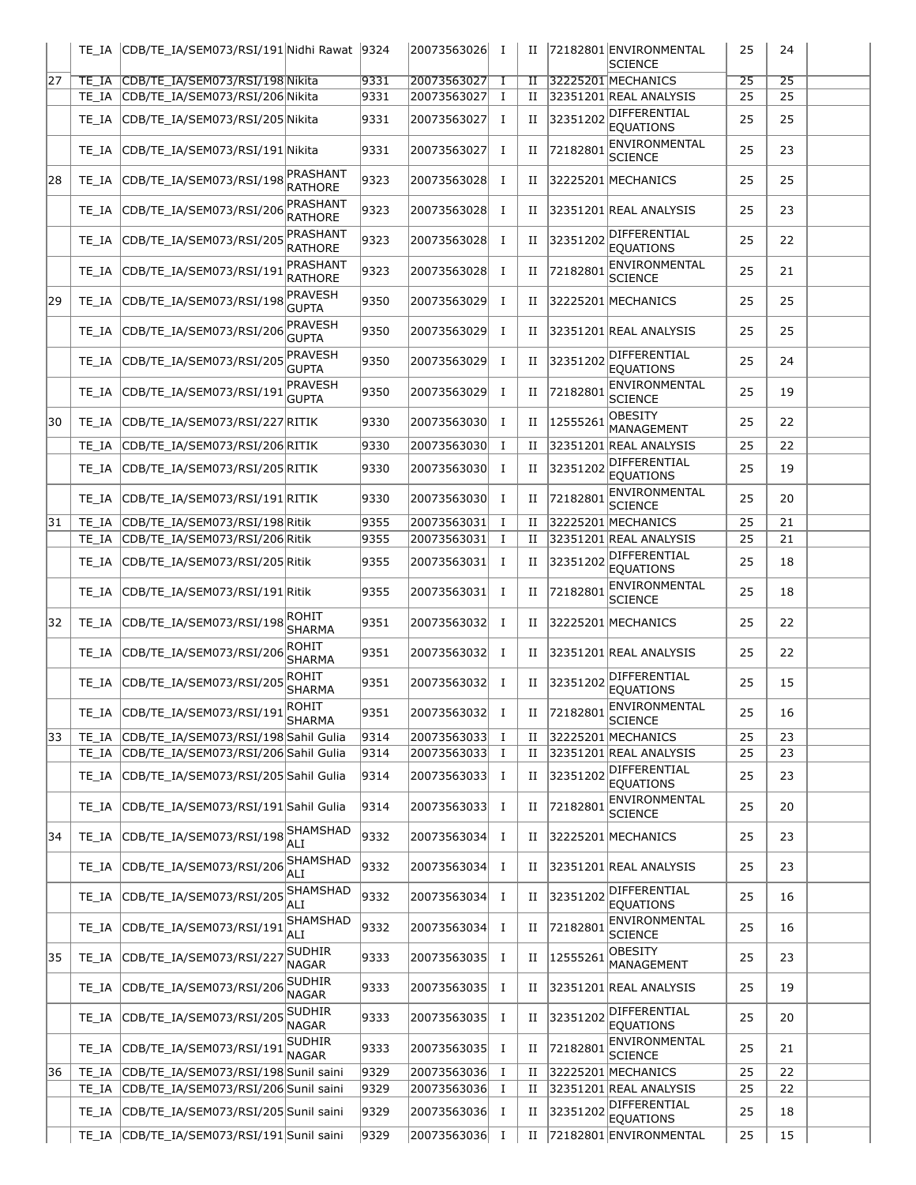| | TE_IA | CDB/TE_IA/SEM073/RSI/191 | Nidhi Rawat | 9324 | 20073563026 | I | II | 72182801 | ENVIRONMENTAL SCIENCE | 25 | 24 | |
|---|---|---|---|---|---|---|---|---|---|---|---|---|
| 27 | TE_IA | CDB/TE_IA/SEM073/RSI/198 | Nikita | 9331 | 20073563027 | I | II | 32225201 | MECHANICS | 25 | 25 | |
| | TE_IA | CDB/TE_IA/SEM073/RSI/206 | Nikita | 9331 | 20073563027 | I | II | 32351201 | REAL ANALYSIS | 25 | 25 | |
| | TE_IA | CDB/TE_IA/SEM073/RSI/205 | Nikita | 9331 | 20073563027 | I | II | 32351202 | DIFFERENTIAL EQUATIONS | 25 | 25 | |
| | TE_IA | CDB/TE_IA/SEM073/RSI/191 | Nikita | 9331 | 20073563027 | I | II | 72182801 | ENVIRONMENTAL SCIENCE | 25 | 23 | |
| 28 | TE_IA | CDB/TE_IA/SEM073/RSI/198 | PRASHANT RATHORE | 9323 | 20073563028 | I | II | 32225201 | MECHANICS | 25 | 25 | |
| | TE_IA | CDB/TE_IA/SEM073/RSI/206 | PRASHANT RATHORE | 9323 | 20073563028 | I | II | 32351201 | REAL ANALYSIS | 25 | 23 | |
| | TE_IA | CDB/TE_IA/SEM073/RSI/205 | PRASHANT RATHORE | 9323 | 20073563028 | I | II | 32351202 | DIFFERENTIAL EQUATIONS | 25 | 22 | |
| | TE_IA | CDB/TE_IA/SEM073/RSI/191 | PRASHANT RATHORE | 9323 | 20073563028 | I | II | 72182801 | ENVIRONMENTAL SCIENCE | 25 | 21 | |
| 29 | TE_IA | CDB/TE_IA/SEM073/RSI/198 | PRAVESH GUPTA | 9350 | 20073563029 | I | II | 32225201 | MECHANICS | 25 | 25 | |
| | TE_IA | CDB/TE_IA/SEM073/RSI/206 | PRAVESH GUPTA | 9350 | 20073563029 | I | II | 32351201 | REAL ANALYSIS | 25 | 25 | |
| | TE_IA | CDB/TE_IA/SEM073/RSI/205 | PRAVESH GUPTA | 9350 | 20073563029 | I | II | 32351202 | DIFFERENTIAL EQUATIONS | 25 | 24 | |
| | TE_IA | CDB/TE_IA/SEM073/RSI/191 | PRAVESH GUPTA | 9350 | 20073563029 | I | II | 72182801 | ENVIRONMENTAL SCIENCE | 25 | 19 | |
| 30 | TE_IA | CDB/TE_IA/SEM073/RSI/227 | RITIK | 9330 | 20073563030 | I | II | 12555261 | OBESITY MANAGEMENT | 25 | 22 | |
| | TE_IA | CDB/TE_IA/SEM073/RSI/206 | RITIK | 9330 | 20073563030 | I | II | 32351201 | REAL ANALYSIS | 25 | 22 | |
| | TE_IA | CDB/TE_IA/SEM073/RSI/205 | RITIK | 9330 | 20073563030 | I | II | 32351202 | DIFFERENTIAL EQUATIONS | 25 | 19 | |
| | TE_IA | CDB/TE_IA/SEM073/RSI/191 | RITIK | 9330 | 20073563030 | I | II | 72182801 | ENVIRONMENTAL SCIENCE | 25 | 20 | |
| 31 | TE_IA | CDB/TE_IA/SEM073/RSI/198 | Ritik | 9355 | 20073563031 | I | II | 32225201 | MECHANICS | 25 | 21 | |
| | TE_IA | CDB/TE_IA/SEM073/RSI/206 | Ritik | 9355 | 20073563031 | I | II | 32351201 | REAL ANALYSIS | 25 | 21 | |
| | TE_IA | CDB/TE_IA/SEM073/RSI/205 | Ritik | 9355 | 20073563031 | I | II | 32351202 | DIFFERENTIAL EQUATIONS | 25 | 18 | |
| | TE_IA | CDB/TE_IA/SEM073/RSI/191 | Ritik | 9355 | 20073563031 | I | II | 72182801 | ENVIRONMENTAL SCIENCE | 25 | 18 | |
| 32 | TE_IA | CDB/TE_IA/SEM073/RSI/198 | ROHIT SHARMA | 9351 | 20073563032 | I | II | 32225201 | MECHANICS | 25 | 22 | |
| | TE_IA | CDB/TE_IA/SEM073/RSI/206 | ROHIT SHARMA | 9351 | 20073563032 | I | II | 32351201 | REAL ANALYSIS | 25 | 22 | |
| | TE_IA | CDB/TE_IA/SEM073/RSI/205 | ROHIT SHARMA | 9351 | 20073563032 | I | II | 32351202 | DIFFERENTIAL EQUATIONS | 25 | 15 | |
| | TE_IA | CDB/TE_IA/SEM073/RSI/191 | ROHIT SHARMA | 9351 | 20073563032 | I | II | 72182801 | ENVIRONMENTAL SCIENCE | 25 | 16 | |
| 33 | TE_IA | CDB/TE_IA/SEM073/RSI/198 | Sahil Gulia | 9314 | 20073563033 | I | II | 32225201 | MECHANICS | 25 | 23 | |
| | TE_IA | CDB/TE_IA/SEM073/RSI/206 | Sahil Gulia | 9314 | 20073563033 | I | II | 32351201 | REAL ANALYSIS | 25 | 23 | |
| | TE_IA | CDB/TE_IA/SEM073/RSI/205 | Sahil Gulia | 9314 | 20073563033 | I | II | 32351202 | DIFFERENTIAL EQUATIONS | 25 | 23 | |
| | TE_IA | CDB/TE_IA/SEM073/RSI/191 | Sahil Gulia | 9314 | 20073563033 | I | II | 72182801 | ENVIRONMENTAL SCIENCE | 25 | 20 | |
| 34 | TE_IA | CDB/TE_IA/SEM073/RSI/198 | SHAMSHAD ALI | 9332 | 20073563034 | I | II | 32225201 | MECHANICS | 25 | 23 | |
| | TE_IA | CDB/TE_IA/SEM073/RSI/206 | SHAMSHAD ALI | 9332 | 20073563034 | I | II | 32351201 | REAL ANALYSIS | 25 | 23 | |
| | TE_IA | CDB/TE_IA/SEM073/RSI/205 | SHAMSHAD ALI | 9332 | 20073563034 | I | II | 32351202 | DIFFERENTIAL EQUATIONS | 25 | 16 | |
| | TE_IA | CDB/TE_IA/SEM073/RSI/191 | SHAMSHAD ALI | 9332 | 20073563034 | I | II | 72182801 | ENVIRONMENTAL SCIENCE | 25 | 16 | |
| 35 | TE_IA | CDB/TE_IA/SEM073/RSI/227 | SUDHIR NAGAR | 9333 | 20073563035 | I | II | 12555261 | OBESITY MANAGEMENT | 25 | 23 | |
| | TE_IA | CDB/TE_IA/SEM073/RSI/206 | SUDHIR NAGAR | 9333 | 20073563035 | I | II | 32351201 | REAL ANALYSIS | 25 | 19 | |
| | TE_IA | CDB/TE_IA/SEM073/RSI/205 | SUDHIR NAGAR | 9333 | 20073563035 | I | II | 32351202 | DIFFERENTIAL EQUATIONS | 25 | 20 | |
| | TE_IA | CDB/TE_IA/SEM073/RSI/191 | SUDHIR NAGAR | 9333 | 20073563035 | I | II | 72182801 | ENVIRONMENTAL SCIENCE | 25 | 21 | |
| 36 | TE_IA | CDB/TE_IA/SEM073/RSI/198 | Sunil saini | 9329 | 20073563036 | I | II | 32225201 | MECHANICS | 25 | 22 | |
| | TE_IA | CDB/TE_IA/SEM073/RSI/206 | Sunil saini | 9329 | 20073563036 | I | II | 32351201 | REAL ANALYSIS | 25 | 22 | |
| | TE_IA | CDB/TE_IA/SEM073/RSI/205 | Sunil saini | 9329 | 20073563036 | I | II | 32351202 | DIFFERENTIAL EQUATIONS | 25 | 18 | |
| | TE_IA | CDB/TE_IA/SEM073/RSI/191 | Sunil saini | 9329 | 20073563036 | I | II | 72182801 | ENVIRONMENTAL | 25 | 15 | |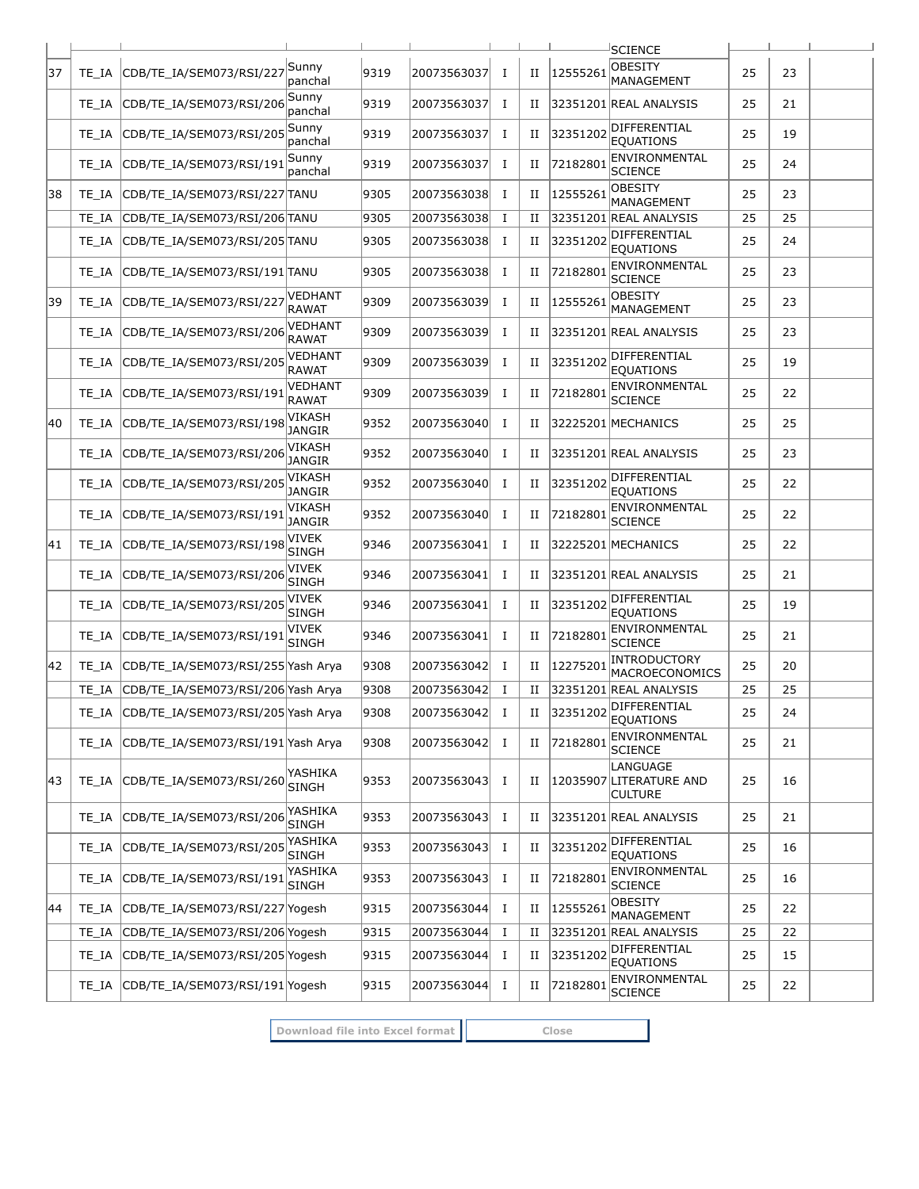| | | | | | | | | | SCIENCE | | | |
|---|---|---|---|---|---|---|---|---|---|---|---|---|
| 37 | TE_IA | CDB/TE_IA/SEM073/RSI/227 | Sunny panchal | 9319 | 20073563037 | I | II | 12555261 | OBESITY MANAGEMENT | 25 | 23 | |
| | TE_IA | CDB/TE_IA/SEM073/RSI/206 | Sunny panchal | 9319 | 20073563037 | I | II | 32351201 | REAL ANALYSIS | 25 | 21 | |
| | TE_IA | CDB/TE_IA/SEM073/RSI/205 | Sunny panchal | 9319 | 20073563037 | I | II | 32351202 | DIFFERENTIAL EQUATIONS | 25 | 19 | |
| | TE_IA | CDB/TE_IA/SEM073/RSI/191 | Sunny panchal | 9319 | 20073563037 | I | II | 72182801 | ENVIRONMENTAL SCIENCE | 25 | 24 | |
| 38 | TE_IA | CDB/TE_IA/SEM073/RSI/227 | TANU | 9305 | 20073563038 | I | II | 12555261 | OBESITY MANAGEMENT | 25 | 23 | |
| | TE_IA | CDB/TE_IA/SEM073/RSI/206 | TANU | 9305 | 20073563038 | I | II | 32351201 | REAL ANALYSIS | 25 | 25 | |
| | TE_IA | CDB/TE_IA/SEM073/RSI/205 | TANU | 9305 | 20073563038 | I | II | 32351202 | DIFFERENTIAL EQUATIONS | 25 | 24 | |
| | TE_IA | CDB/TE_IA/SEM073/RSI/191 | TANU | 9305 | 20073563038 | I | II | 72182801 | ENVIRONMENTAL SCIENCE | 25 | 23 | |
| 39 | TE_IA | CDB/TE_IA/SEM073/RSI/227 | VEDHANT RAWAT | 9309 | 20073563039 | I | II | 12555261 | OBESITY MANAGEMENT | 25 | 23 | |
| | TE_IA | CDB/TE_IA/SEM073/RSI/206 | VEDHANT RAWAT | 9309 | 20073563039 | I | II | 32351201 | REAL ANALYSIS | 25 | 23 | |
| | TE_IA | CDB/TE_IA/SEM073/RSI/205 | VEDHANT RAWAT | 9309 | 20073563039 | I | II | 32351202 | DIFFERENTIAL EQUATIONS | 25 | 19 | |
| | TE_IA | CDB/TE_IA/SEM073/RSI/191 | VEDHANT RAWAT | 9309 | 20073563039 | I | II | 72182801 | ENVIRONMENTAL SCIENCE | 25 | 22 | |
| 40 | TE_IA | CDB/TE_IA/SEM073/RSI/198 | VIKASH JANGIR | 9352 | 20073563040 | I | II | 32225201 | MECHANICS | 25 | 25 | |
| | TE_IA | CDB/TE_IA/SEM073/RSI/206 | VIKASH JANGIR | 9352 | 20073563040 | I | II | 32351201 | REAL ANALYSIS | 25 | 23 | |
| | TE_IA | CDB/TE_IA/SEM073/RSI/205 | VIKASH JANGIR | 9352 | 20073563040 | I | II | 32351202 | DIFFERENTIAL EQUATIONS | 25 | 22 | |
| | TE_IA | CDB/TE_IA/SEM073/RSI/191 | VIKASH JANGIR | 9352 | 20073563040 | I | II | 72182801 | ENVIRONMENTAL SCIENCE | 25 | 22 | |
| 41 | TE_IA | CDB/TE_IA/SEM073/RSI/198 | VIVEK SINGH | 9346 | 20073563041 | I | II | 32225201 | MECHANICS | 25 | 22 | |
| | TE_IA | CDB/TE_IA/SEM073/RSI/206 | VIVEK SINGH | 9346 | 20073563041 | I | II | 32351201 | REAL ANALYSIS | 25 | 21 | |
| | TE_IA | CDB/TE_IA/SEM073/RSI/205 | VIVEK SINGH | 9346 | 20073563041 | I | II | 32351202 | DIFFERENTIAL EQUATIONS | 25 | 19 | |
| | TE_IA | CDB/TE_IA/SEM073/RSI/191 | VIVEK SINGH | 9346 | 20073563041 | I | II | 72182801 | ENVIRONMENTAL SCIENCE | 25 | 21 | |
| 42 | TE_IA | CDB/TE_IA/SEM073/RSI/255 | Yash Arya | 9308 | 20073563042 | I | II | 12275201 | INTRODUCTORY MACROECONOMICS | 25 | 20 | |
| | TE_IA | CDB/TE_IA/SEM073/RSI/206 | Yash Arya | 9308 | 20073563042 | I | II | 32351201 | REAL ANALYSIS | 25 | 25 | |
| | TE_IA | CDB/TE_IA/SEM073/RSI/205 | Yash Arya | 9308 | 20073563042 | I | II | 32351202 | DIFFERENTIAL EQUATIONS | 25 | 24 | |
| | TE_IA | CDB/TE_IA/SEM073/RSI/191 | Yash Arya | 9308 | 20073563042 | I | II | 72182801 | ENVIRONMENTAL SCIENCE | 25 | 21 | |
| 43 | TE_IA | CDB/TE_IA/SEM073/RSI/260 | YASHIKA SINGH | 9353 | 20073563043 | I | II | 12035907 | LANGUAGE LITERATURE AND CULTURE | 25 | 16 | |
| | TE_IA | CDB/TE_IA/SEM073/RSI/206 | YASHIKA SINGH | 9353 | 20073563043 | I | II | 32351201 | REAL ANALYSIS | 25 | 21 | |
| | TE_IA | CDB/TE_IA/SEM073/RSI/205 | YASHIKA SINGH | 9353 | 20073563043 | I | II | 32351202 | DIFFERENTIAL EQUATIONS | 25 | 16 | |
| | TE_IA | CDB/TE_IA/SEM073/RSI/191 | YASHIKA SINGH | 9353 | 20073563043 | I | II | 72182801 | ENVIRONMENTAL SCIENCE | 25 | 16 | |
| 44 | TE_IA | CDB/TE_IA/SEM073/RSI/227 | Yogesh | 9315 | 20073563044 | I | II | 12555261 | OBESITY MANAGEMENT | 25 | 22 | |
| | TE_IA | CDB/TE_IA/SEM073/RSI/206 | Yogesh | 9315 | 20073563044 | I | II | 32351201 | REAL ANALYSIS | 25 | 22 | |
| | TE_IA | CDB/TE_IA/SEM073/RSI/205 | Yogesh | 9315 | 20073563044 | I | II | 32351202 | DIFFERENTIAL EQUATIONS | 25 | 15 | |
| | TE_IA | CDB/TE_IA/SEM073/RSI/191 | Yogesh | 9315 | 20073563044 | I | II | 72182801 | ENVIRONMENTAL SCIENCE | 25 | 22 | |

Download file into Excel format | Close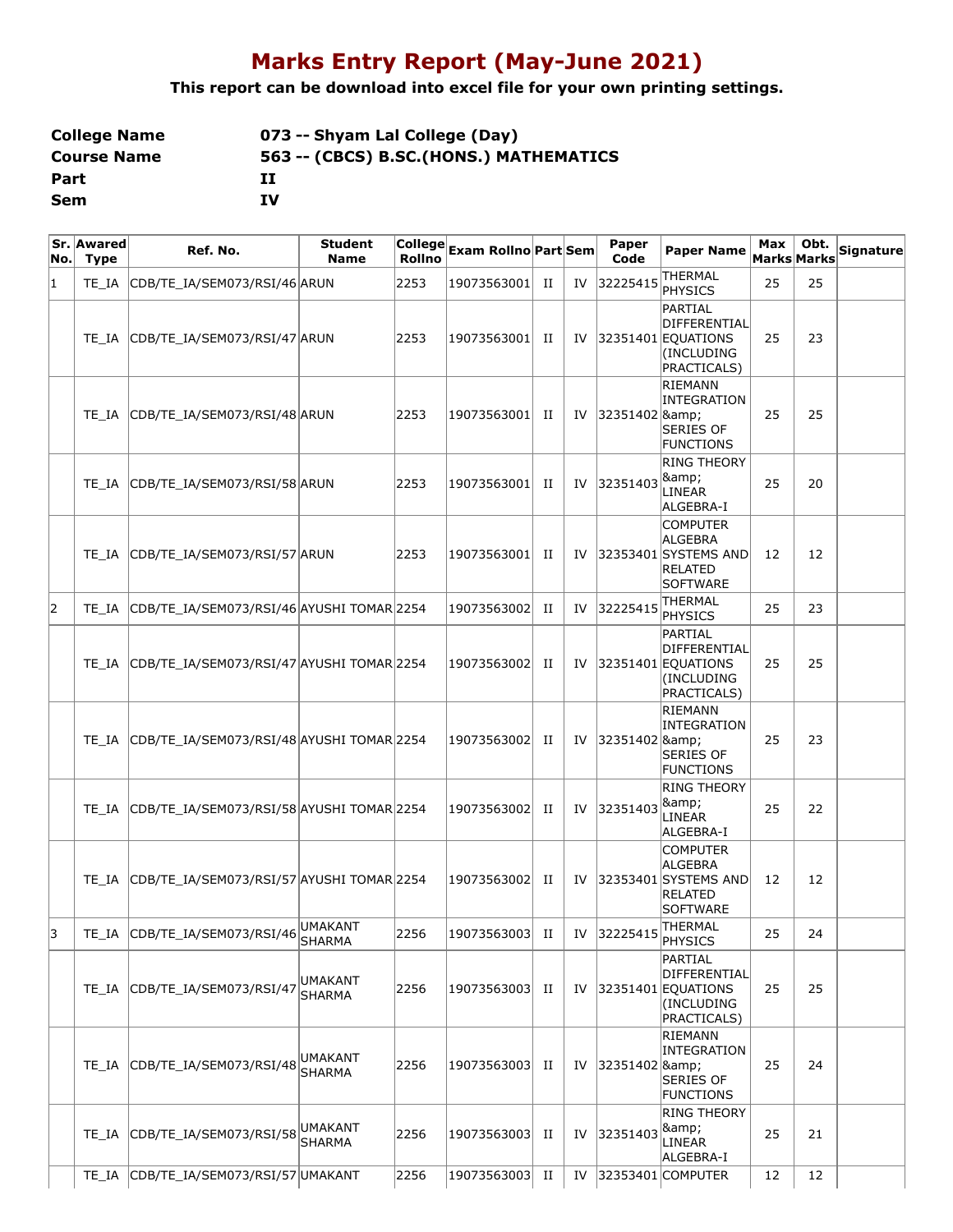# Marks Entry Report (May-June 2021)

**This report can be download into excel file for your own printing settings.**

| | |
|---|---|
| **College Name** | **073 -- Shyam Lal College (Day)** |
| **Course Name** | **563 -- (CBCS) B.SC.(HONS.) MATHEMATICS** |
| **Part** | **II** |
| **Sem** | **IV** |

| Sr. No. | Awared Type | Ref. No. | Student Name | College Rollno | Exam Rollno | Part | Sem | Paper Code | Paper Name | Max Marks | Obt. Marks | Signature |
|---|---|---|---|---|---|---|---|---|---|---|---|---|
| 1 | TE_IA | CDB/TE_IA/SEM073/RSI/46 | ARUN | 2253 | 19073563001 | II | IV | 32225415 | THERMAL PHYSICS | 25 | 25 | |
| | TE_IA | CDB/TE_IA/SEM073/RSI/47 | ARUN | 2253 | 19073563001 | II | IV | 32351401 | PARTIAL DIFFERENTIAL EQUATIONS (INCLUDING PRACTICALS) | 25 | 23 | |
| | TE_IA | CDB/TE_IA/SEM073/RSI/48 | ARUN | 2253 | 19073563001 | II | IV | 32351402 | RIEMANN INTEGRATION &amp; SERIES OF FUNCTIONS | 25 | 25 | |
| | TE_IA | CDB/TE_IA/SEM073/RSI/58 | ARUN | 2253 | 19073563001 | II | IV | 32351403 | RING THEORY &amp; LINEAR ALGEBRA-I | 25 | 20 | |
| | TE_IA | CDB/TE_IA/SEM073/RSI/57 | ARUN | 2253 | 19073563001 | II | IV | 32353401 | COMPUTER ALGEBRA SYSTEMS AND RELATED SOFTWARE | 12 | 12 | |
| 2 | TE_IA | CDB/TE_IA/SEM073/RSI/46 | AYUSHI TOMAR | 2254 | 19073563002 | II | IV | 32225415 | THERMAL PHYSICS | 25 | 23 | |
| | TE_IA | CDB/TE_IA/SEM073/RSI/47 | AYUSHI TOMAR | 2254 | 19073563002 | II | IV | 32351401 | PARTIAL DIFFERENTIAL EQUATIONS (INCLUDING PRACTICALS) | 25 | 25 | |
| | TE_IA | CDB/TE_IA/SEM073/RSI/48 | AYUSHI TOMAR | 2254 | 19073563002 | II | IV | 32351402 | RIEMANN INTEGRATION &amp; SERIES OF FUNCTIONS | 25 | 23 | |
| | TE_IA | CDB/TE_IA/SEM073/RSI/58 | AYUSHI TOMAR | 2254 | 19073563002 | II | IV | 32351403 | RING THEORY &amp; LINEAR ALGEBRA-I | 25 | 22 | |
| | TE_IA | CDB/TE_IA/SEM073/RSI/57 | AYUSHI TOMAR | 2254 | 19073563002 | II | IV | 32353401 | COMPUTER ALGEBRA SYSTEMS AND RELATED SOFTWARE | 12 | 12 | |
| 3 | TE_IA | CDB/TE_IA/SEM073/RSI/46 | UMAKANT SHARMA | 2256 | 19073563003 | II | IV | 32225415 | THERMAL PHYSICS | 25 | 24 | |
| | TE_IA | CDB/TE_IA/SEM073/RSI/47 | UMAKANT SHARMA | 2256 | 19073563003 | II | IV | 32351401 | PARTIAL DIFFERENTIAL EQUATIONS (INCLUDING PRACTICALS) | 25 | 25 | |
| | TE_IA | CDB/TE_IA/SEM073/RSI/48 | UMAKANT SHARMA | 2256 | 19073563003 | II | IV | 32351402 | RIEMANN INTEGRATION &amp; SERIES OF FUNCTIONS | 25 | 24 | |
| | TE_IA | CDB/TE_IA/SEM073/RSI/58 | UMAKANT SHARMA | 2256 | 19073563003 | II | IV | 32351403 | RING THEORY &amp; LINEAR ALGEBRA-I | 25 | 21 | |
| | TE_IA | CDB/TE_IA/SEM073/RSI/57 | UMAKANT | 2256 | 19073563003 | II | IV | 32353401 | COMPUTER | 12 | 12 | |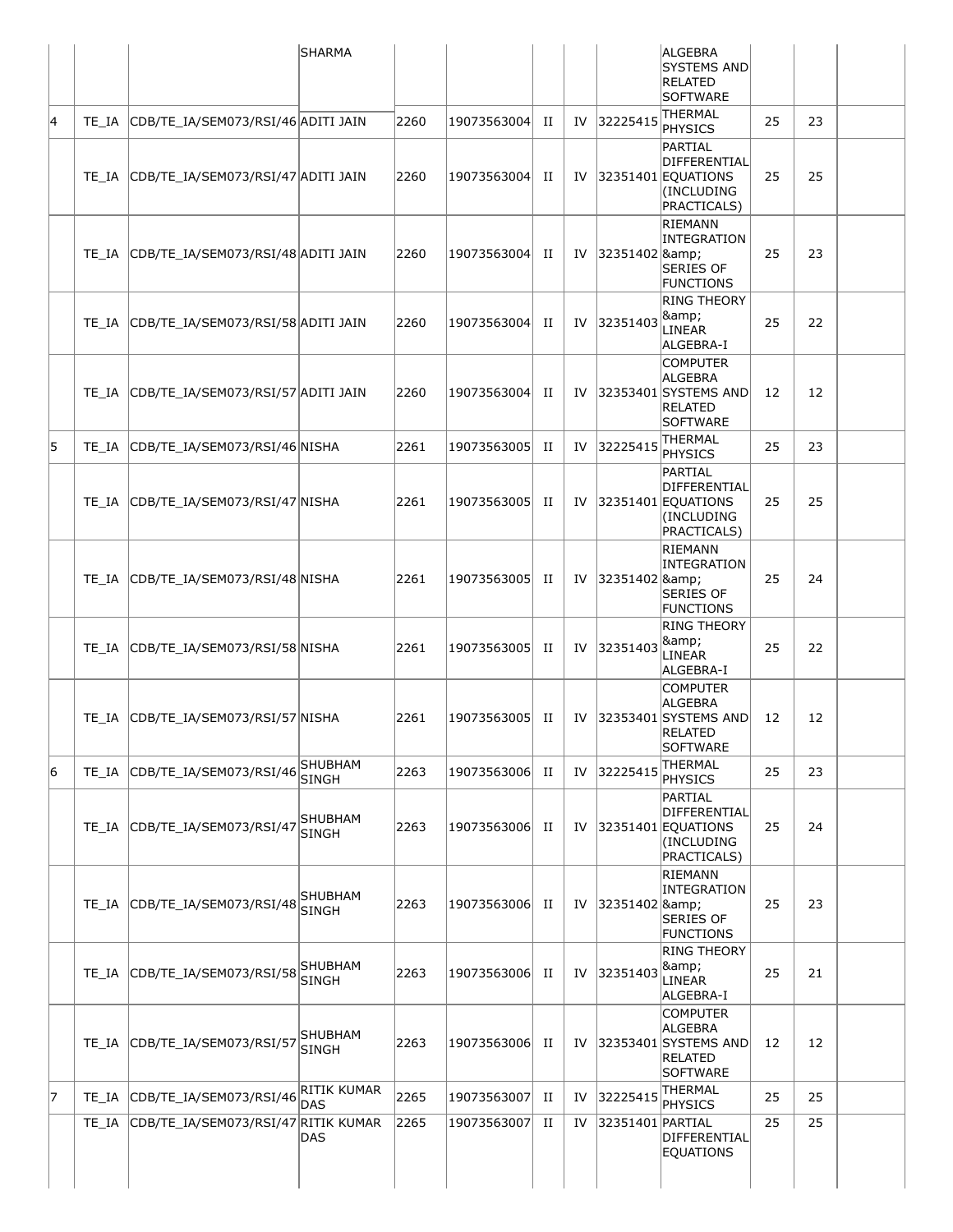|  |  |  | SHARMA |  |  |  |  |  | ALGEBRA SYSTEMS AND RELATED SOFTWARE |  |  |  |
|---|---|---|---|---|---|---|---|---|---|---|---|---|
| 4 | TE_IA | CDB/TE_IA/SEM073/RSI/46 | ADITI JAIN | 2260 | 19073563004 | II | IV | 32225415 | THERMAL PHYSICS | 25 | 23 |  |
|  | TE_IA | CDB/TE_IA/SEM073/RSI/47 | ADITI JAIN | 2260 | 19073563004 | II | IV | 32351401 | PARTIAL DIFFERENTIAL EQUATIONS (INCLUDING PRACTICALS) | 25 | 25 |  |
|  | TE_IA | CDB/TE_IA/SEM073/RSI/48 | ADITI JAIN | 2260 | 19073563004 | II | IV | 32351402 | RIEMANN INTEGRATION &amp; SERIES OF FUNCTIONS | 25 | 23 |  |
|  | TE_IA | CDB/TE_IA/SEM073/RSI/58 | ADITI JAIN | 2260 | 19073563004 | II | IV | 32351403 | RING THEORY &amp; LINEAR ALGEBRA-I | 25 | 22 |  |
|  | TE_IA | CDB/TE_IA/SEM073/RSI/57 | ADITI JAIN | 2260 | 19073563004 | II | IV | 32353401 | COMPUTER ALGEBRA SYSTEMS AND RELATED SOFTWARE | 12 | 12 |  |
| 5 | TE_IA | CDB/TE_IA/SEM073/RSI/46 | NISHA | 2261 | 19073563005 | II | IV | 32225415 | THERMAL PHYSICS | 25 | 23 |  |
|  | TE_IA | CDB/TE_IA/SEM073/RSI/47 | NISHA | 2261 | 19073563005 | II | IV | 32351401 | PARTIAL DIFFERENTIAL EQUATIONS (INCLUDING PRACTICALS) | 25 | 25 |  |
|  | TE_IA | CDB/TE_IA/SEM073/RSI/48 | NISHA | 2261 | 19073563005 | II | IV | 32351402 | RIEMANN INTEGRATION &amp; SERIES OF FUNCTIONS | 25 | 24 |  |
|  | TE_IA | CDB/TE_IA/SEM073/RSI/58 | NISHA | 2261 | 19073563005 | II | IV | 32351403 | RING THEORY &amp; LINEAR ALGEBRA-I | 25 | 22 |  |
|  | TE_IA | CDB/TE_IA/SEM073/RSI/57 | NISHA | 2261 | 19073563005 | II | IV | 32353401 | COMPUTER ALGEBRA SYSTEMS AND RELATED SOFTWARE | 12 | 12 |  |
| 6 | TE_IA | CDB/TE_IA/SEM073/RSI/46 | SHUBHAM SINGH | 2263 | 19073563006 | II | IV | 32225415 | THERMAL PHYSICS | 25 | 23 |  |
|  | TE_IA | CDB/TE_IA/SEM073/RSI/47 | SHUBHAM SINGH | 2263 | 19073563006 | II | IV | 32351401 | PARTIAL DIFFERENTIAL EQUATIONS (INCLUDING PRACTICALS) | 25 | 24 |  |
|  | TE_IA | CDB/TE_IA/SEM073/RSI/48 | SHUBHAM SINGH | 2263 | 19073563006 | II | IV | 32351402 | RIEMANN INTEGRATION &amp; SERIES OF FUNCTIONS | 25 | 23 |  |
|  | TE_IA | CDB/TE_IA/SEM073/RSI/58 | SHUBHAM SINGH | 2263 | 19073563006 | II | IV | 32351403 | RING THEORY &amp; LINEAR ALGEBRA-I | 25 | 21 |  |
|  | TE_IA | CDB/TE_IA/SEM073/RSI/57 | SHUBHAM SINGH | 2263 | 19073563006 | II | IV | 32353401 | COMPUTER ALGEBRA SYSTEMS AND RELATED SOFTWARE | 12 | 12 |  |
| 7 | TE_IA | CDB/TE_IA/SEM073/RSI/46 | RITIK KUMAR DAS | 2265 | 19073563007 | II | IV | 32225415 | THERMAL PHYSICS | 25 | 25 |  |
|  | TE_IA | CDB/TE_IA/SEM073/RSI/47 | RITIK KUMAR DAS | 2265 | 19073563007 | II | IV | 32351401 | PARTIAL DIFFERENTIAL EQUATIONS | 25 | 25 |  |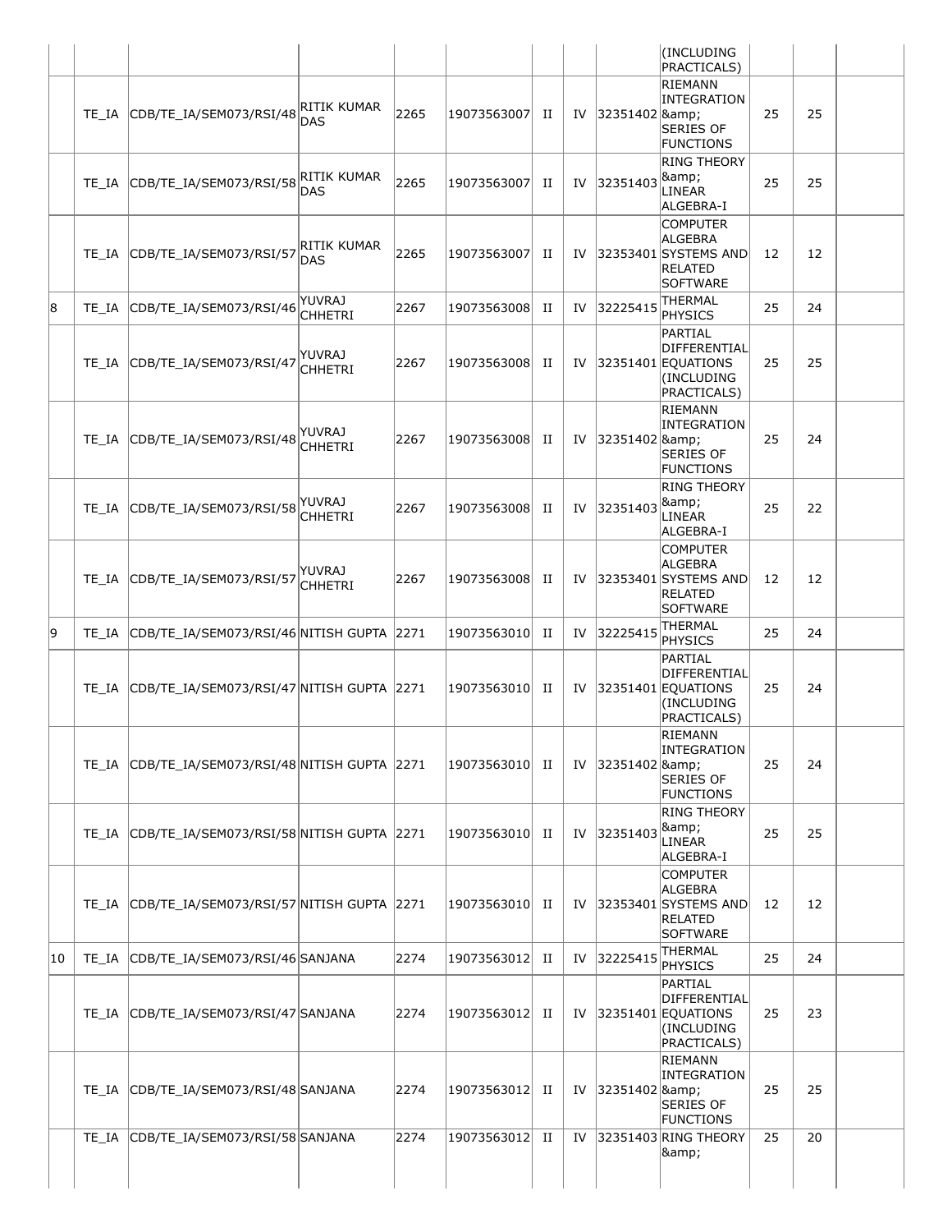| | | | | | | | | | | | |
|---|---|---|---|---|---|---|---|---|---|---|---|
| | | | | | | | | (INCLUDING PRACTICALS) | | | |
| | TE_IA | CDB/TE_IA/SEM073/RSI/48 | RITIK KUMAR DAS | 2265 | 19073563007 | II | IV | 32351402 | RIEMANN INTEGRATION &amp; SERIES OF FUNCTIONS | 25 | 25 | |
| | TE_IA | CDB/TE_IA/SEM073/RSI/58 | RITIK KUMAR DAS | 2265 | 19073563007 | II | IV | 32351403 | RING THEORY &amp; LINEAR ALGEBRA-I | 25 | 25 | |
| | TE_IA | CDB/TE_IA/SEM073/RSI/57 | RITIK KUMAR DAS | 2265 | 19073563007 | II | IV | 32353401 | COMPUTER ALGEBRA SYSTEMS AND RELATED SOFTWARE | 12 | 12 | |
| 8 | TE_IA | CDB/TE_IA/SEM073/RSI/46 | YUVRAJ CHHETRI | 2267 | 19073563008 | II | IV | 32225415 | THERMAL PHYSICS | 25 | 24 | |
| | TE_IA | CDB/TE_IA/SEM073/RSI/47 | YUVRAJ CHHETRI | 2267 | 19073563008 | II | IV | 32351401 | PARTIAL DIFFERENTIAL EQUATIONS (INCLUDING PRACTICALS) | 25 | 25 | |
| | TE_IA | CDB/TE_IA/SEM073/RSI/48 | YUVRAJ CHHETRI | 2267 | 19073563008 | II | IV | 32351402 | RIEMANN INTEGRATION &amp; SERIES OF FUNCTIONS | 25 | 24 | |
| | TE_IA | CDB/TE_IA/SEM073/RSI/58 | YUVRAJ CHHETRI | 2267 | 19073563008 | II | IV | 32351403 | RING THEORY &amp; LINEAR ALGEBRA-I | 25 | 22 | |
| | TE_IA | CDB/TE_IA/SEM073/RSI/57 | YUVRAJ CHHETRI | 2267 | 19073563008 | II | IV | 32353401 | COMPUTER ALGEBRA SYSTEMS AND RELATED SOFTWARE | 12 | 12 | |
| 9 | TE_IA | CDB/TE_IA/SEM073/RSI/46 | NITISH GUPTA | 2271 | 19073563010 | II | IV | 32225415 | THERMAL PHYSICS | 25 | 24 | |
| | TE_IA | CDB/TE_IA/SEM073/RSI/47 | NITISH GUPTA | 2271 | 19073563010 | II | IV | 32351401 | PARTIAL DIFFERENTIAL EQUATIONS (INCLUDING PRACTICALS) | 25 | 24 | |
| | TE_IA | CDB/TE_IA/SEM073/RSI/48 | NITISH GUPTA | 2271 | 19073563010 | II | IV | 32351402 | RIEMANN INTEGRATION &amp; SERIES OF FUNCTIONS | 25 | 24 | |
| | TE_IA | CDB/TE_IA/SEM073/RSI/58 | NITISH GUPTA | 2271 | 19073563010 | II | IV | 32351403 | RING THEORY &amp; LINEAR ALGEBRA-I | 25 | 25 | |
| | TE_IA | CDB/TE_IA/SEM073/RSI/57 | NITISH GUPTA | 2271 | 19073563010 | II | IV | 32353401 | COMPUTER ALGEBRA SYSTEMS AND RELATED SOFTWARE | 12 | 12 | |
| 10 | TE_IA | CDB/TE_IA/SEM073/RSI/46 | SANJANA | 2274 | 19073563012 | II | IV | 32225415 | THERMAL PHYSICS | 25 | 24 | |
| | TE_IA | CDB/TE_IA/SEM073/RSI/47 | SANJANA | 2274 | 19073563012 | II | IV | 32351401 | PARTIAL DIFFERENTIAL EQUATIONS (INCLUDING PRACTICALS) | 25 | 23 | |
| | TE_IA | CDB/TE_IA/SEM073/RSI/48 | SANJANA | 2274 | 19073563012 | II | IV | 32351402 | RIEMANN INTEGRATION &amp; SERIES OF FUNCTIONS | 25 | 25 | |
| | TE_IA | CDB/TE_IA/SEM073/RSI/58 | SANJANA | 2274 | 19073563012 | II | IV | 32351403 | RING THEORY &amp; | 25 | 20 | |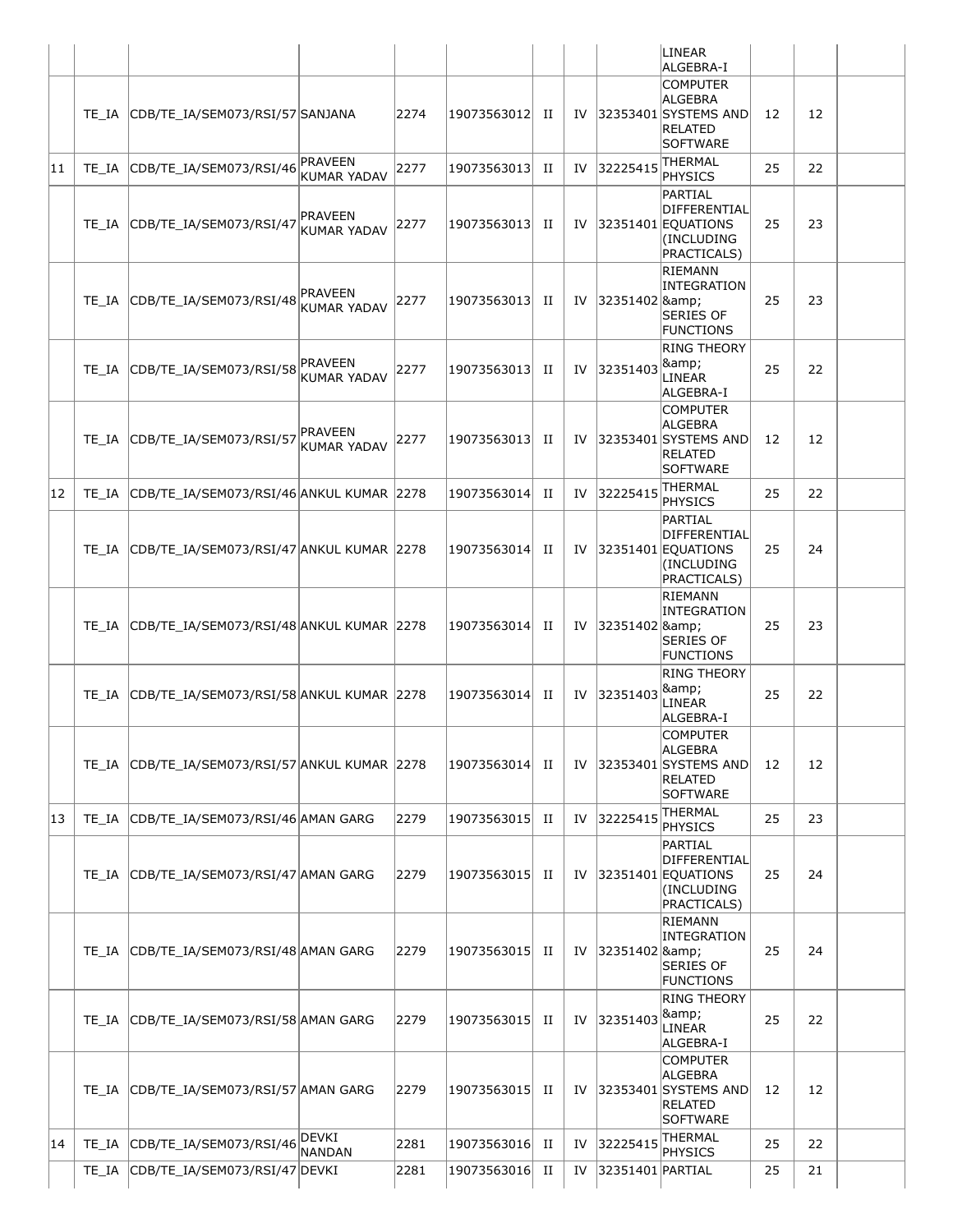| | | | | | | | | | | | |
|---|---|---|---|---|---|---|---|---|---|---|---|
| | | | | | | | | LINEAR ALGEBRA-I | | | |
| | TE_IA | CDB/TE_IA/SEM073/RSI/57 | SANJANA | 2274 | 19073563012 | II | IV | 32353401 | COMPUTER ALGEBRA SYSTEMS AND RELATED SOFTWARE | 12 | 12 | |
| 11 | TE_IA | CDB/TE_IA/SEM073/RSI/46 | PRAVEEN KUMAR YADAV | 2277 | 19073563013 | II | IV | 32225415 | THERMAL PHYSICS | 25 | 22 | |
| | TE_IA | CDB/TE_IA/SEM073/RSI/47 | PRAVEEN KUMAR YADAV | 2277 | 19073563013 | II | IV | 32351401 | PARTIAL DIFFERENTIAL EQUATIONS (INCLUDING PRACTICALS) | 25 | 23 | |
| | TE_IA | CDB/TE_IA/SEM073/RSI/48 | PRAVEEN KUMAR YADAV | 2277 | 19073563013 | II | IV | 32351402 | RIEMANN INTEGRATION &amp; SERIES OF FUNCTIONS | 25 | 23 | |
| | TE_IA | CDB/TE_IA/SEM073/RSI/58 | PRAVEEN KUMAR YADAV | 2277 | 19073563013 | II | IV | 32351403 | RING THEORY &amp; LINEAR ALGEBRA-I | 25 | 22 | |
| | TE_IA | CDB/TE_IA/SEM073/RSI/57 | PRAVEEN KUMAR YADAV | 2277 | 19073563013 | II | IV | 32353401 | COMPUTER ALGEBRA SYSTEMS AND RELATED SOFTWARE | 12 | 12 | |
| 12 | TE_IA | CDB/TE_IA/SEM073/RSI/46 | ANKUL KUMAR | 2278 | 19073563014 | II | IV | 32225415 | THERMAL PHYSICS | 25 | 22 | |
| | TE_IA | CDB/TE_IA/SEM073/RSI/47 | ANKUL KUMAR | 2278 | 19073563014 | II | IV | 32351401 | PARTIAL DIFFERENTIAL EQUATIONS (INCLUDING PRACTICALS) | 25 | 24 | |
| | TE_IA | CDB/TE_IA/SEM073/RSI/48 | ANKUL KUMAR | 2278 | 19073563014 | II | IV | 32351402 | RIEMANN INTEGRATION &amp; SERIES OF FUNCTIONS | 25 | 23 | |
| | TE_IA | CDB/TE_IA/SEM073/RSI/58 | ANKUL KUMAR | 2278 | 19073563014 | II | IV | 32351403 | RING THEORY &amp; LINEAR ALGEBRA-I | 25 | 22 | |
| | TE_IA | CDB/TE_IA/SEM073/RSI/57 | ANKUL KUMAR | 2278 | 19073563014 | II | IV | 32353401 | COMPUTER ALGEBRA SYSTEMS AND RELATED SOFTWARE | 12 | 12 | |
| 13 | TE_IA | CDB/TE_IA/SEM073/RSI/46 | AMAN GARG | 2279 | 19073563015 | II | IV | 32225415 | THERMAL PHYSICS | 25 | 23 | |
| | TE_IA | CDB/TE_IA/SEM073/RSI/47 | AMAN GARG | 2279 | 19073563015 | II | IV | 32351401 | PARTIAL DIFFERENTIAL EQUATIONS (INCLUDING PRACTICALS) | 25 | 24 | |
| | TE_IA | CDB/TE_IA/SEM073/RSI/48 | AMAN GARG | 2279 | 19073563015 | II | IV | 32351402 | RIEMANN INTEGRATION &amp; SERIES OF FUNCTIONS | 25 | 24 | |
| | TE_IA | CDB/TE_IA/SEM073/RSI/58 | AMAN GARG | 2279 | 19073563015 | II | IV | 32351403 | RING THEORY &amp; LINEAR ALGEBRA-I | 25 | 22 | |
| | TE_IA | CDB/TE_IA/SEM073/RSI/57 | AMAN GARG | 2279 | 19073563015 | II | IV | 32353401 | COMPUTER ALGEBRA SYSTEMS AND RELATED SOFTWARE | 12 | 12 | |
| 14 | TE_IA | CDB/TE_IA/SEM073/RSI/46 | DEVKI NANDAN | 2281 | 19073563016 | II | IV | 32225415 | THERMAL PHYSICS | 25 | 22 | |
| | TE_IA | CDB/TE_IA/SEM073/RSI/47 | DEVKI | 2281 | 19073563016 | II | IV | 32351401 | PARTIAL | 25 | 21 | |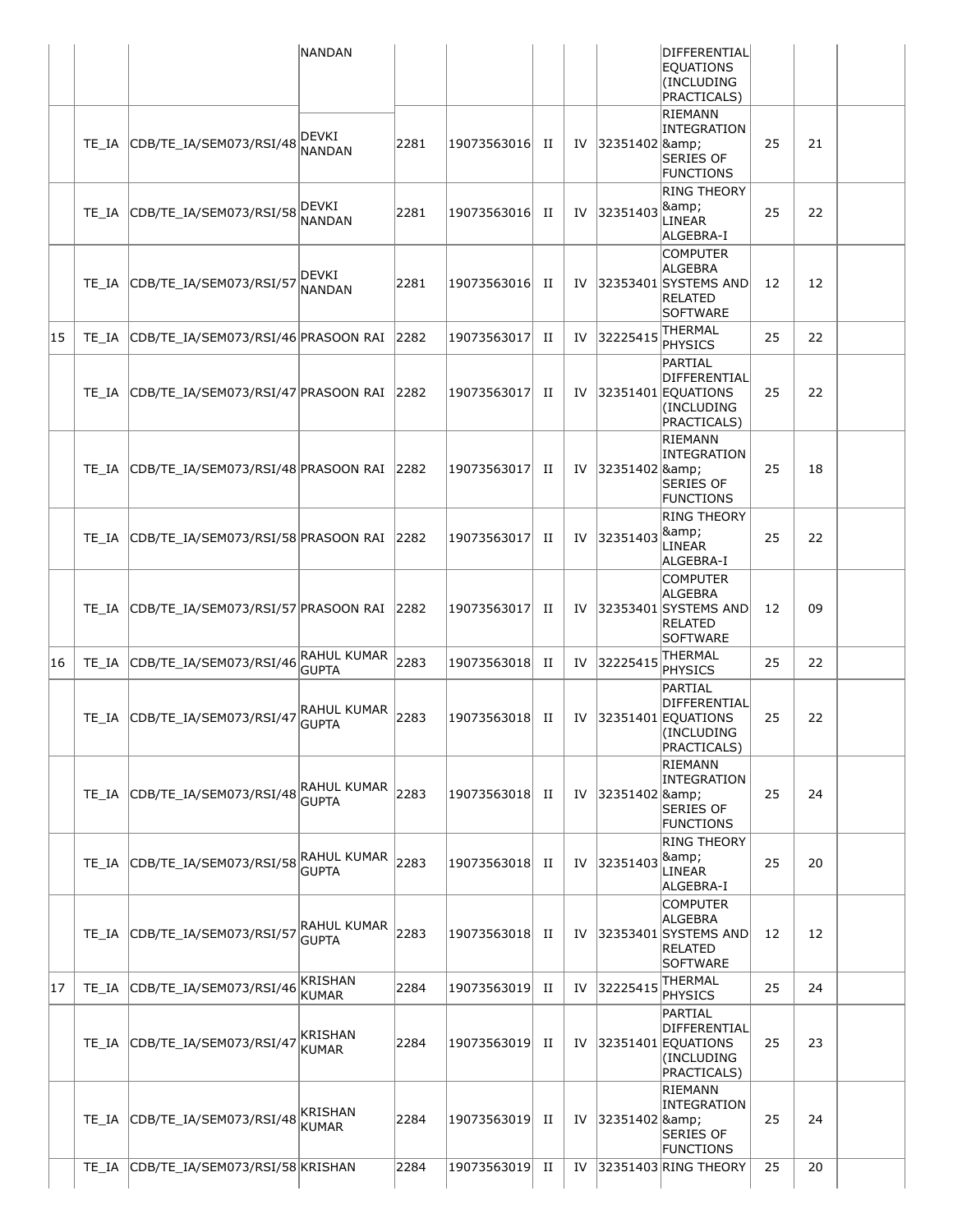| | | | NANDAN | | | | | | DIFFERENTIAL EQUATIONS (INCLUDING PRACTICALS) | | | |
|---|---|---|---|---|---|---|---|---|---|---|---|---|
| | TE_IA | CDB/TE_IA/SEM073/RSI/48 | DEVKI NANDAN | 2281 | 19073563016 | II | IV | 32351402 | RIEMANN INTEGRATION &amp; SERIES OF FUNCTIONS | 25 | 21 | |
| | TE_IA | CDB/TE_IA/SEM073/RSI/58 | DEVKI NANDAN | 2281 | 19073563016 | II | IV | 32351403 | RING THEORY &amp; LINEAR ALGEBRA-I | 25 | 22 | |
| | TE_IA | CDB/TE_IA/SEM073/RSI/57 | DEVKI NANDAN | 2281 | 19073563016 | II | IV | 32353401 | COMPUTER ALGEBRA SYSTEMS AND RELATED SOFTWARE | 12 | 12 | |
| 15 | TE_IA | CDB/TE_IA/SEM073/RSI/46 | PRASOON RAI | 2282 | 19073563017 | II | IV | 32225415 | THERMAL PHYSICS | 25 | 22 | |
| | TE_IA | CDB/TE_IA/SEM073/RSI/47 | PRASOON RAI | 2282 | 19073563017 | II | IV | 32351401 | PARTIAL DIFFERENTIAL EQUATIONS (INCLUDING PRACTICALS) | 25 | 22 | |
| | TE_IA | CDB/TE_IA/SEM073/RSI/48 | PRASOON RAI | 2282 | 19073563017 | II | IV | 32351402 | RIEMANN INTEGRATION &amp; SERIES OF FUNCTIONS | 25 | 18 | |
| | TE_IA | CDB/TE_IA/SEM073/RSI/58 | PRASOON RAI | 2282 | 19073563017 | II | IV | 32351403 | RING THEORY &amp; LINEAR ALGEBRA-I | 25 | 22 | |
| | TE_IA | CDB/TE_IA/SEM073/RSI/57 | PRASOON RAI | 2282 | 19073563017 | II | IV | 32353401 | COMPUTER ALGEBRA SYSTEMS AND RELATED SOFTWARE | 12 | 09 | |
| 16 | TE_IA | CDB/TE_IA/SEM073/RSI/46 | RAHUL KUMAR GUPTA | 2283 | 19073563018 | II | IV | 32225415 | THERMAL PHYSICS | 25 | 22 | |
| | TE_IA | CDB/TE_IA/SEM073/RSI/47 | RAHUL KUMAR GUPTA | 2283 | 19073563018 | II | IV | 32351401 | PARTIAL DIFFERENTIAL EQUATIONS (INCLUDING PRACTICALS) | 25 | 22 | |
| | TE_IA | CDB/TE_IA/SEM073/RSI/48 | RAHUL KUMAR GUPTA | 2283 | 19073563018 | II | IV | 32351402 | RIEMANN INTEGRATION &amp; SERIES OF FUNCTIONS | 25 | 24 | |
| | TE_IA | CDB/TE_IA/SEM073/RSI/58 | RAHUL KUMAR GUPTA | 2283 | 19073563018 | II | IV | 32351403 | RING THEORY &amp; LINEAR ALGEBRA-I | 25 | 20 | |
| | TE_IA | CDB/TE_IA/SEM073/RSI/57 | RAHUL KUMAR GUPTA | 2283 | 19073563018 | II | IV | 32353401 | COMPUTER ALGEBRA SYSTEMS AND RELATED SOFTWARE | 12 | 12 | |
| 17 | TE_IA | CDB/TE_IA/SEM073/RSI/46 | KRISHAN KUMAR | 2284 | 19073563019 | II | IV | 32225415 | THERMAL PHYSICS | 25 | 24 | |
| | TE_IA | CDB/TE_IA/SEM073/RSI/47 | KRISHAN KUMAR | 2284 | 19073563019 | II | IV | 32351401 | PARTIAL DIFFERENTIAL EQUATIONS (INCLUDING PRACTICALS) | 25 | 23 | |
| | TE_IA | CDB/TE_IA/SEM073/RSI/48 | KRISHAN KUMAR | 2284 | 19073563019 | II | IV | 32351402 | RIEMANN INTEGRATION &amp; SERIES OF FUNCTIONS | 25 | 24 | |
| | TE_IA | CDB/TE_IA/SEM073/RSI/58 | KRISHAN | 2284 | 19073563019 | II | IV | 32351403 | RING THEORY | 25 | 20 | |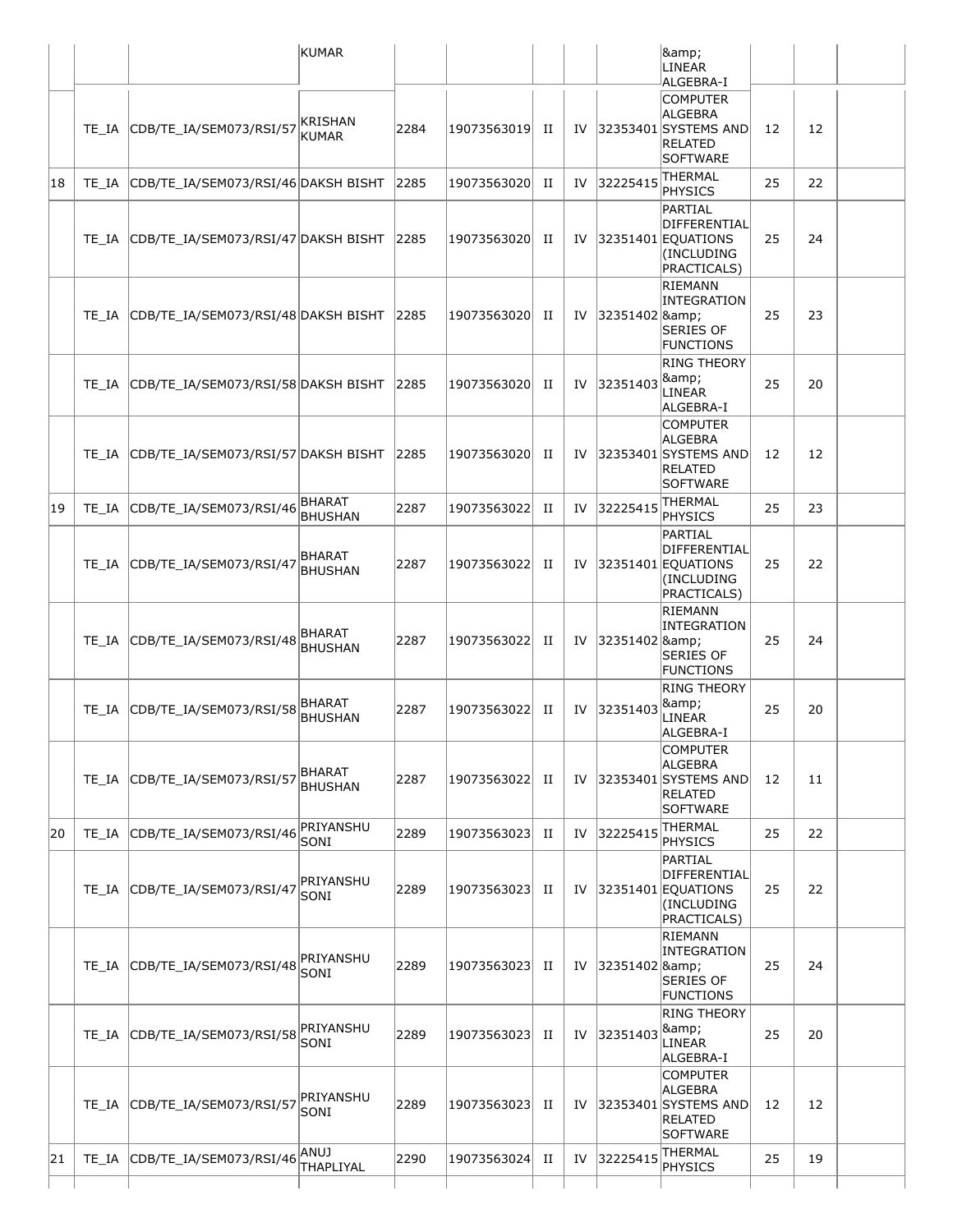| | | | | | | | | | | | |
|---|---|---|---|---|---|---|---|---|---|---|---|
| | | | KUMAR | | | | | | &amp; LINEAR ALGEBRA-I | | | |
| | TE_IA | CDB/TE_IA/SEM073/RSI/57 | KRISHAN KUMAR | 2284 | 19073563019 | II | IV | 32353401 | COMPUTER ALGEBRA SYSTEMS AND RELATED SOFTWARE | 12 | 12 | |
| 18 | TE_IA | CDB/TE_IA/SEM073/RSI/46 | DAKSH BISHT | 2285 | 19073563020 | II | IV | 32225415 | THERMAL PHYSICS | 25 | 22 | |
| | TE_IA | CDB/TE_IA/SEM073/RSI/47 | DAKSH BISHT | 2285 | 19073563020 | II | IV | 32351401 | PARTIAL DIFFERENTIAL EQUATIONS (INCLUDING PRACTICALS) | 25 | 24 | |
| | TE_IA | CDB/TE_IA/SEM073/RSI/48 | DAKSH BISHT | 2285 | 19073563020 | II | IV | 32351402 | RIEMANN INTEGRATION &amp; SERIES OF FUNCTIONS | 25 | 23 | |
| | TE_IA | CDB/TE_IA/SEM073/RSI/58 | DAKSH BISHT | 2285 | 19073563020 | II | IV | 32351403 | RING THEORY &amp; LINEAR ALGEBRA-I | 25 | 20 | |
| | TE_IA | CDB/TE_IA/SEM073/RSI/57 | DAKSH BISHT | 2285 | 19073563020 | II | IV | 32353401 | COMPUTER ALGEBRA SYSTEMS AND RELATED SOFTWARE | 12 | 12 | |
| 19 | TE_IA | CDB/TE_IA/SEM073/RSI/46 | BHARAT BHUSHAN | 2287 | 19073563022 | II | IV | 32225415 | THERMAL PHYSICS | 25 | 23 | |
| | TE_IA | CDB/TE_IA/SEM073/RSI/47 | BHARAT BHUSHAN | 2287 | 19073563022 | II | IV | 32351401 | PARTIAL DIFFERENTIAL EQUATIONS (INCLUDING PRACTICALS) | 25 | 22 | |
| | TE_IA | CDB/TE_IA/SEM073/RSI/48 | BHARAT BHUSHAN | 2287 | 19073563022 | II | IV | 32351402 | RIEMANN INTEGRATION &amp; SERIES OF FUNCTIONS | 25 | 24 | |
| | TE_IA | CDB/TE_IA/SEM073/RSI/58 | BHARAT BHUSHAN | 2287 | 19073563022 | II | IV | 32351403 | RING THEORY &amp; LINEAR ALGEBRA-I | 25 | 20 | |
| | TE_IA | CDB/TE_IA/SEM073/RSI/57 | BHARAT BHUSHAN | 2287 | 19073563022 | II | IV | 32353401 | COMPUTER ALGEBRA SYSTEMS AND RELATED SOFTWARE | 12 | 11 | |
| 20 | TE_IA | CDB/TE_IA/SEM073/RSI/46 | PRIYANSHU SONI | 2289 | 19073563023 | II | IV | 32225415 | THERMAL PHYSICS | 25 | 22 | |
| | TE_IA | CDB/TE_IA/SEM073/RSI/47 | PRIYANSHU SONI | 2289 | 19073563023 | II | IV | 32351401 | PARTIAL DIFFERENTIAL EQUATIONS (INCLUDING PRACTICALS) | 25 | 22 | |
| | TE_IA | CDB/TE_IA/SEM073/RSI/48 | PRIYANSHU SONI | 2289 | 19073563023 | II | IV | 32351402 | RIEMANN INTEGRATION &amp; SERIES OF FUNCTIONS | 25 | 24 | |
| | TE_IA | CDB/TE_IA/SEM073/RSI/58 | PRIYANSHU SONI | 2289 | 19073563023 | II | IV | 32351403 | RING THEORY &amp; LINEAR ALGEBRA-I | 25 | 20 | |
| | TE_IA | CDB/TE_IA/SEM073/RSI/57 | PRIYANSHU SONI | 2289 | 19073563023 | II | IV | 32353401 | COMPUTER ALGEBRA SYSTEMS AND RELATED SOFTWARE | 12 | 12 | |
| 21 | TE_IA | CDB/TE_IA/SEM073/RSI/46 | ANUJ THAPLIYAL | 2290 | 19073563024 | II | IV | 32225415 | THERMAL PHYSICS | 25 | 19 | |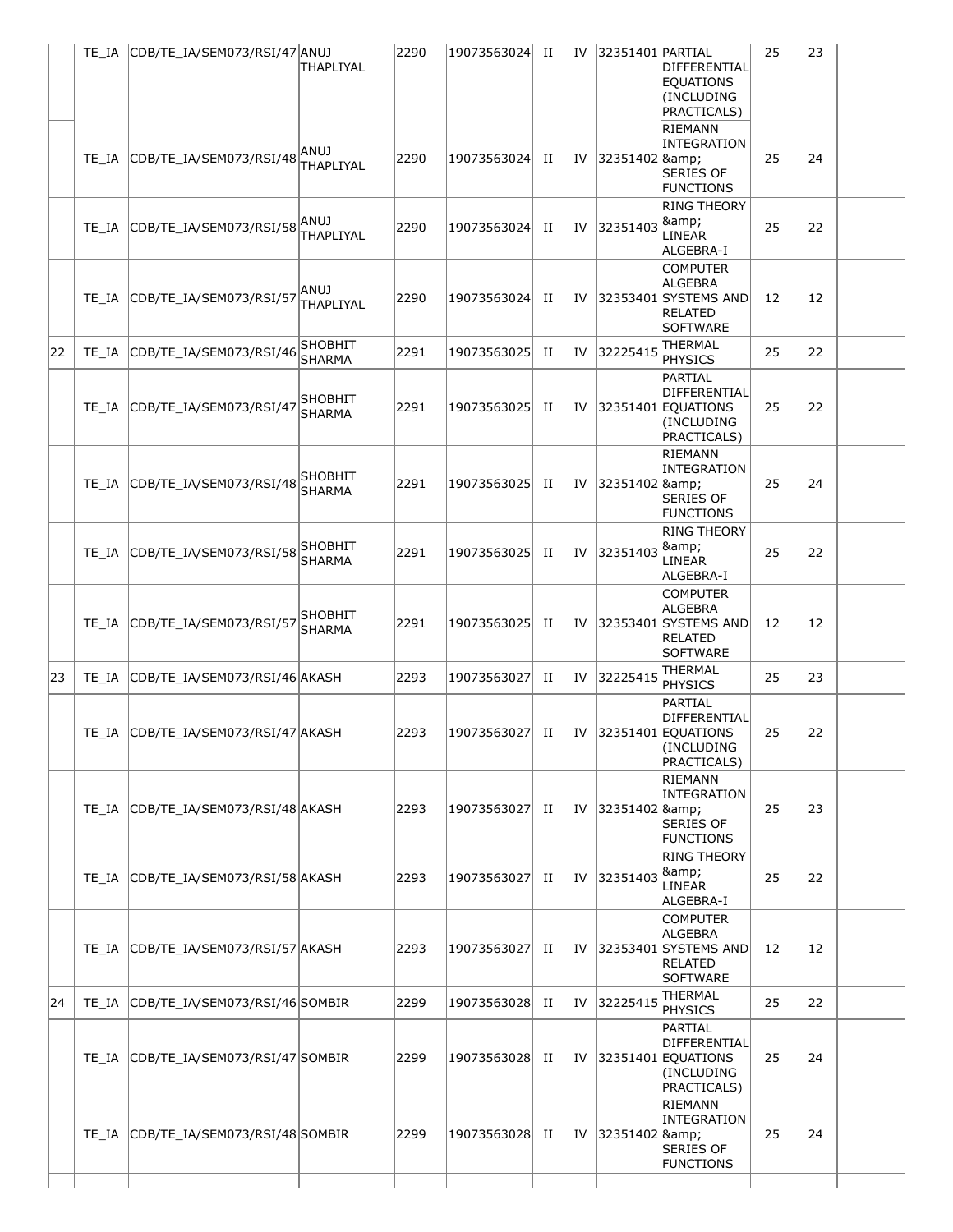| | TE_IA | CDB/TE_IA/SEM073/RSI/47 | ANUJ THAPLIYAL | 2290 | 19073563024 | II | IV | 32351401 | PARTIAL DIFFERENTIAL EQUATIONS (INCLUDING PRACTICALS) | 25 | 23 | |
|---|---|---|---|---|---|---|---|---|---|---|---|---|
| | TE_IA | CDB/TE_IA/SEM073/RSI/48 | ANUJ THAPLIYAL | 2290 | 19073563024 | II | IV | 32351402 | RIEMANN INTEGRATION &amp; SERIES OF FUNCTIONS | 25 | 24 | |
| | TE_IA | CDB/TE_IA/SEM073/RSI/58 | ANUJ THAPLIYAL | 2290 | 19073563024 | II | IV | 32351403 | RING THEORY &amp; LINEAR ALGEBRA-I | 25 | 22 | |
| | TE_IA | CDB/TE_IA/SEM073/RSI/57 | ANUJ THAPLIYAL | 2290 | 19073563024 | II | IV | 32353401 | COMPUTER ALGEBRA SYSTEMS AND RELATED SOFTWARE | 12 | 12 | |
| 22 | TE_IA | CDB/TE_IA/SEM073/RSI/46 | SHOBHIT SHARMA | 2291 | 19073563025 | II | IV | 32225415 | THERMAL PHYSICS | 25 | 22 | |
| | TE_IA | CDB/TE_IA/SEM073/RSI/47 | SHOBHIT SHARMA | 2291 | 19073563025 | II | IV | 32351401 | PARTIAL DIFFERENTIAL EQUATIONS (INCLUDING PRACTICALS) | 25 | 22 | |
| | TE_IA | CDB/TE_IA/SEM073/RSI/48 | SHOBHIT SHARMA | 2291 | 19073563025 | II | IV | 32351402 | RIEMANN INTEGRATION &amp; SERIES OF FUNCTIONS | 25 | 24 | |
| | TE_IA | CDB/TE_IA/SEM073/RSI/58 | SHOBHIT SHARMA | 2291 | 19073563025 | II | IV | 32351403 | RING THEORY &amp; LINEAR ALGEBRA-I | 25 | 22 | |
| | TE_IA | CDB/TE_IA/SEM073/RSI/57 | SHOBHIT SHARMA | 2291 | 19073563025 | II | IV | 32353401 | COMPUTER ALGEBRA SYSTEMS AND RELATED SOFTWARE | 12 | 12 | |
| 23 | TE_IA | CDB/TE_IA/SEM073/RSI/46 | AKASH | 2293 | 19073563027 | II | IV | 32225415 | THERMAL PHYSICS | 25 | 23 | |
| | TE_IA | CDB/TE_IA/SEM073/RSI/47 | AKASH | 2293 | 19073563027 | II | IV | 32351401 | PARTIAL DIFFERENTIAL EQUATIONS (INCLUDING PRACTICALS) | 25 | 22 | |
| | TE_IA | CDB/TE_IA/SEM073/RSI/48 | AKASH | 2293 | 19073563027 | II | IV | 32351402 | RIEMANN INTEGRATION &amp; SERIES OF FUNCTIONS | 25 | 23 | |
| | TE_IA | CDB/TE_IA/SEM073/RSI/58 | AKASH | 2293 | 19073563027 | II | IV | 32351403 | RING THEORY &amp; LINEAR ALGEBRA-I | 25 | 22 | |
| | TE_IA | CDB/TE_IA/SEM073/RSI/57 | AKASH | 2293 | 19073563027 | II | IV | 32353401 | COMPUTER ALGEBRA SYSTEMS AND RELATED SOFTWARE | 12 | 12 | |
| 24 | TE_IA | CDB/TE_IA/SEM073/RSI/46 | SOMBIR | 2299 | 19073563028 | II | IV | 32225415 | THERMAL PHYSICS | 25 | 22 | |
| | TE_IA | CDB/TE_IA/SEM073/RSI/47 | SOMBIR | 2299 | 19073563028 | II | IV | 32351401 | PARTIAL DIFFERENTIAL EQUATIONS (INCLUDING PRACTICALS) | 25 | 24 | |
| | TE_IA | CDB/TE_IA/SEM073/RSI/48 | SOMBIR | 2299 | 19073563028 | II | IV | 32351402 | RIEMANN INTEGRATION &amp; SERIES OF FUNCTIONS | 25 | 24 | |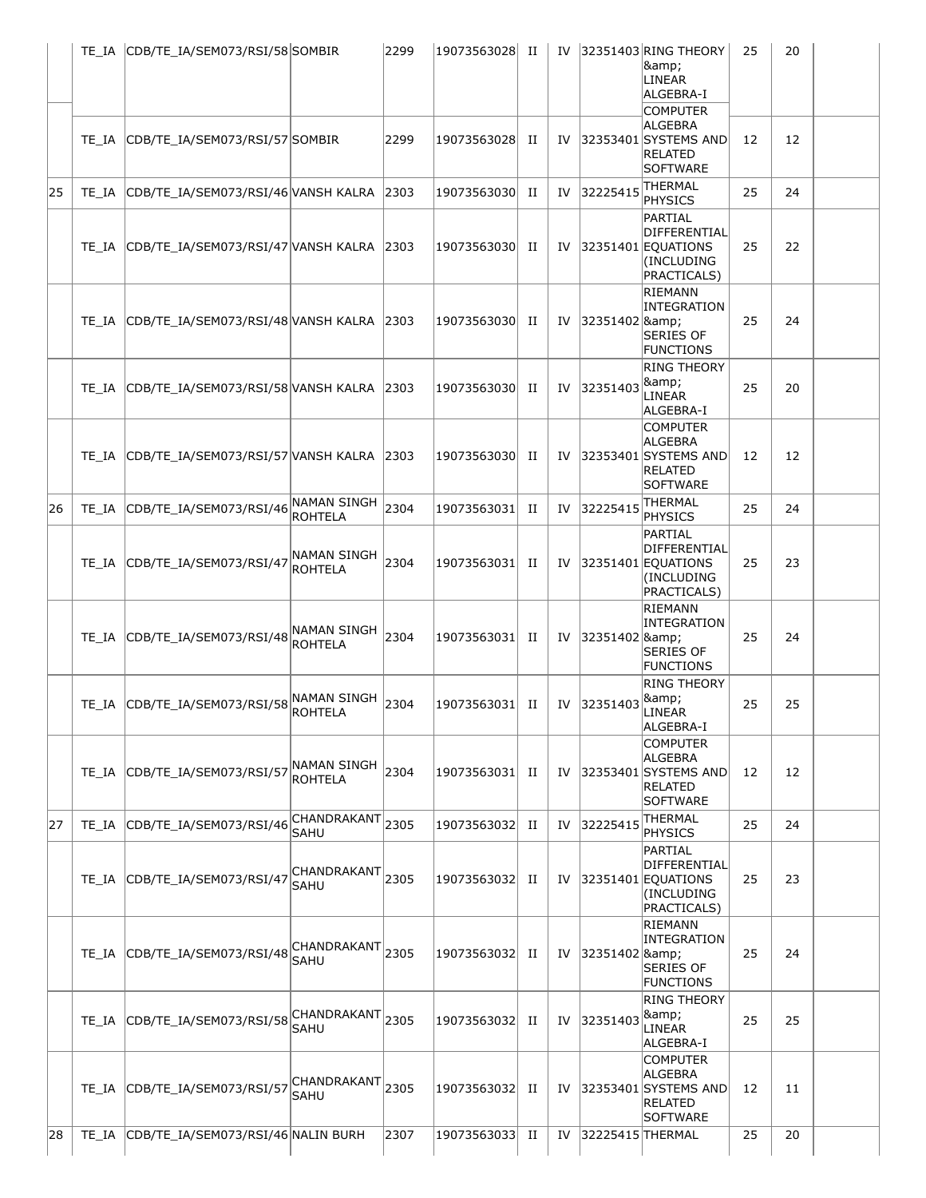| | TE_IA | CDB/TE_IA/SEM073/RSI/58 | SOMBIR | 2299 | 19073563028 | II | IV | 32351403 | RING THEORY &amp; LINEAR ALGEBRA-I | 25 | 20 | |
|---|---|---|---|---|---|---|---|---|---|---|---|---|
| | TE_IA | CDB/TE_IA/SEM073/RSI/57 | SOMBIR | 2299 | 19073563028 | II | IV | 32353401 | COMPUTER ALGEBRA SYSTEMS AND RELATED SOFTWARE | 12 | 12 | |
| 25 | TE_IA | CDB/TE_IA/SEM073/RSI/46 | VANSH KALRA | 2303 | 19073563030 | II | IV | 32225415 | THERMAL PHYSICS | 25 | 24 | |
| | TE_IA | CDB/TE_IA/SEM073/RSI/47 | VANSH KALRA | 2303 | 19073563030 | II | IV | 32351401 | PARTIAL DIFFERENTIAL EQUATIONS (INCLUDING PRACTICALS) | 25 | 22 | |
| | TE_IA | CDB/TE_IA/SEM073/RSI/48 | VANSH KALRA | 2303 | 19073563030 | II | IV | 32351402 | RIEMANN INTEGRATION &amp; SERIES OF FUNCTIONS | 25 | 24 | |
| | TE_IA | CDB/TE_IA/SEM073/RSI/58 | VANSH KALRA | 2303 | 19073563030 | II | IV | 32351403 | RING THEORY &amp; LINEAR ALGEBRA-I | 25 | 20 | |
| | TE_IA | CDB/TE_IA/SEM073/RSI/57 | VANSH KALRA | 2303 | 19073563030 | II | IV | 32353401 | COMPUTER ALGEBRA SYSTEMS AND RELATED SOFTWARE | 12 | 12 | |
| 26 | TE_IA | CDB/TE_IA/SEM073/RSI/46 | NAMAN SINGH ROHTELA | 2304 | 19073563031 | II | IV | 32225415 | THERMAL PHYSICS | 25 | 24 | |
| | TE_IA | CDB/TE_IA/SEM073/RSI/47 | NAMAN SINGH ROHTELA | 2304 | 19073563031 | II | IV | 32351401 | PARTIAL DIFFERENTIAL EQUATIONS (INCLUDING PRACTICALS) | 25 | 23 | |
| | TE_IA | CDB/TE_IA/SEM073/RSI/48 | NAMAN SINGH ROHTELA | 2304 | 19073563031 | II | IV | 32351402 | RIEMANN INTEGRATION &amp; SERIES OF FUNCTIONS | 25 | 24 | |
| | TE_IA | CDB/TE_IA/SEM073/RSI/58 | NAMAN SINGH ROHTELA | 2304 | 19073563031 | II | IV | 32351403 | RING THEORY &amp; LINEAR ALGEBRA-I | 25 | 25 | |
| | TE_IA | CDB/TE_IA/SEM073/RSI/57 | NAMAN SINGH ROHTELA | 2304 | 19073563031 | II | IV | 32353401 | COMPUTER ALGEBRA SYSTEMS AND RELATED SOFTWARE | 12 | 12 | |
| 27 | TE_IA | CDB/TE_IA/SEM073/RSI/46 | CHANDRAKANT SAHU | 2305 | 19073563032 | II | IV | 32225415 | THERMAL PHYSICS | 25 | 24 | |
| | TE_IA | CDB/TE_IA/SEM073/RSI/47 | CHANDRAKANT SAHU | 2305 | 19073563032 | II | IV | 32351401 | PARTIAL DIFFERENTIAL EQUATIONS (INCLUDING PRACTICALS) | 25 | 23 | |
| | TE_IA | CDB/TE_IA/SEM073/RSI/48 | CHANDRAKANT SAHU | 2305 | 19073563032 | II | IV | 32351402 | RIEMANN INTEGRATION &amp; SERIES OF FUNCTIONS | 25 | 24 | |
| | TE_IA | CDB/TE_IA/SEM073/RSI/58 | CHANDRAKANT SAHU | 2305 | 19073563032 | II | IV | 32351403 | RING THEORY &amp; LINEAR ALGEBRA-I | 25 | 25 | |
| | TE_IA | CDB/TE_IA/SEM073/RSI/57 | CHANDRAKANT SAHU | 2305 | 19073563032 | II | IV | 32353401 | COMPUTER ALGEBRA SYSTEMS AND RELATED SOFTWARE | 12 | 11 | |
| 28 | TE_IA | CDB/TE_IA/SEM073/RSI/46 | NALIN BURH | 2307 | 19073563033 | II | IV | 32225415 | THERMAL | 25 | 20 | |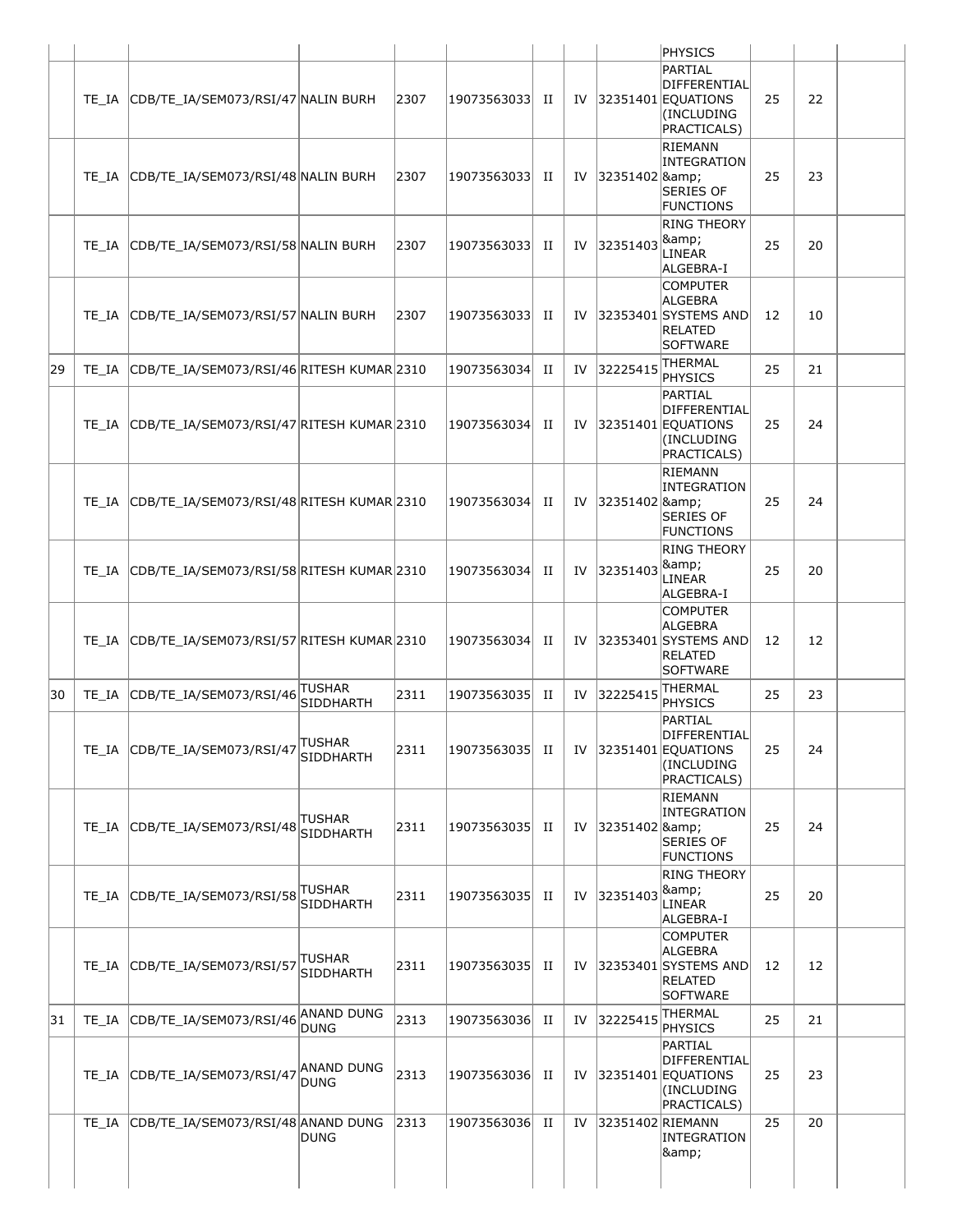| | | | | | | | | | | | | |
|---|---|---|---|---|---|---|---|---|---|---|---|---|
| | | | | | | | | | PHYSICS | | | |
| | TE_IA | CDB/TE_IA/SEM073/RSI/47 | NALIN BURH | 2307 | 19073563033 | II | IV | 32351401 | PARTIAL DIFFERENTIAL EQUATIONS (INCLUDING PRACTICALS) | 25 | 22 | |
| | TE_IA | CDB/TE_IA/SEM073/RSI/48 | NALIN BURH | 2307 | 19073563033 | II | IV | 32351402 | RIEMANN INTEGRATION &amp; SERIES OF FUNCTIONS | 25 | 23 | |
| | TE_IA | CDB/TE_IA/SEM073/RSI/58 | NALIN BURH | 2307 | 19073563033 | II | IV | 32351403 | RING THEORY &amp; LINEAR ALGEBRA-I | 25 | 20 | |
| | TE_IA | CDB/TE_IA/SEM073/RSI/57 | NALIN BURH | 2307 | 19073563033 | II | IV | 32353401 | COMPUTER ALGEBRA SYSTEMS AND RELATED SOFTWARE | 12 | 10 | |
| 29 | TE_IA | CDB/TE_IA/SEM073/RSI/46 | RITESH KUMAR | 2310 | 19073563034 | II | IV | 32225415 | THERMAL PHYSICS | 25 | 21 | |
| | TE_IA | CDB/TE_IA/SEM073/RSI/47 | RITESH KUMAR | 2310 | 19073563034 | II | IV | 32351401 | PARTIAL DIFFERENTIAL EQUATIONS (INCLUDING PRACTICALS) | 25 | 24 | |
| | TE_IA | CDB/TE_IA/SEM073/RSI/48 | RITESH KUMAR | 2310 | 19073563034 | II | IV | 32351402 | RIEMANN INTEGRATION &amp; SERIES OF FUNCTIONS | 25 | 24 | |
| | TE_IA | CDB/TE_IA/SEM073/RSI/58 | RITESH KUMAR | 2310 | 19073563034 | II | IV | 32351403 | RING THEORY &amp; LINEAR ALGEBRA-I | 25 | 20 | |
| | TE_IA | CDB/TE_IA/SEM073/RSI/57 | RITESH KUMAR | 2310 | 19073563034 | II | IV | 32353401 | COMPUTER ALGEBRA SYSTEMS AND RELATED SOFTWARE | 12 | 12 | |
| 30 | TE_IA | CDB/TE_IA/SEM073/RSI/46 | TUSHAR SIDDHARTH | 2311 | 19073563035 | II | IV | 32225415 | THERMAL PHYSICS | 25 | 23 | |
| | TE_IA | CDB/TE_IA/SEM073/RSI/47 | TUSHAR SIDDHARTH | 2311 | 19073563035 | II | IV | 32351401 | PARTIAL DIFFERENTIAL EQUATIONS (INCLUDING PRACTICALS) | 25 | 24 | |
| | TE_IA | CDB/TE_IA/SEM073/RSI/48 | TUSHAR SIDDHARTH | 2311 | 19073563035 | II | IV | 32351402 | RIEMANN INTEGRATION &amp; SERIES OF FUNCTIONS | 25 | 24 | |
| | TE_IA | CDB/TE_IA/SEM073/RSI/58 | TUSHAR SIDDHARTH | 2311 | 19073563035 | II | IV | 32351403 | RING THEORY &amp; LINEAR ALGEBRA-I | 25 | 20 | |
| | TE_IA | CDB/TE_IA/SEM073/RSI/57 | TUSHAR SIDDHARTH | 2311 | 19073563035 | II | IV | 32353401 | COMPUTER ALGEBRA SYSTEMS AND RELATED SOFTWARE | 12 | 12 | |
| 31 | TE_IA | CDB/TE_IA/SEM073/RSI/46 | ANAND DUNG DUNG | 2313 | 19073563036 | II | IV | 32225415 | THERMAL PHYSICS | 25 | 21 | |
| | TE_IA | CDB/TE_IA/SEM073/RSI/47 | ANAND DUNG DUNG | 2313 | 19073563036 | II | IV | 32351401 | PARTIAL DIFFERENTIAL EQUATIONS (INCLUDING PRACTICALS) | 25 | 23 | |
| | TE_IA | CDB/TE_IA/SEM073/RSI/48 | ANAND DUNG DUNG | 2313 | 19073563036 | II | IV | 32351402 | RIEMANN INTEGRATION &amp; | 25 | 20 | |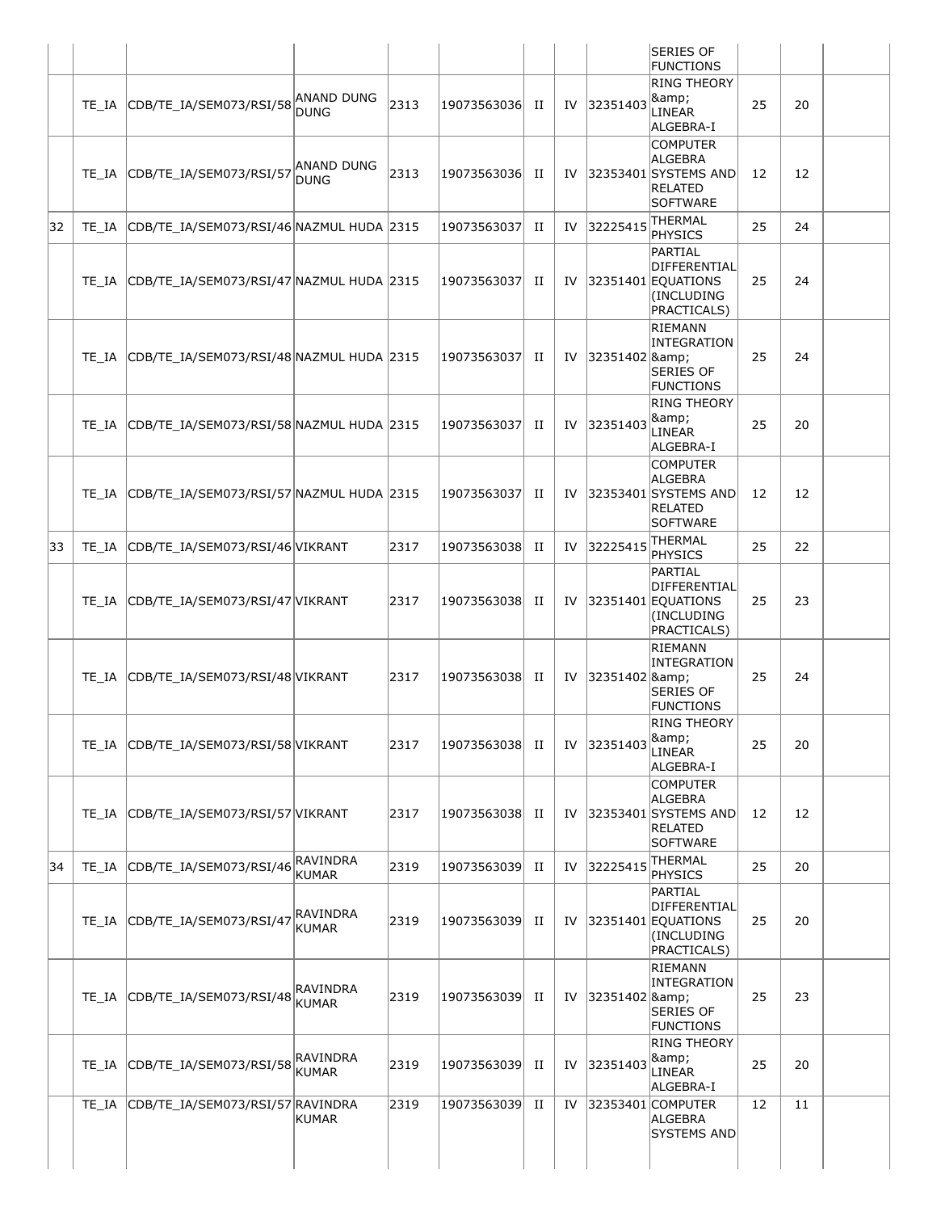| | | | | | | | | | | | |
|---|---|---|---|---|---|---|---|---|---|---|---|
| | | | | | | | | SERIES OF FUNCTIONS | | | |
| | TE_IA | CDB/TE_IA/SEM073/RSI/58 | ANAND DUNG DUNG | 2313 | 19073563036 | II | IV | 32351403 | RING THEORY &amp; LINEAR ALGEBRA-I | 25 | 20 | |
| | TE_IA | CDB/TE_IA/SEM073/RSI/57 | ANAND DUNG DUNG | 2313 | 19073563036 | II | IV | 32353401 | COMPUTER ALGEBRA SYSTEMS AND RELATED SOFTWARE | 12 | 12 | |
| 32 | TE_IA | CDB/TE_IA/SEM073/RSI/46 | NAZMUL HUDA | 2315 | 19073563037 | II | IV | 32225415 | THERMAL PHYSICS | 25 | 24 | |
| | TE_IA | CDB/TE_IA/SEM073/RSI/47 | NAZMUL HUDA | 2315 | 19073563037 | II | IV | 32351401 | PARTIAL DIFFERENTIAL EQUATIONS (INCLUDING PRACTICALS) | 25 | 24 | |
| | TE_IA | CDB/TE_IA/SEM073/RSI/48 | NAZMUL HUDA | 2315 | 19073563037 | II | IV | 32351402 | RIEMANN INTEGRATION &amp; SERIES OF FUNCTIONS | 25 | 24 | |
| | TE_IA | CDB/TE_IA/SEM073/RSI/58 | NAZMUL HUDA | 2315 | 19073563037 | II | IV | 32351403 | RING THEORY &amp; LINEAR ALGEBRA-I | 25 | 20 | |
| | TE_IA | CDB/TE_IA/SEM073/RSI/57 | NAZMUL HUDA | 2315 | 19073563037 | II | IV | 32353401 | COMPUTER ALGEBRA SYSTEMS AND RELATED SOFTWARE | 12 | 12 | |
| 33 | TE_IA | CDB/TE_IA/SEM073/RSI/46 | VIKRANT | 2317 | 19073563038 | II | IV | 32225415 | THERMAL PHYSICS | 25 | 22 | |
| | TE_IA | CDB/TE_IA/SEM073/RSI/47 | VIKRANT | 2317 | 19073563038 | II | IV | 32351401 | PARTIAL DIFFERENTIAL EQUATIONS (INCLUDING PRACTICALS) | 25 | 23 | |
| | TE_IA | CDB/TE_IA/SEM073/RSI/48 | VIKRANT | 2317 | 19073563038 | II | IV | 32351402 | RIEMANN INTEGRATION &amp; SERIES OF FUNCTIONS | 25 | 24 | |
| | TE_IA | CDB/TE_IA/SEM073/RSI/58 | VIKRANT | 2317 | 19073563038 | II | IV | 32351403 | RING THEORY &amp; LINEAR ALGEBRA-I | 25 | 20 | |
| | TE_IA | CDB/TE_IA/SEM073/RSI/57 | VIKRANT | 2317 | 19073563038 | II | IV | 32353401 | COMPUTER ALGEBRA SYSTEMS AND RELATED SOFTWARE | 12 | 12 | |
| 34 | TE_IA | CDB/TE_IA/SEM073/RSI/46 | RAVINDRA KUMAR | 2319 | 19073563039 | II | IV | 32225415 | THERMAL PHYSICS | 25 | 20 | |
| | TE_IA | CDB/TE_IA/SEM073/RSI/47 | RAVINDRA KUMAR | 2319 | 19073563039 | II | IV | 32351401 | PARTIAL DIFFERENTIAL EQUATIONS (INCLUDING PRACTICALS) | 25 | 20 | |
| | TE_IA | CDB/TE_IA/SEM073/RSI/48 | RAVINDRA KUMAR | 2319 | 19073563039 | II | IV | 32351402 | RIEMANN INTEGRATION &amp; SERIES OF FUNCTIONS | 25 | 23 | |
| | TE_IA | CDB/TE_IA/SEM073/RSI/58 | RAVINDRA KUMAR | 2319 | 19073563039 | II | IV | 32351403 | RING THEORY &amp; LINEAR ALGEBRA-I | 25 | 20 | |
| | TE_IA | CDB/TE_IA/SEM073/RSI/57 | RAVINDRA KUMAR | 2319 | 19073563039 | II | IV | 32353401 | COMPUTER ALGEBRA SYSTEMS AND | 12 | 11 | |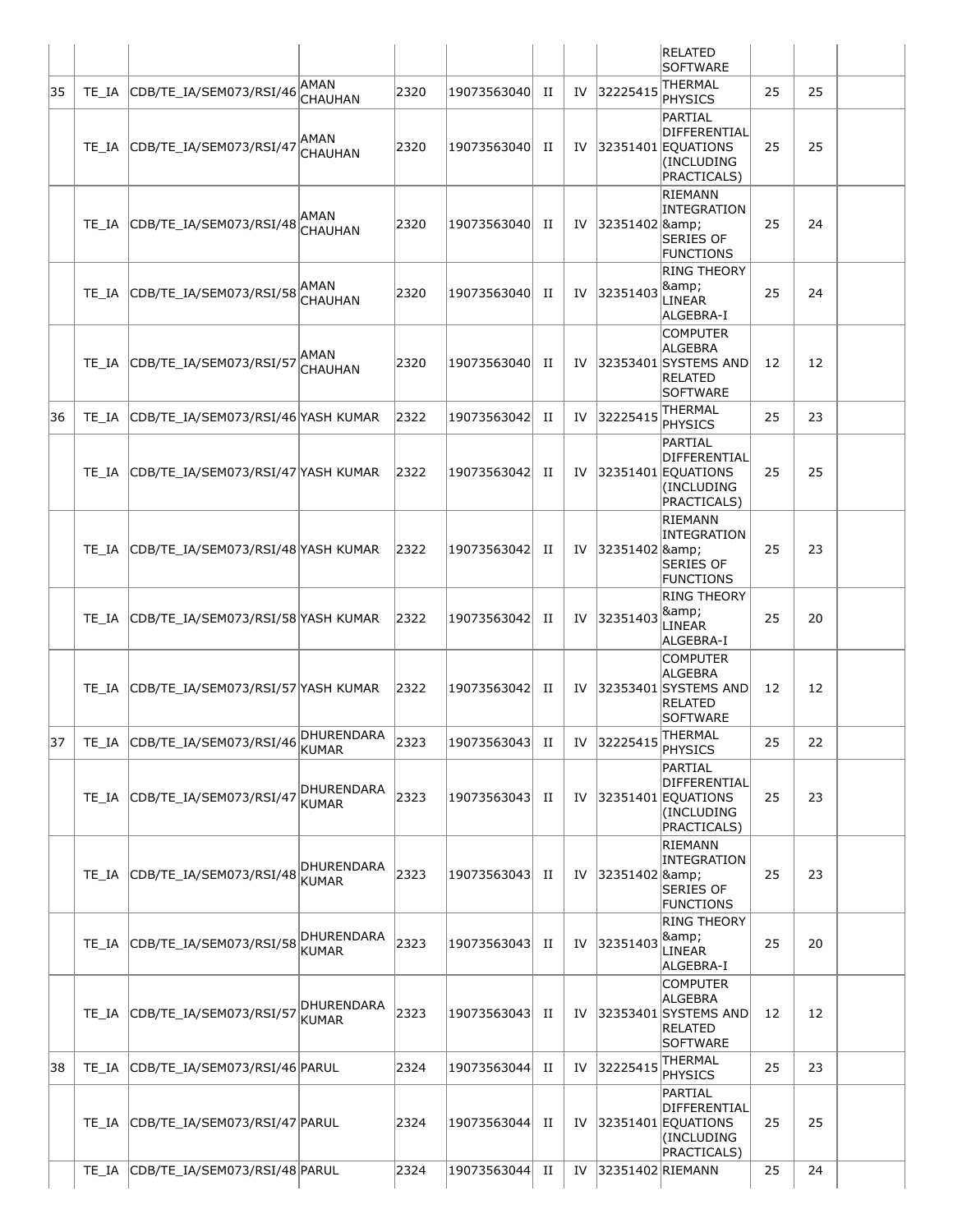| | | | | | | | | | | | | |
|---|---|---|---|---|---|---|---|---|---|---|---|---|
| | | | | | | | | | RELATED SOFTWARE | | | |
| 35 | TE_IA | CDB/TE_IA/SEM073/RSI/46 | AMAN CHAUHAN | 2320 | 19073563040 | II | IV | 32225415 | THERMAL PHYSICS | 25 | 25 | |
| | TE_IA | CDB/TE_IA/SEM073/RSI/47 | AMAN CHAUHAN | 2320 | 19073563040 | II | IV | 32351401 | PARTIAL DIFFERENTIAL EQUATIONS (INCLUDING PRACTICALS) | 25 | 25 | |
| | TE_IA | CDB/TE_IA/SEM073/RSI/48 | AMAN CHAUHAN | 2320 | 19073563040 | II | IV | 32351402 | RIEMANN INTEGRATION &amp; SERIES OF FUNCTIONS | 25 | 24 | |
| | TE_IA | CDB/TE_IA/SEM073/RSI/58 | AMAN CHAUHAN | 2320 | 19073563040 | II | IV | 32351403 | RING THEORY &amp; LINEAR ALGEBRA-I | 25 | 24 | |
| | TE_IA | CDB/TE_IA/SEM073/RSI/57 | AMAN CHAUHAN | 2320 | 19073563040 | II | IV | 32353401 | COMPUTER ALGEBRA SYSTEMS AND RELATED SOFTWARE | 12 | 12 | |
| 36 | TE_IA | CDB/TE_IA/SEM073/RSI/46 | YASH KUMAR | 2322 | 19073563042 | II | IV | 32225415 | THERMAL PHYSICS | 25 | 23 | |
| | TE_IA | CDB/TE_IA/SEM073/RSI/47 | YASH KUMAR | 2322 | 19073563042 | II | IV | 32351401 | PARTIAL DIFFERENTIAL EQUATIONS (INCLUDING PRACTICALS) | 25 | 25 | |
| | TE_IA | CDB/TE_IA/SEM073/RSI/48 | YASH KUMAR | 2322 | 19073563042 | II | IV | 32351402 | RIEMANN INTEGRATION &amp; SERIES OF FUNCTIONS | 25 | 23 | |
| | TE_IA | CDB/TE_IA/SEM073/RSI/58 | YASH KUMAR | 2322 | 19073563042 | II | IV | 32351403 | RING THEORY &amp; LINEAR ALGEBRA-I | 25 | 20 | |
| | TE_IA | CDB/TE_IA/SEM073/RSI/57 | YASH KUMAR | 2322 | 19073563042 | II | IV | 32353401 | COMPUTER ALGEBRA SYSTEMS AND RELATED SOFTWARE | 12 | 12 | |
| 37 | TE_IA | CDB/TE_IA/SEM073/RSI/46 | DHURENDARA KUMAR | 2323 | 19073563043 | II | IV | 32225415 | THERMAL PHYSICS | 25 | 22 | |
| | TE_IA | CDB/TE_IA/SEM073/RSI/47 | DHURENDARA KUMAR | 2323 | 19073563043 | II | IV | 32351401 | PARTIAL DIFFERENTIAL EQUATIONS (INCLUDING PRACTICALS) | 25 | 23 | |
| | TE_IA | CDB/TE_IA/SEM073/RSI/48 | DHURENDARA KUMAR | 2323 | 19073563043 | II | IV | 32351402 | RIEMANN INTEGRATION &amp; SERIES OF FUNCTIONS | 25 | 23 | |
| | TE_IA | CDB/TE_IA/SEM073/RSI/58 | DHURENDARA KUMAR | 2323 | 19073563043 | II | IV | 32351403 | RING THEORY &amp; LINEAR ALGEBRA-I | 25 | 20 | |
| | TE_IA | CDB/TE_IA/SEM073/RSI/57 | DHURENDARA KUMAR | 2323 | 19073563043 | II | IV | 32353401 | COMPUTER ALGEBRA SYSTEMS AND RELATED SOFTWARE | 12 | 12 | |
| 38 | TE_IA | CDB/TE_IA/SEM073/RSI/46 | PARUL | 2324 | 19073563044 | II | IV | 32225415 | THERMAL PHYSICS | 25 | 23 | |
| | TE_IA | CDB/TE_IA/SEM073/RSI/47 | PARUL | 2324 | 19073563044 | II | IV | 32351401 | PARTIAL DIFFERENTIAL EQUATIONS (INCLUDING PRACTICALS) | 25 | 25 | |
| | TE_IA | CDB/TE_IA/SEM073/RSI/48 | PARUL | 2324 | 19073563044 | II | IV | 32351402 | RIEMANN | 25 | 24 | |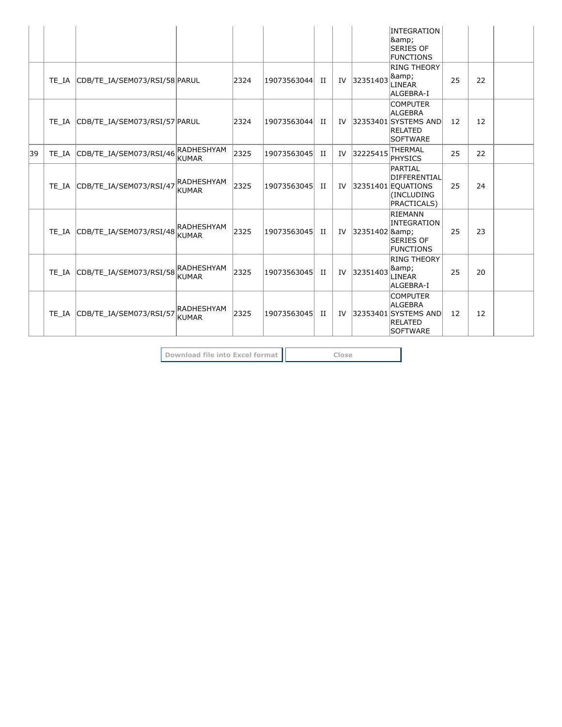| | | | | | | | | | | | |
|---|---|---|---|---|---|---|---|---|---|---|---|
| | | | | | | | | INTEGRATION &amp; SERIES OF FUNCTIONS | | | |
| | TE_IA | CDB/TE_IA/SEM073/RSI/58 | PARUL | 2324 | 19073563044 | II | IV | 32351403 | RING THEORY &amp; LINEAR ALGEBRA-I | 25 | 22 | |
| | TE_IA | CDB/TE_IA/SEM073/RSI/57 | PARUL | 2324 | 19073563044 | II | IV | 32353401 | COMPUTER ALGEBRA SYSTEMS AND RELATED SOFTWARE | 12 | 12 | |
| 39 | TE_IA | CDB/TE_IA/SEM073/RSI/46 | RADHESHYAM KUMAR | 2325 | 19073563045 | II | IV | 32225415 | THERMAL PHYSICS | 25 | 22 | |
| | TE_IA | CDB/TE_IA/SEM073/RSI/47 | RADHESHYAM KUMAR | 2325 | 19073563045 | II | IV | 32351401 | PARTIAL DIFFERENTIAL EQUATIONS (INCLUDING PRACTICALS) | 25 | 24 | |
| | TE_IA | CDB/TE_IA/SEM073/RSI/48 | RADHESHYAM KUMAR | 2325 | 19073563045 | II | IV | 32351402 | RIEMANN INTEGRATION &amp; SERIES OF FUNCTIONS | 25 | 23 | |
| | TE_IA | CDB/TE_IA/SEM073/RSI/58 | RADHESHYAM KUMAR | 2325 | 19073563045 | II | IV | 32351403 | RING THEORY &amp; LINEAR ALGEBRA-I | 25 | 20 | |
| | TE_IA | CDB/TE_IA/SEM073/RSI/57 | RADHESHYAM KUMAR | 2325 | 19073563045 | II | IV | 32353401 | COMPUTER ALGEBRA SYSTEMS AND RELATED SOFTWARE | 12 | 12 | |

Download file into Excel format | Close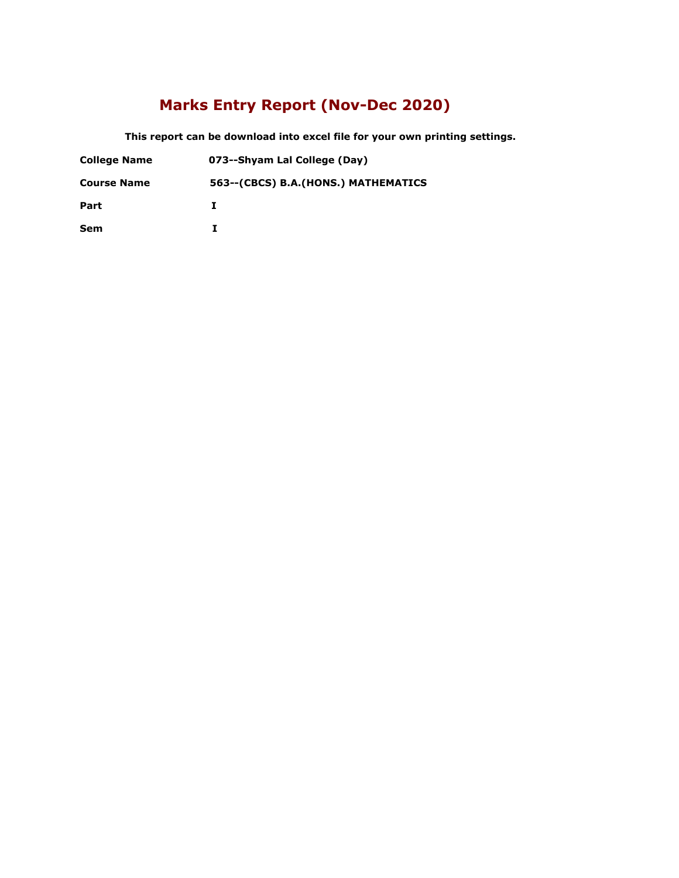# Marks Entry Report (Nov-Dec 2020)

**This report can be download into excel file for your own printing settings.**

| | |
|---|---|
| **College Name** | **073--Shyam Lal College (Day)** |
| **Course Name** | **563--(CBCS) B.A.(HONS.) MATHEMATICS** |
| **Part** | **I** |
| **Sem** | **I** |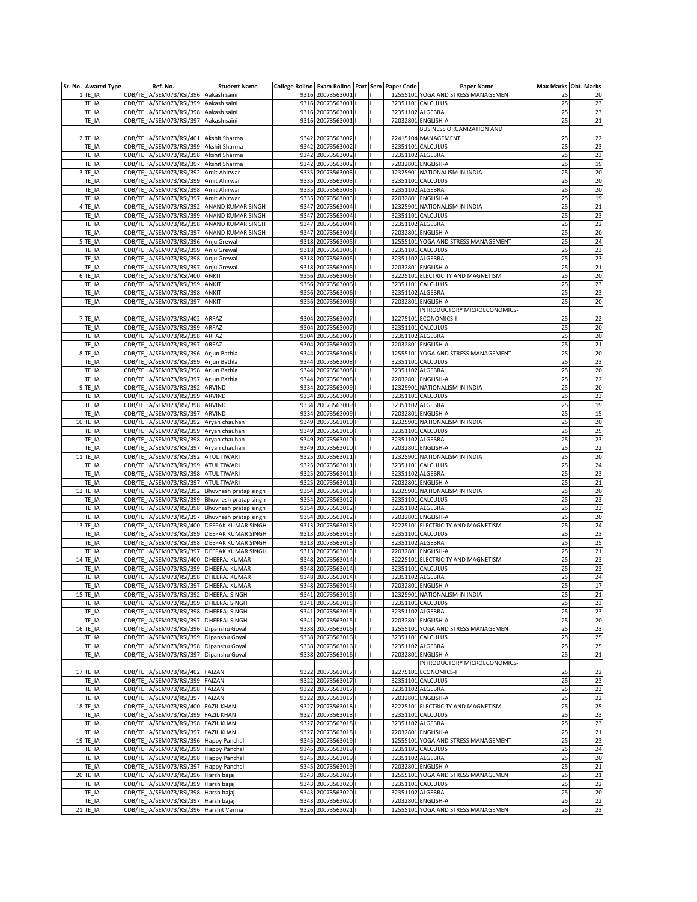| Sr. No. | Awared Type | Ref. No. | Student Name | College Rollno | Exam Rollno | Part | Sem | Paper Code | Paper Name | Max Marks | Obt. Marks |
|---|---|---|---|---|---|---|---|---|---|---|---|
| 1 | TE_IA | CDB/TE_IA/SEM073/RSI/396 | Aakash saini | 9316 | 20073563001 | I | I | 12555101 | YOGA AND STRESS MANAGEMENT | 25 | 20 |
| | TE_IA | CDB/TE_IA/SEM073/RSI/399 | Aakash saini | 9316 | 20073563001 | I | I | 32351101 | CALCULUS | 25 | 23 |
| | TE_IA | CDB/TE_IA/SEM073/RSI/398 | Aakash saini | 9316 | 20073563001 | I | I | 32351102 | ALGEBRA | 25 | 23 |
| | TE_IA | CDB/TE_IA/SEM073/RSI/397 | Aakash saini | 9316 | 20073563001 | I | I | 72032801 | ENGLISH-A | 25 | 21 |
| 2 | TE_IA | CDB/TE_IA/SEM073/RSI/401 | Akshit Sharma | 9342 | 20073563002 | I | I | 22415104 | BUSINESS ORGANIZATION AND MANAGEMENT | 25 | 22 |
| | TE_IA | CDB/TE_IA/SEM073/RSI/399 | Akshit Sharma | 9342 | 20073563002 | I | I | 32351101 | CALCULUS | 25 | 23 |
| | TE_IA | CDB/TE_IA/SEM073/RSI/398 | Akshit Sharma | 9342 | 20073563002 | I | I | 32351102 | ALGEBRA | 25 | 23 |
| | TE_IA | CDB/TE_IA/SEM073/RSI/397 | Akshit Sharma | 9342 | 20073563002 | I | I | 72032801 | ENGLISH-A | 25 | 19 |
| 3 | TE_IA | CDB/TE_IA/SEM073/RSI/392 | Amit Ahirwar | 9335 | 20073563003 | I | I | 12325901 | NATIONALISM IN INDIA | 25 | 20 |
| | TE_IA | CDB/TE_IA/SEM073/RSI/399 | Amit Ahirwar | 9335 | 20073563003 | I | I | 32351101 | CALCULUS | 25 | 20 |
| | TE_IA | CDB/TE_IA/SEM073/RSI/398 | Amit Ahirwar | 9335 | 20073563003 | I | I | 32351102 | ALGEBRA | 25 | 20 |
| | TE_IA | CDB/TE_IA/SEM073/RSI/397 | Amit Ahirwar | 9335 | 20073563003 | I | I | 72032801 | ENGLISH-A | 25 | 19 |
| 4 | TE_IA | CDB/TE_IA/SEM073/RSI/392 | ANAND KUMAR SINGH | 9347 | 20073563004 | I | I | 12325901 | NATIONALISM IN INDIA | 25 | 21 |
| | TE_IA | CDB/TE_IA/SEM073/RSI/399 | ANAND KUMAR SINGH | 9347 | 20073563004 | I | I | 32351101 | CALCULUS | 25 | 23 |
| | TE_IA | CDB/TE_IA/SEM073/RSI/398 | ANAND KUMAR SINGH | 9347 | 20073563004 | I | I | 32351102 | ALGEBRA | 25 | 22 |
| | TE_IA | CDB/TE_IA/SEM073/RSI/397 | ANAND KUMAR SINGH | 9347 | 20073563004 | I | I | 72032801 | ENGLISH-A | 25 | 20 |
| 5 | TE_IA | CDB/TE_IA/SEM073/RSI/396 | Anju Grewal | 9318 | 20073563005 | I | I | 12555101 | YOGA AND STRESS MANAGEMENT | 25 | 24 |
| | TE_IA | CDB/TE_IA/SEM073/RSI/399 | Anju Grewal | 9318 | 20073563005 | I | I | 32351101 | CALCULUS | 25 | 23 |
| | TE_IA | CDB/TE_IA/SEM073/RSI/398 | Anju Grewal | 9318 | 20073563005 | I | I | 32351102 | ALGEBRA | 25 | 23 |
| | TE_IA | CDB/TE_IA/SEM073/RSI/397 | Anju Grewal | 9318 | 20073563005 | I | I | 72032801 | ENGLISH-A | 25 | 21 |
| 6 | TE_IA | CDB/TE_IA/SEM073/RSI/400 | ANKIT | 9356 | 20073563006 | I | I | 32225101 | ELECTRICITY AND MAGNETISM | 25 | 20 |
| | TE_IA | CDB/TE_IA/SEM073/RSI/399 | ANKIT | 9356 | 20073563006 | I | I | 32351101 | CALCULUS | 25 | 23 |
| | TE_IA | CDB/TE_IA/SEM073/RSI/398 | ANKIT | 9356 | 20073563006 | I | I | 32351102 | ALGEBRA | 25 | 23 |
| | TE_IA | CDB/TE_IA/SEM073/RSI/397 | ANKIT | 9356 | 20073563006 | I | I | 72032801 | ENGLISH-A | 25 | 20 |
| 7 | TE_IA | CDB/TE_IA/SEM073/RSI/402 | ARFAZ | 9304 | 20073563007 | I | I | 12275101 | INTRODUCTORY MICROECONOMICS-ECONOMICS-I | 25 | 22 |
| | TE_IA | CDB/TE_IA/SEM073/RSI/399 | ARFAZ | 9304 | 20073563007 | I | I | 32351101 | CALCULUS | 25 | 20 |
| | TE_IA | CDB/TE_IA/SEM073/RSI/398 | ARFAZ | 9304 | 20073563007 | I | I | 32351102 | ALGEBRA | 25 | 20 |
| | TE_IA | CDB/TE_IA/SEM073/RSI/397 | ARFAZ | 9304 | 20073563007 | I | I | 72032801 | ENGLISH-A | 25 | 21 |
| 8 | TE_IA | CDB/TE_IA/SEM073/RSI/396 | Arjun Bathla | 9344 | 20073563008 | I | I | 12555101 | YOGA AND STRESS MANAGEMENT | 25 | 20 |
| | TE_IA | CDB/TE_IA/SEM073/RSI/399 | Arjun Bathla | 9344 | 20073563008 | I | I | 32351101 | CALCULUS | 25 | 23 |
| | TE_IA | CDB/TE_IA/SEM073/RSI/398 | Arjun Bathla | 9344 | 20073563008 | I | I | 32351102 | ALGEBRA | 25 | 20 |
| | TE_IA | CDB/TE_IA/SEM073/RSI/397 | Arjun Bathla | 9344 | 20073563008 | I | I | 72032801 | ENGLISH-A | 25 | 22 |
| 9 | TE_IA | CDB/TE_IA/SEM073/RSI/392 | ARVIND | 9334 | 20073563009 | I | I | 12325901 | NATIONALISM IN INDIA | 25 | 20 |
| | TE_IA | CDB/TE_IA/SEM073/RSI/399 | ARVIND | 9334 | 20073563009 | I | I | 32351101 | CALCULUS | 25 | 23 |
| | TE_IA | CDB/TE_IA/SEM073/RSI/398 | ARVIND | 9334 | 20073563009 | I | I | 32351102 | ALGEBRA | 25 | 19 |
| | TE_IA | CDB/TE_IA/SEM073/RSI/397 | ARVIND | 9334 | 20073563009 | I | I | 72032801 | ENGLISH-A | 25 | 15 |
| 10 | TE_IA | CDB/TE_IA/SEM073/RSI/392 | Aryan chauhan | 9349 | 20073563010 | I | I | 12325901 | NATIONALISM IN INDIA | 25 | 20 |
| | TE_IA | CDB/TE_IA/SEM073/RSI/399 | Aryan chauhan | 9349 | 20073563010 | I | I | 32351101 | CALCULUS | 25 | 25 |
| | TE_IA | CDB/TE_IA/SEM073/RSI/398 | Aryan chauhan | 9349 | 20073563010 | I | I | 32351102 | ALGEBRA | 25 | 23 |
| | TE_IA | CDB/TE_IA/SEM073/RSI/397 | Aryan chauhan | 9349 | 20073563010 | I | I | 72032801 | ENGLISH-A | 25 | 22 |
| 11 | TE_IA | CDB/TE_IA/SEM073/RSI/392 | ATUL TIWARI | 9325 | 20073563011 | I | I | 12325901 | NATIONALISM IN INDIA | 25 | 20 |
| | TE_IA | CDB/TE_IA/SEM073/RSI/399 | ATUL TIWARI | 9325 | 20073563011 | I | I | 32351101 | CALCULUS | 25 | 24 |
| | TE_IA | CDB/TE_IA/SEM073/RSI/398 | ATUL TIWARI | 9325 | 20073563011 | I | I | 32351102 | ALGEBRA | 25 | 23 |
| | TE_IA | CDB/TE_IA/SEM073/RSI/397 | ATUL TIWARI | 9325 | 20073563011 | I | I | 72032801 | ENGLISH-A | 25 | 21 |
| 12 | TE_IA | CDB/TE_IA/SEM073/RSI/392 | Bhuvnesh pratap singh | 9354 | 20073563012 | I | I | 12325901 | NATIONALISM IN INDIA | 25 | 20 |
| | TE_IA | CDB/TE_IA/SEM073/RSI/399 | Bhuvnesh pratap singh | 9354 | 20073563012 | I | I | 32351101 | CALCULUS | 25 | 23 |
| | TE_IA | CDB/TE_IA/SEM073/RSI/398 | Bhuvnesh pratap singh | 9354 | 20073563012 | I | I | 32351102 | ALGEBRA | 25 | 23 |
| | TE_IA | CDB/TE_IA/SEM073/RSI/397 | Bhuvnesh pratap singh | 9354 | 20073563012 | I | I | 72032801 | ENGLISH-A | 25 | 20 |
| 13 | TE_IA | CDB/TE_IA/SEM073/RSI/400 | DEEPAK KUMAR SINGH | 9313 | 20073563013 | I | I | 32225101 | ELECTRICITY AND MAGNETISM | 25 | 24 |
| | TE_IA | CDB/TE_IA/SEM073/RSI/399 | DEEPAK KUMAR SINGH | 9313 | 20073563013 | I | I | 32351101 | CALCULUS | 25 | 23 |
| | TE_IA | CDB/TE_IA/SEM073/RSI/398 | DEEPAK KUMAR SINGH | 9313 | 20073563013 | I | I | 32351102 | ALGEBRA | 25 | 25 |
| | TE_IA | CDB/TE_IA/SEM073/RSI/397 | DEEPAK KUMAR SINGH | 9313 | 20073563013 | I | I | 72032801 | ENGLISH-A | 25 | 21 |
| 14 | TE_IA | CDB/TE_IA/SEM073/RSI/400 | DHEERAJ KUMAR | 9348 | 20073563014 | I | I | 32225101 | ELECTRICITY AND MAGNETISM | 25 | 23 |
| | TE_IA | CDB/TE_IA/SEM073/RSI/399 | DHEERAJ KUMAR | 9348 | 20073563014 | I | I | 32351101 | CALCULUS | 25 | 23 |
| | TE_IA | CDB/TE_IA/SEM073/RSI/398 | DHEERAJ KUMAR | 9348 | 20073563014 | I | I | 32351102 | ALGEBRA | 25 | 24 |
| | TE_IA | CDB/TE_IA/SEM073/RSI/397 | DHEERAJ KUMAR | 9348 | 20073563014 | I | I | 72032801 | ENGLISH-A | 25 | 17 |
| 15 | TE_IA | CDB/TE_IA/SEM073/RSI/392 | DHEERAJ SINGH | 9341 | 20073563015 | I | I | 12325901 | NATIONALISM IN INDIA | 25 | 21 |
| | TE_IA | CDB/TE_IA/SEM073/RSI/399 | DHEERAJ SINGH | 9341 | 20073563015 | I | I | 32351101 | CALCULUS | 25 | 23 |
| | TE_IA | CDB/TE_IA/SEM073/RSI/398 | DHEERAJ SINGH | 9341 | 20073563015 | I | I | 32351102 | ALGEBRA | 25 | 23 |
| | TE_IA | CDB/TE_IA/SEM073/RSI/397 | DHEERAJ SINGH | 9341 | 20073563015 | I | I | 72032801 | ENGLISH-A | 25 | 20 |
| 16 | TE_IA | CDB/TE_IA/SEM073/RSI/396 | Dipanshu Goyal | 9338 | 20073563016 | I | I | 12555101 | YOGA AND STRESS MANAGEMENT | 25 | 23 |
| | TE_IA | CDB/TE_IA/SEM073/RSI/399 | Dipanshu Goyal | 9338 | 20073563016 | I | I | 32351101 | CALCULUS | 25 | 25 |
| | TE_IA | CDB/TE_IA/SEM073/RSI/398 | Dipanshu Goyal | 9338 | 20073563016 | I | I | 32351102 | ALGEBRA | 25 | 25 |
| | TE_IA | CDB/TE_IA/SEM073/RSI/397 | Dipanshu Goyal | 9338 | 20073563016 | I | I | 72032801 | ENGLISH-A | 25 | 21 |
| 17 | TE_IA | CDB/TE_IA/SEM073/RSI/402 | FAIZAN | 9322 | 20073563017 | I | I | 12275101 | INTRODUCTORY MICROECONOMICS-ECONOMICS-I | 25 | 22 |
| | TE_IA | CDB/TE_IA/SEM073/RSI/399 | FAIZAN | 9322 | 20073563017 | I | I | 32351101 | CALCULUS | 25 | 23 |
| | TE_IA | CDB/TE_IA/SEM073/RSI/398 | FAIZAN | 9322 | 20073563017 | I | I | 32351102 | ALGEBRA | 25 | 23 |
| | TE_IA | CDB/TE_IA/SEM073/RSI/397 | FAIZAN | 9322 | 20073563017 | I | I | 72032801 | ENGLISH-A | 25 | 22 |
| 18 | TE_IA | CDB/TE_IA/SEM073/RSI/400 | FAZIL KHAN | 9327 | 20073563018 | I | I | 32225101 | ELECTRICITY AND MAGNETISM | 25 | 25 |
| | TE_IA | CDB/TE_IA/SEM073/RSI/399 | FAZIL KHAN | 9327 | 20073563018 | I | I | 32351101 | CALCULUS | 25 | 23 |
| | TE_IA | CDB/TE_IA/SEM073/RSI/398 | FAZIL KHAN | 9327 | 20073563018 | I | I | 32351102 | ALGEBRA | 25 | 23 |
| | TE_IA | CDB/TE_IA/SEM073/RSI/397 | FAZIL KHAN | 9327 | 20073563018 | I | I | 72032801 | ENGLISH-A | 25 | 21 |
| 19 | TE_IA | CDB/TE_IA/SEM073/RSI/396 | Happy Panchal | 9345 | 20073563019 | I | I | 12555101 | YOGA AND STRESS MANAGEMENT | 25 | 23 |
| | TE_IA | CDB/TE_IA/SEM073/RSI/399 | Happy Panchal | 9345 | 20073563019 | I | I | 32351101 | CALCULUS | 25 | 24 |
| | TE_IA | CDB/TE_IA/SEM073/RSI/398 | Happy Panchal | 9345 | 20073563019 | I | I | 32351102 | ALGEBRA | 25 | 20 |
| | TE_IA | CDB/TE_IA/SEM073/RSI/397 | Happy Panchal | 9345 | 20073563019 | I | I | 72032801 | ENGLISH-A | 25 | 21 |
| 20 | TE_IA | CDB/TE_IA/SEM073/RSI/396 | Harsh bajaj | 9343 | 20073563020 | I | I | 12555101 | YOGA AND STRESS MANAGEMENT | 25 | 21 |
| | TE_IA | CDB/TE_IA/SEM073/RSI/399 | Harsh bajaj | 9343 | 20073563020 | I | I | 32351101 | CALCULUS | 25 | 22 |
| | TE_IA | CDB/TE_IA/SEM073/RSI/398 | Harsh bajaj | 9343 | 20073563020 | I | I | 32351102 | ALGEBRA | 25 | 20 |
| | TE_IA | CDB/TE_IA/SEM073/RSI/397 | Harsh bajaj | 9343 | 20073563020 | I | I | 72032801 | ENGLISH-A | 25 | 22 |
| 21 | TE_IA | CDB/TE_IA/SEM073/RSI/396 | Harshit Verma | 9326 | 20073563021 | I | I | 12555101 | YOGA AND STRESS MANAGEMENT | 25 | 23 |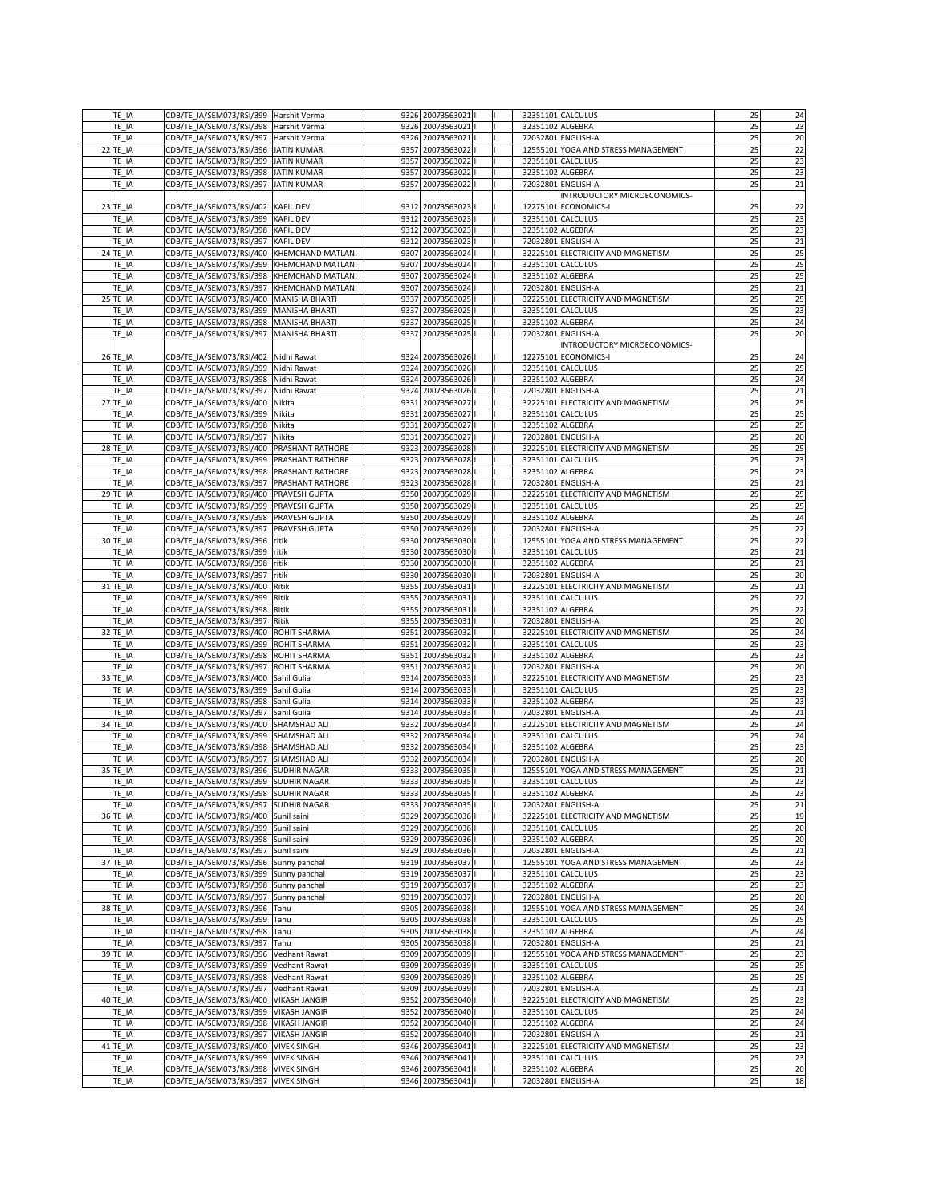| | | | | | | | | | | |
|---|---|---|---|---|---|---|---|---|---|---|
| | TE_IA | CDB/TE_IA/SEM073/RSI/399 | Harshit Verma | 9326 | 20073563021 | I | I | 32351101 | CALCULUS | 25 | 24 |
| | TE_IA | CDB/TE_IA/SEM073/RSI/398 | Harshit Verma | 9326 | 20073563021 | I | I | 32351102 | ALGEBRA | 25 | 23 |
| | TE_IA | CDB/TE_IA/SEM073/RSI/397 | Harshit Verma | 9326 | 20073563021 | I | I | 72032801 | ENGLISH-A | 25 | 20 |
| 22 | TE_IA | CDB/TE_IA/SEM073/RSI/396 | JATIN KUMAR | 9357 | 20073563022 | I | I | 12555101 | YOGA AND STRESS MANAGEMENT | 25 | 22 |
| | TE_IA | CDB/TE_IA/SEM073/RSI/399 | JATIN KUMAR | 9357 | 20073563022 | I | I | 32351101 | CALCULUS | 25 | 23 |
| | TE_IA | CDB/TE_IA/SEM073/RSI/398 | JATIN KUMAR | 9357 | 20073563022 | I | I | 32351102 | ALGEBRA | 25 | 23 |
| | TE_IA | CDB/TE_IA/SEM073/RSI/397 | JATIN KUMAR | 9357 | 20073563022 | I | I | 72032801 | ENGLISH-A | 25 | 21 |
| 23 | TE_IA | CDB/TE_IA/SEM073/RSI/402 | KAPIL DEV | 9312 | 20073563023 | I | I | 12275101 | INTRODUCTORY MICROECONOMICS-ECONOMICS-I | 25 | 22 |
| | TE_IA | CDB/TE_IA/SEM073/RSI/399 | KAPIL DEV | 9312 | 20073563023 | I | I | 32351101 | CALCULUS | 25 | 23 |
| | TE_IA | CDB/TE_IA/SEM073/RSI/398 | KAPIL DEV | 9312 | 20073563023 | I | I | 32351102 | ALGEBRA | 25 | 23 |
| | TE_IA | CDB/TE_IA/SEM073/RSI/397 | KAPIL DEV | 9312 | 20073563023 | I | I | 72032801 | ENGLISH-A | 25 | 21 |
| 24 | TE_IA | CDB/TE_IA/SEM073/RSI/400 | KHEMCHAND MATLANI | 9307 | 20073563024 | I | I | 32225101 | ELECTRICITY AND MAGNETISM | 25 | 25 |
| | TE_IA | CDB/TE_IA/SEM073/RSI/399 | KHEMCHAND MATLANI | 9307 | 20073563024 | I | I | 32351101 | CALCULUS | 25 | 25 |
| | TE_IA | CDB/TE_IA/SEM073/RSI/398 | KHEMCHAND MATLANI | 9307 | 20073563024 | I | I | 32351102 | ALGEBRA | 25 | 25 |
| | TE_IA | CDB/TE_IA/SEM073/RSI/397 | KHEMCHAND MATLANI | 9307 | 20073563024 | I | I | 72032801 | ENGLISH-A | 25 | 21 |
| 25 | TE_IA | CDB/TE_IA/SEM073/RSI/400 | MANISHA BHARTI | 9337 | 20073563025 | I | I | 32225101 | ELECTRICITY AND MAGNETISM | 25 | 25 |
| | TE_IA | CDB/TE_IA/SEM073/RSI/399 | MANISHA BHARTI | 9337 | 20073563025 | I | I | 32351101 | CALCULUS | 25 | 23 |
| | TE_IA | CDB/TE_IA/SEM073/RSI/398 | MANISHA BHARTI | 9337 | 20073563025 | I | I | 32351102 | ALGEBRA | 25 | 24 |
| | TE_IA | CDB/TE_IA/SEM073/RSI/397 | MANISHA BHARTI | 9337 | 20073563025 | I | I | 72032801 | ENGLISH-A | 25 | 20 |
| 26 | TE_IA | CDB/TE_IA/SEM073/RSI/402 | Nidhi Rawat | 9324 | 20073563026 | I | I | 12275101 | INTRODUCTORY MICROECONOMICS-ECONOMICS-I | 25 | 24 |
| | TE_IA | CDB/TE_IA/SEM073/RSI/399 | Nidhi Rawat | 9324 | 20073563026 | I | I | 32351101 | CALCULUS | 25 | 25 |
| | TE_IA | CDB/TE_IA/SEM073/RSI/398 | Nidhi Rawat | 9324 | 20073563026 | I | I | 32351102 | ALGEBRA | 25 | 24 |
| | TE_IA | CDB/TE_IA/SEM073/RSI/397 | Nidhi Rawat | 9324 | 20073563026 | I | I | 72032801 | ENGLISH-A | 25 | 21 |
| 27 | TE_IA | CDB/TE_IA/SEM073/RSI/400 | Nikita | 9331 | 20073563027 | I | I | 32225101 | ELECTRICITY AND MAGNETISM | 25 | 25 |
| | TE_IA | CDB/TE_IA/SEM073/RSI/399 | Nikita | 9331 | 20073563027 | I | I | 32351101 | CALCULUS | 25 | 25 |
| | TE_IA | CDB/TE_IA/SEM073/RSI/398 | Nikita | 9331 | 20073563027 | I | I | 32351102 | ALGEBRA | 25 | 25 |
| | TE_IA | CDB/TE_IA/SEM073/RSI/397 | Nikita | 9331 | 20073563027 | I | I | 72032801 | ENGLISH-A | 25 | 20 |
| 28 | TE_IA | CDB/TE_IA/SEM073/RSI/400 | PRASHANT RATHORE | 9323 | 20073563028 | I | I | 32225101 | ELECTRICITY AND MAGNETISM | 25 | 25 |
| | TE_IA | CDB/TE_IA/SEM073/RSI/399 | PRASHANT RATHORE | 9323 | 20073563028 | I | I | 32351101 | CALCULUS | 25 | 23 |
| | TE_IA | CDB/TE_IA/SEM073/RSI/398 | PRASHANT RATHORE | 9323 | 20073563028 | I | I | 32351102 | ALGEBRA | 25 | 23 |
| | TE_IA | CDB/TE_IA/SEM073/RSI/397 | PRASHANT RATHORE | 9323 | 20073563028 | I | I | 72032801 | ENGLISH-A | 25 | 21 |
| 29 | TE_IA | CDB/TE_IA/SEM073/RSI/400 | PRAVESH GUPTA | 9350 | 20073563029 | I | I | 32225101 | ELECTRICITY AND MAGNETISM | 25 | 25 |
| | TE_IA | CDB/TE_IA/SEM073/RSI/399 | PRAVESH GUPTA | 9350 | 20073563029 | I | I | 32351101 | CALCULUS | 25 | 25 |
| | TE_IA | CDB/TE_IA/SEM073/RSI/398 | PRAVESH GUPTA | 9350 | 20073563029 | I | I | 32351102 | ALGEBRA | 25 | 24 |
| | TE_IA | CDB/TE_IA/SEM073/RSI/397 | PRAVESH GUPTA | 9350 | 20073563029 | I | I | 72032801 | ENGLISH-A | 25 | 22 |
| 30 | TE_IA | CDB/TE_IA/SEM073/RSI/396 | ritik | 9330 | 20073563030 | I | I | 12555101 | YOGA AND STRESS MANAGEMENT | 25 | 22 |
| | TE_IA | CDB/TE_IA/SEM073/RSI/399 | ritik | 9330 | 20073563030 | I | I | 32351101 | CALCULUS | 25 | 21 |
| | TE_IA | CDB/TE_IA/SEM073/RSI/398 | ritik | 9330 | 20073563030 | I | I | 32351102 | ALGEBRA | 25 | 21 |
| | TE_IA | CDB/TE_IA/SEM073/RSI/397 | ritik | 9330 | 20073563030 | I | I | 72032801 | ENGLISH-A | 25 | 20 |
| 31 | TE_IA | CDB/TE_IA/SEM073/RSI/400 | Ritik | 9355 | 20073563031 | I | I | 32225101 | ELECTRICITY AND MAGNETISM | 25 | 21 |
| | TE_IA | CDB/TE_IA/SEM073/RSI/399 | Ritik | 9355 | 20073563031 | I | I | 32351101 | CALCULUS | 25 | 22 |
| | TE_IA | CDB/TE_IA/SEM073/RSI/398 | Ritik | 9355 | 20073563031 | I | I | 32351102 | ALGEBRA | 25 | 22 |
| | TE_IA | CDB/TE_IA/SEM073/RSI/397 | Ritik | 9355 | 20073563031 | I | I | 72032801 | ENGLISH-A | 25 | 20 |
| 32 | TE_IA | CDB/TE_IA/SEM073/RSI/400 | ROHIT SHARMA | 9351 | 20073563032 | I | I | 32225101 | ELECTRICITY AND MAGNETISM | 25 | 24 |
| | TE_IA | CDB/TE_IA/SEM073/RSI/399 | ROHIT SHARMA | 9351 | 20073563032 | I | I | 32351101 | CALCULUS | 25 | 23 |
| | TE_IA | CDB/TE_IA/SEM073/RSI/398 | ROHIT SHARMA | 9351 | 20073563032 | I | I | 32351102 | ALGEBRA | 25 | 23 |
| | TE_IA | CDB/TE_IA/SEM073/RSI/397 | ROHIT SHARMA | 9351 | 20073563032 | I | I | 72032801 | ENGLISH-A | 25 | 20 |
| 33 | TE_IA | CDB/TE_IA/SEM073/RSI/400 | Sahil Gulia | 9314 | 20073563033 | I | I | 32225101 | ELECTRICITY AND MAGNETISM | 25 | 23 |
| | TE_IA | CDB/TE_IA/SEM073/RSI/399 | Sahil Gulia | 9314 | 20073563033 | I | I | 32351101 | CALCULUS | 25 | 23 |
| | TE_IA | CDB/TE_IA/SEM073/RSI/398 | Sahil Gulia | 9314 | 20073563033 | I | I | 32351102 | ALGEBRA | 25 | 23 |
| | TE_IA | CDB/TE_IA/SEM073/RSI/397 | Sahil Gulia | 9314 | 20073563033 | I | I | 72032801 | ENGLISH-A | 25 | 21 |
| 34 | TE_IA | CDB/TE_IA/SEM073/RSI/400 | SHAMSHAD ALI | 9332 | 20073563034 | I | I | 32225101 | ELECTRICITY AND MAGNETISM | 25 | 24 |
| | TE_IA | CDB/TE_IA/SEM073/RSI/399 | SHAMSHAD ALI | 9332 | 20073563034 | I | I | 32351101 | CALCULUS | 25 | 24 |
| | TE_IA | CDB/TE_IA/SEM073/RSI/398 | SHAMSHAD ALI | 9332 | 20073563034 | I | I | 32351102 | ALGEBRA | 25 | 23 |
| | TE_IA | CDB/TE_IA/SEM073/RSI/397 | SHAMSHAD ALI | 9332 | 20073563034 | I | I | 72032801 | ENGLISH-A | 25 | 20 |
| 35 | TE_IA | CDB/TE_IA/SEM073/RSI/396 | SUDHIR NAGAR | 9333 | 20073563035 | I | I | 12555101 | YOGA AND STRESS MANAGEMENT | 25 | 21 |
| | TE_IA | CDB/TE_IA/SEM073/RSI/399 | SUDHIR NAGAR | 9333 | 20073563035 | I | I | 32351101 | CALCULUS | 25 | 23 |
| | TE_IA | CDB/TE_IA/SEM073/RSI/398 | SUDHIR NAGAR | 9333 | 20073563035 | I | I | 32351102 | ALGEBRA | 25 | 23 |
| | TE_IA | CDB/TE_IA/SEM073/RSI/397 | SUDHIR NAGAR | 9333 | 20073563035 | I | I | 72032801 | ENGLISH-A | 25 | 21 |
| 36 | TE_IA | CDB/TE_IA/SEM073/RSI/400 | Sunil saini | 9329 | 20073563036 | I | I | 32225101 | ELECTRICITY AND MAGNETISM | 25 | 19 |
| | TE_IA | CDB/TE_IA/SEM073/RSI/399 | Sunil saini | 9329 | 20073563036 | I | I | 32351101 | CALCULUS | 25 | 20 |
| | TE_IA | CDB/TE_IA/SEM073/RSI/398 | Sunil saini | 9329 | 20073563036 | I | I | 32351102 | ALGEBRA | 25 | 20 |
| | TE_IA | CDB/TE_IA/SEM073/RSI/397 | Sunil saini | 9329 | 20073563036 | I | I | 72032801 | ENGLISH-A | 25 | 21 |
| 37 | TE_IA | CDB/TE_IA/SEM073/RSI/396 | Sunny panchal | 9319 | 20073563037 | I | I | 12555101 | YOGA AND STRESS MANAGEMENT | 25 | 23 |
| | TE_IA | CDB/TE_IA/SEM073/RSI/399 | Sunny panchal | 9319 | 20073563037 | I | I | 32351101 | CALCULUS | 25 | 23 |
| | TE_IA | CDB/TE_IA/SEM073/RSI/398 | Sunny panchal | 9319 | 20073563037 | I | I | 32351102 | ALGEBRA | 25 | 23 |
| | TE_IA | CDB/TE_IA/SEM073/RSI/397 | Sunny panchal | 9319 | 20073563037 | I | I | 72032801 | ENGLISH-A | 25 | 20 |
| 38 | TE_IA | CDB/TE_IA/SEM073/RSI/396 | Tanu | 9305 | 20073563038 | I | I | 12555101 | YOGA AND STRESS MANAGEMENT | 25 | 24 |
| | TE_IA | CDB/TE_IA/SEM073/RSI/399 | Tanu | 9305 | 20073563038 | I | I | 32351101 | CALCULUS | 25 | 25 |
| | TE_IA | CDB/TE_IA/SEM073/RSI/398 | Tanu | 9305 | 20073563038 | I | I | 32351102 | ALGEBRA | 25 | 24 |
| | TE_IA | CDB/TE_IA/SEM073/RSI/397 | Tanu | 9305 | 20073563038 | I | I | 72032801 | ENGLISH-A | 25 | 21 |
| 39 | TE_IA | CDB/TE_IA/SEM073/RSI/396 | Vedhant Rawat | 9309 | 20073563039 | I | I | 12555101 | YOGA AND STRESS MANAGEMENT | 25 | 23 |
| | TE_IA | CDB/TE_IA/SEM073/RSI/399 | Vedhant Rawat | 9309 | 20073563039 | I | I | 32351101 | CALCULUS | 25 | 25 |
| | TE_IA | CDB/TE_IA/SEM073/RSI/398 | Vedhant Rawat | 9309 | 20073563039 | I | I | 32351102 | ALGEBRA | 25 | 25 |
| | TE_IA | CDB/TE_IA/SEM073/RSI/397 | Vedhant Rawat | 9309 | 20073563039 | I | I | 72032801 | ENGLISH-A | 25 | 21 |
| 40 | TE_IA | CDB/TE_IA/SEM073/RSI/400 | VIKASH JANGIR | 9352 | 20073563040 | I | I | 32225101 | ELECTRICITY AND MAGNETISM | 25 | 23 |
| | TE_IA | CDB/TE_IA/SEM073/RSI/399 | VIKASH JANGIR | 9352 | 20073563040 | I | I | 32351101 | CALCULUS | 25 | 24 |
| | TE_IA | CDB/TE_IA/SEM073/RSI/398 | VIKASH JANGIR | 9352 | 20073563040 | I | I | 32351102 | ALGEBRA | 25 | 24 |
| | TE_IA | CDB/TE_IA/SEM073/RSI/397 | VIKASH JANGIR | 9352 | 20073563040 | I | I | 72032801 | ENGLISH-A | 25 | 21 |
| 41 | TE_IA | CDB/TE_IA/SEM073/RSI/400 | VIVEK SINGH | 9346 | 20073563041 | I | I | 32225101 | ELECTRICITY AND MAGNETISM | 25 | 23 |
| | TE_IA | CDB/TE_IA/SEM073/RSI/399 | VIVEK SINGH | 9346 | 20073563041 | I | I | 32351101 | CALCULUS | 25 | 23 |
| | TE_IA | CDB/TE_IA/SEM073/RSI/398 | VIVEK SINGH | 9346 | 20073563041 | I | I | 32351102 | ALGEBRA | 25 | 20 |
| | TE_IA | CDB/TE_IA/SEM073/RSI/397 | VIVEK SINGH | 9346 | 20073563041 | I | I | 72032801 | ENGLISH-A | 25 | 18 |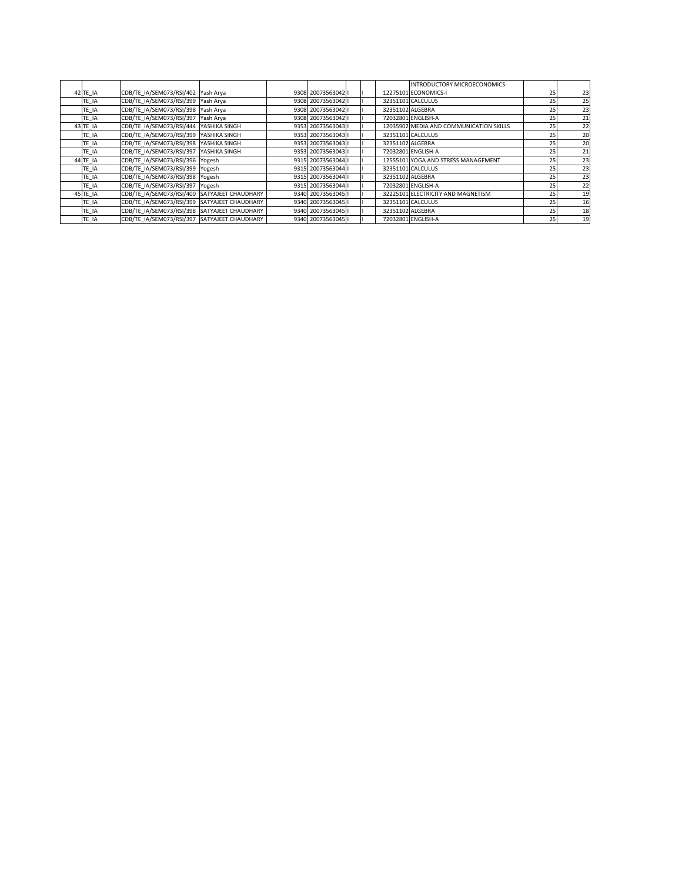| | | | | | | | | | | | |
|---|---|---|---|---|---|---|---|---|---|---|---|
| 42 | TE_IA | CDB/TE_IA/SEM073/RSI/402 | Yash Arya | 9308 | 20073563042 | I | I | 12275101 | INTRODUCTORY MICROECONOMICS- ECONOMICS-I | 25 | 23 |
| | TE_IA | CDB/TE_IA/SEM073/RSI/399 | Yash Arya | 9308 | 20073563042 | I | I | 32351101 | CALCULUS | 25 | 25 |
| | TE_IA | CDB/TE_IA/SEM073/RSI/398 | Yash Arya | 9308 | 20073563042 | I | I | 32351102 | ALGEBRA | 25 | 23 |
| | TE_IA | CDB/TE_IA/SEM073/RSI/397 | Yash Arya | 9308 | 20073563042 | I | I | 72032801 | ENGLISH-A | 25 | 21 |
| 43 | TE_IA | CDB/TE_IA/SEM073/RSI/444 | YASHIKA SINGH | 9353 | 20073563043 | I | I | 12035902 | MEDIA AND COMMUNICATION SKILLS | 25 | 22 |
| | TE_IA | CDB/TE_IA/SEM073/RSI/399 | YASHIKA SINGH | 9353 | 20073563043 | I | I | 32351101 | CALCULUS | 25 | 20 |
| | TE_IA | CDB/TE_IA/SEM073/RSI/398 | YASHIKA SINGH | 9353 | 20073563043 | I | I | 32351102 | ALGEBRA | 25 | 20 |
| | TE_IA | CDB/TE_IA/SEM073/RSI/397 | YASHIKA SINGH | 9353 | 20073563043 | I | I | 72032801 | ENGLISH-A | 25 | 21 |
| 44 | TE_IA | CDB/TE_IA/SEM073/RSI/396 | Yogesh | 9315 | 20073563044 | I | I | 12555101 | YOGA AND STRESS MANAGEMENT | 25 | 23 |
| | TE_IA | CDB/TE_IA/SEM073/RSI/399 | Yogesh | 9315 | 20073563044 | I | I | 32351101 | CALCULUS | 25 | 23 |
| | TE_IA | CDB/TE_IA/SEM073/RSI/398 | Yogesh | 9315 | 20073563044 | I | I | 32351102 | ALGEBRA | 25 | 23 |
| | TE_IA | CDB/TE_IA/SEM073/RSI/397 | Yogesh | 9315 | 20073563044 | I | I | 72032801 | ENGLISH-A | 25 | 22 |
| 45 | TE_IA | CDB/TE_IA/SEM073/RSI/400 | SATYAJEET CHAUDHARY | 9340 | 20073563045 | I | I | 32225101 | ELECTRICITY AND MAGNETISM | 25 | 19 |
| | TE_IA | CDB/TE_IA/SEM073/RSI/399 | SATYAJEET CHAUDHARY | 9340 | 20073563045 | I | I | 32351101 | CALCULUS | 25 | 16 |
| | TE_IA | CDB/TE_IA/SEM073/RSI/398 | SATYAJEET CHAUDHARY | 9340 | 20073563045 | I | I | 32351102 | ALGEBRA | 25 | 18 |
| | TE_IA | CDB/TE_IA/SEM073/RSI/397 | SATYAJEET CHAUDHARY | 9340 | 20073563045 | I | I | 72032801 | ENGLISH-A | 25 | 19 |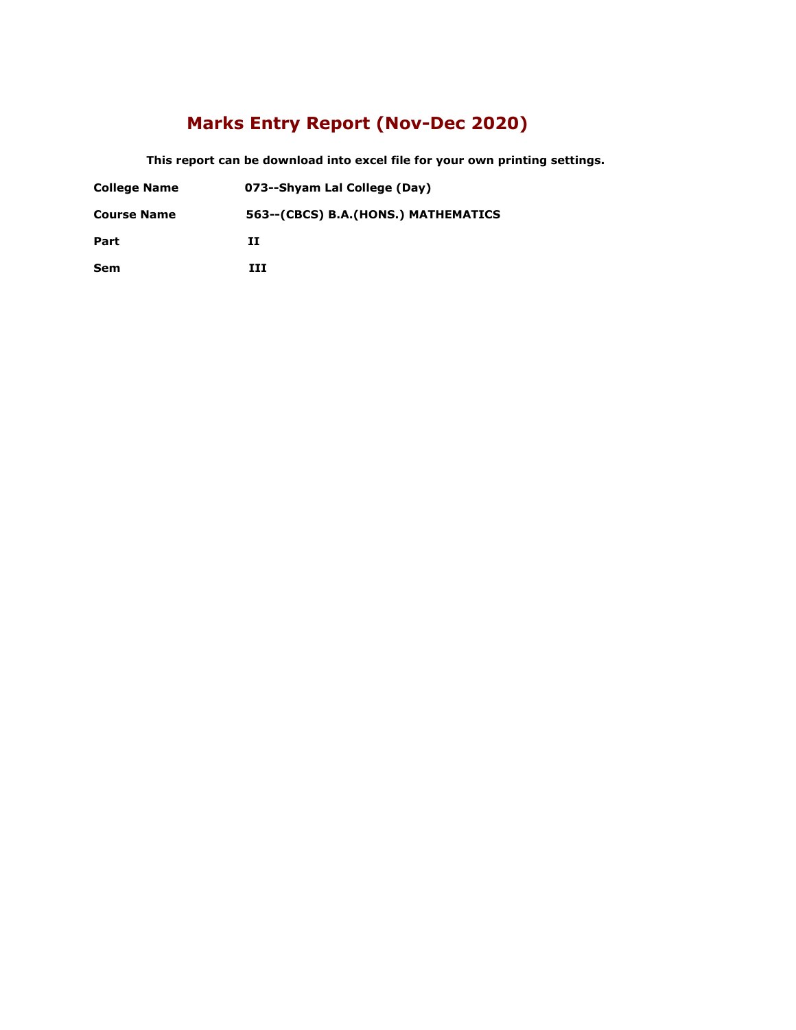# Marks Entry Report (Nov-Dec 2020)

**This report can be download into excel file for your own printing settings.**

| | |
|---|---|
| **College Name** | **073--Shyam Lal College (Day)** |
| **Course Name** | **563--(CBCS) B.A.(HONS.) MATHEMATICS** |
| **Part** | **II** |
| **Sem** | **III** |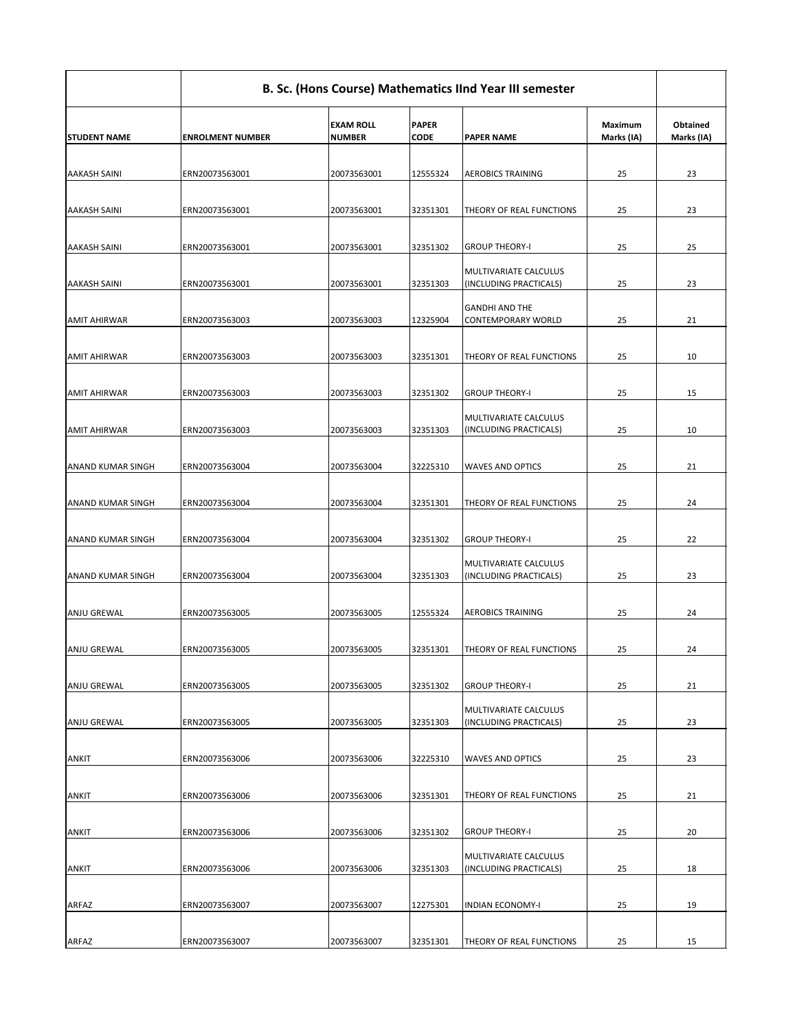| | B. Sc. (Hons Course) Mathematics IInd Year III semester | | | | | |
|---|---|---|---|---|---|---|
| **STUDENT NAME** | **ENROLMENT NUMBER** | **EXAM ROLL NUMBER** | **PAPER CODE** | **PAPER NAME** | **Maximum Marks (IA)** | **Obtained Marks (IA)** |
| AAKASH SAINI | ERN20073563001 | 20073563001 | 12555324 | AEROBICS TRAINING | 25 | 23 |
| AAKASH SAINI | ERN20073563001 | 20073563001 | 32351301 | THEORY OF REAL FUNCTIONS | 25 | 23 |
| AAKASH SAINI | ERN20073563001 | 20073563001 | 32351302 | GROUP THEORY-I | 25 | 25 |
| AAKASH SAINI | ERN20073563001 | 20073563001 | 32351303 | MULTIVARIATE CALCULUS (INCLUDING PRACTICALS) | 25 | 23 |
| AMIT AHIRWAR | ERN20073563003 | 20073563003 | 12325904 | GANDHI AND THE CONTEMPORARY WORLD | 25 | 21 |
| AMIT AHIRWAR | ERN20073563003 | 20073563003 | 32351301 | THEORY OF REAL FUNCTIONS | 25 | 10 |
| AMIT AHIRWAR | ERN20073563003 | 20073563003 | 32351302 | GROUP THEORY-I | 25 | 15 |
| AMIT AHIRWAR | ERN20073563003 | 20073563003 | 32351303 | MULTIVARIATE CALCULUS (INCLUDING PRACTICALS) | 25 | 10 |
| ANAND KUMAR SINGH | ERN20073563004 | 20073563004 | 32225310 | WAVES AND OPTICS | 25 | 21 |
| ANAND KUMAR SINGH | ERN20073563004 | 20073563004 | 32351301 | THEORY OF REAL FUNCTIONS | 25 | 24 |
| ANAND KUMAR SINGH | ERN20073563004 | 20073563004 | 32351302 | GROUP THEORY-I | 25 | 22 |
| ANAND KUMAR SINGH | ERN20073563004 | 20073563004 | 32351303 | MULTIVARIATE CALCULUS (INCLUDING PRACTICALS) | 25 | 23 |
| ANJU GREWAL | ERN20073563005 | 20073563005 | 12555324 | AEROBICS TRAINING | 25 | 24 |
| ANJU GREWAL | ERN20073563005 | 20073563005 | 32351301 | THEORY OF REAL FUNCTIONS | 25 | 24 |
| ANJU GREWAL | ERN20073563005 | 20073563005 | 32351302 | GROUP THEORY-I | 25 | 21 |
| ANJU GREWAL | ERN20073563005 | 20073563005 | 32351303 | MULTIVARIATE CALCULUS (INCLUDING PRACTICALS) | 25 | 23 |
| ANKIT | ERN20073563006 | 20073563006 | 32225310 | WAVES AND OPTICS | 25 | 23 |
| ANKIT | ERN20073563006 | 20073563006 | 32351301 | THEORY OF REAL FUNCTIONS | 25 | 21 |
| ANKIT | ERN20073563006 | 20073563006 | 32351302 | GROUP THEORY-I | 25 | 20 |
| ANKIT | ERN20073563006 | 20073563006 | 32351303 | MULTIVARIATE CALCULUS (INCLUDING PRACTICALS) | 25 | 18 |
| ARFAZ | ERN20073563007 | 20073563007 | 12275301 | INDIAN ECONOMY-I | 25 | 19 |
| ARFAZ | ERN20073563007 | 20073563007 | 32351301 | THEORY OF REAL FUNCTIONS | 25 | 15 |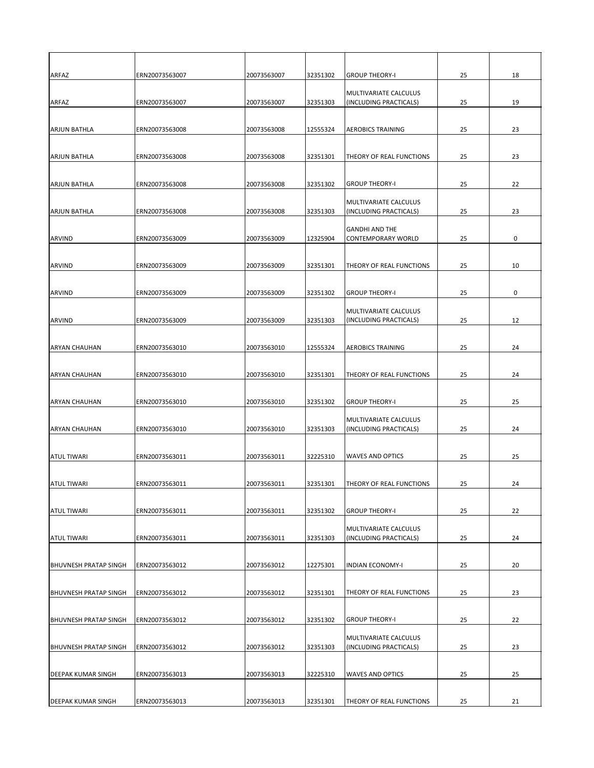| | | | | | | |
|---|---|---|---|---|---|---|
| ARFAZ | ERN20073563007 | 20073563007 | 32351302 | GROUP THEORY-I | 25 | 18 |
| ARFAZ | ERN20073563007 | 20073563007 | 32351303 | MULTIVARIATE CALCULUS (INCLUDING PRACTICALS) | 25 | 19 |
| ARJUN BATHLA | ERN20073563008 | 20073563008 | 12555324 | AEROBICS TRAINING | 25 | 23 |
| ARJUN BATHLA | ERN20073563008 | 20073563008 | 32351301 | THEORY OF REAL FUNCTIONS | 25 | 23 |
| ARJUN BATHLA | ERN20073563008 | 20073563008 | 32351302 | GROUP THEORY-I | 25 | 22 |
| ARJUN BATHLA | ERN20073563008 | 20073563008 | 32351303 | MULTIVARIATE CALCULUS (INCLUDING PRACTICALS) | 25 | 23 |
| ARVIND | ERN20073563009 | 20073563009 | 12325904 | GANDHI AND THE CONTEMPORARY WORLD | 25 | 0 |
| ARVIND | ERN20073563009 | 20073563009 | 32351301 | THEORY OF REAL FUNCTIONS | 25 | 10 |
| ARVIND | ERN20073563009 | 20073563009 | 32351302 | GROUP THEORY-I | 25 | 0 |
| ARVIND | ERN20073563009 | 20073563009 | 32351303 | MULTIVARIATE CALCULUS (INCLUDING PRACTICALS) | 25 | 12 |
| ARYAN CHAUHAN | ERN20073563010 | 20073563010 | 12555324 | AEROBICS TRAINING | 25 | 24 |
| ARYAN CHAUHAN | ERN20073563010 | 20073563010 | 32351301 | THEORY OF REAL FUNCTIONS | 25 | 24 |
| ARYAN CHAUHAN | ERN20073563010 | 20073563010 | 32351302 | GROUP THEORY-I | 25 | 25 |
| ARYAN CHAUHAN | ERN20073563010 | 20073563010 | 32351303 | MULTIVARIATE CALCULUS (INCLUDING PRACTICALS) | 25 | 24 |
| ATUL TIWARI | ERN20073563011 | 20073563011 | 32225310 | WAVES AND OPTICS | 25 | 25 |
| ATUL TIWARI | ERN20073563011 | 20073563011 | 32351301 | THEORY OF REAL FUNCTIONS | 25 | 24 |
| ATUL TIWARI | ERN20073563011 | 20073563011 | 32351302 | GROUP THEORY-I | 25 | 22 |
| ATUL TIWARI | ERN20073563011 | 20073563011 | 32351303 | MULTIVARIATE CALCULUS (INCLUDING PRACTICALS) | 25 | 24 |
| BHUVNESH PRATAP SINGH | ERN20073563012 | 20073563012 | 12275301 | INDIAN ECONOMY-I | 25 | 20 |
| BHUVNESH PRATAP SINGH | ERN20073563012 | 20073563012 | 32351301 | THEORY OF REAL FUNCTIONS | 25 | 23 |
| BHUVNESH PRATAP SINGH | ERN20073563012 | 20073563012 | 32351302 | GROUP THEORY-I | 25 | 22 |
| BHUVNESH PRATAP SINGH | ERN20073563012 | 20073563012 | 32351303 | MULTIVARIATE CALCULUS (INCLUDING PRACTICALS) | 25 | 23 |
| DEEPAK KUMAR SINGH | ERN20073563013 | 20073563013 | 32225310 | WAVES AND OPTICS | 25 | 25 |
| DEEPAK KUMAR SINGH | ERN20073563013 | 20073563013 | 32351301 | THEORY OF REAL FUNCTIONS | 25 | 21 |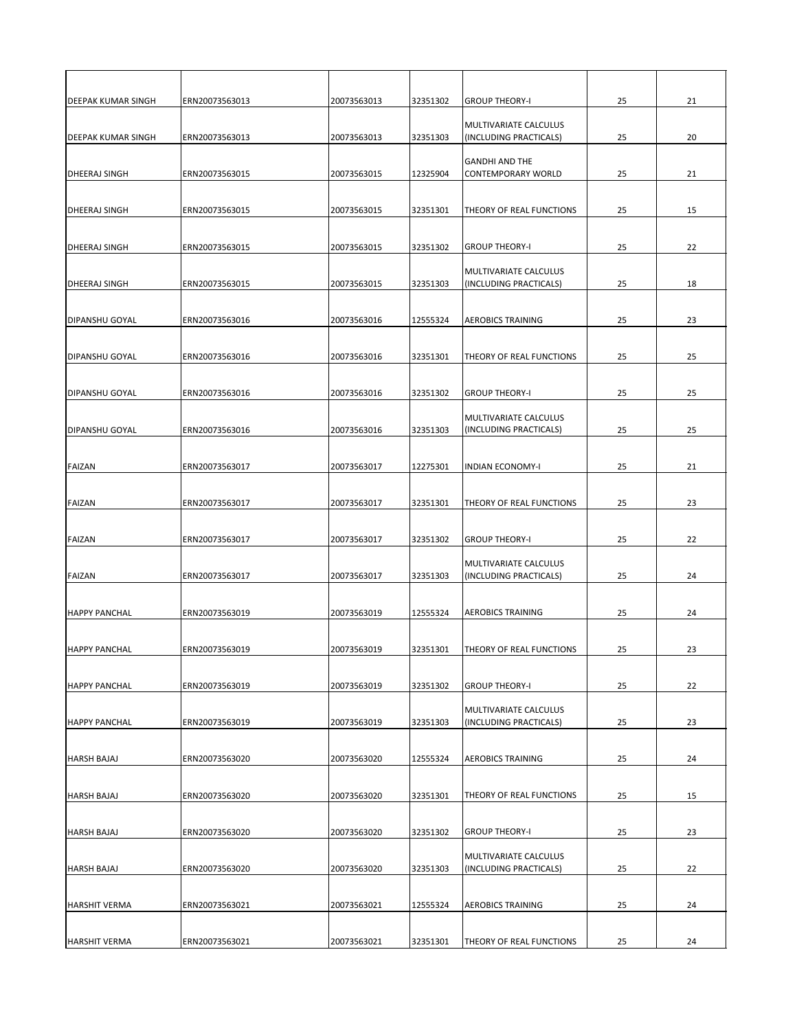| | | | | | | |
|---|---|---|---|---|---|---|
| DEEPAK KUMAR SINGH | ERN20073563013 | 20073563013 | 32351302 | GROUP THEORY-I | 25 | 21 |
| DEEPAK KUMAR SINGH | ERN20073563013 | 20073563013 | 32351303 | MULTIVARIATE CALCULUS (INCLUDING PRACTICALS) | 25 | 20 |
| DHEERAJ SINGH | ERN20073563015 | 20073563015 | 12325904 | GANDHI AND THE CONTEMPORARY WORLD | 25 | 21 |
| DHEERAJ SINGH | ERN20073563015 | 20073563015 | 32351301 | THEORY OF REAL FUNCTIONS | 25 | 15 |
| DHEERAJ SINGH | ERN20073563015 | 20073563015 | 32351302 | GROUP THEORY-I | 25 | 22 |
| DHEERAJ SINGH | ERN20073563015 | 20073563015 | 32351303 | MULTIVARIATE CALCULUS (INCLUDING PRACTICALS) | 25 | 18 |
| DIPANSHU GOYAL | ERN20073563016 | 20073563016 | 12555324 | AEROBICS TRAINING | 25 | 23 |
| DIPANSHU GOYAL | ERN20073563016 | 20073563016 | 32351301 | THEORY OF REAL FUNCTIONS | 25 | 25 |
| DIPANSHU GOYAL | ERN20073563016 | 20073563016 | 32351302 | GROUP THEORY-I | 25 | 25 |
| DIPANSHU GOYAL | ERN20073563016 | 20073563016 | 32351303 | MULTIVARIATE CALCULUS (INCLUDING PRACTICALS) | 25 | 25 |
| FAIZAN | ERN20073563017 | 20073563017 | 12275301 | INDIAN ECONOMY-I | 25 | 21 |
| FAIZAN | ERN20073563017 | 20073563017 | 32351301 | THEORY OF REAL FUNCTIONS | 25 | 23 |
| FAIZAN | ERN20073563017 | 20073563017 | 32351302 | GROUP THEORY-I | 25 | 22 |
| FAIZAN | ERN20073563017 | 20073563017 | 32351303 | MULTIVARIATE CALCULUS (INCLUDING PRACTICALS) | 25 | 24 |
| HAPPY PANCHAL | ERN20073563019 | 20073563019 | 12555324 | AEROBICS TRAINING | 25 | 24 |
| HAPPY PANCHAL | ERN20073563019 | 20073563019 | 32351301 | THEORY OF REAL FUNCTIONS | 25 | 23 |
| HAPPY PANCHAL | ERN20073563019 | 20073563019 | 32351302 | GROUP THEORY-I | 25 | 22 |
| HAPPY PANCHAL | ERN20073563019 | 20073563019 | 32351303 | MULTIVARIATE CALCULUS (INCLUDING PRACTICALS) | 25 | 23 |
| HARSH BAJAJ | ERN20073563020 | 20073563020 | 12555324 | AEROBICS TRAINING | 25 | 24 |
| HARSH BAJAJ | ERN20073563020 | 20073563020 | 32351301 | THEORY OF REAL FUNCTIONS | 25 | 15 |
| HARSH BAJAJ | ERN20073563020 | 20073563020 | 32351302 | GROUP THEORY-I | 25 | 23 |
| HARSH BAJAJ | ERN20073563020 | 20073563020 | 32351303 | MULTIVARIATE CALCULUS (INCLUDING PRACTICALS) | 25 | 22 |
| HARSHIT VERMA | ERN20073563021 | 20073563021 | 12555324 | AEROBICS TRAINING | 25 | 24 |
| HARSHIT VERMA | ERN20073563021 | 20073563021 | 32351301 | THEORY OF REAL FUNCTIONS | 25 | 24 |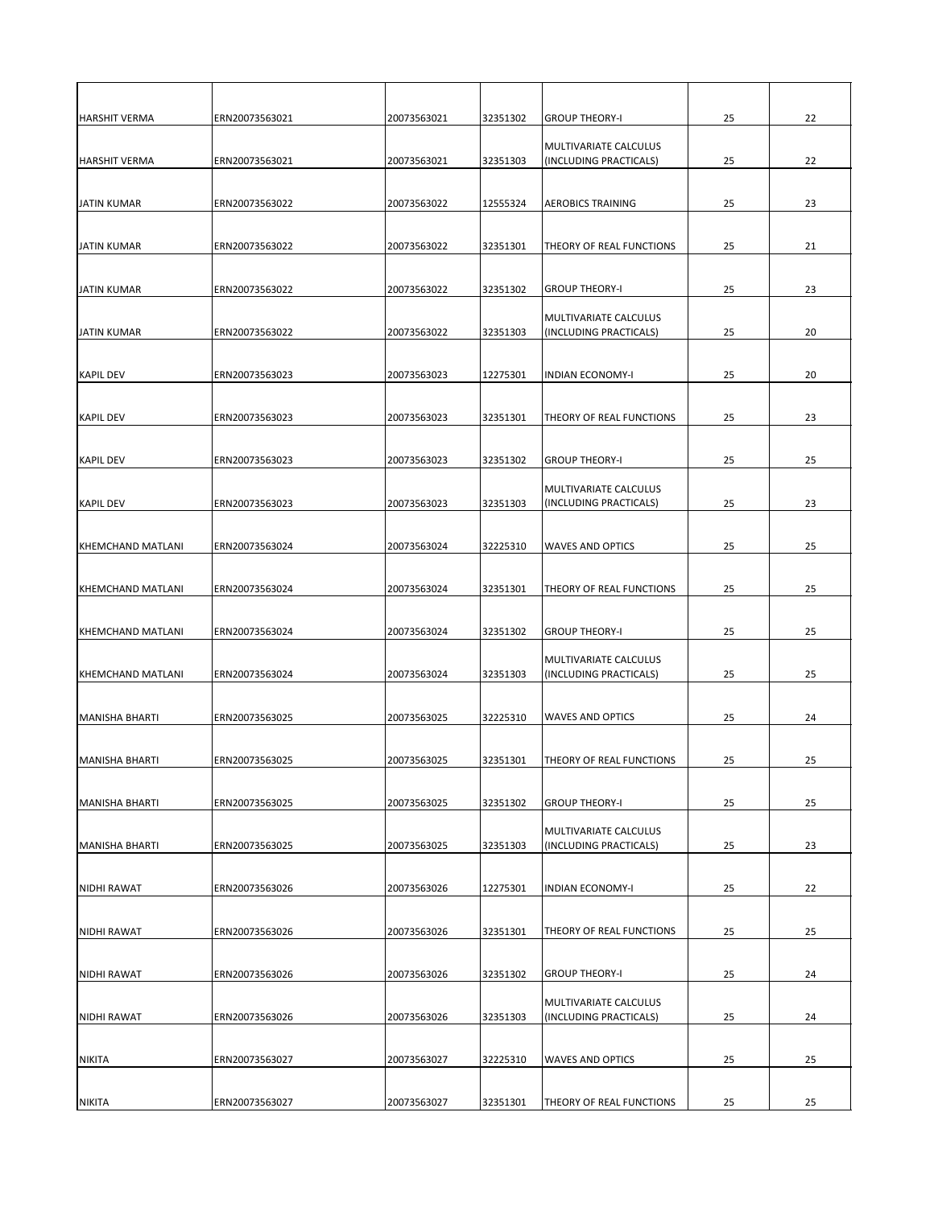| | | | | | | |
|---|---|---|---|---|---|---|
| HARSHIT VERMA | ERN20073563021 | 20073563021 | 32351302 | GROUP THEORY-I | 25 | 22 |
| HARSHIT VERMA | ERN20073563021 | 20073563021 | 32351303 | MULTIVARIATE CALCULUS (INCLUDING PRACTICALS) | 25 | 22 |
| JATIN KUMAR | ERN20073563022 | 20073563022 | 12555324 | AEROBICS TRAINING | 25 | 23 |
| JATIN KUMAR | ERN20073563022 | 20073563022 | 32351301 | THEORY OF REAL FUNCTIONS | 25 | 21 |
| JATIN KUMAR | ERN20073563022 | 20073563022 | 32351302 | GROUP THEORY-I | 25 | 23 |
| JATIN KUMAR | ERN20073563022 | 20073563022 | 32351303 | MULTIVARIATE CALCULUS (INCLUDING PRACTICALS) | 25 | 20 |
| KAPIL DEV | ERN20073563023 | 20073563023 | 12275301 | INDIAN ECONOMY-I | 25 | 20 |
| KAPIL DEV | ERN20073563023 | 20073563023 | 32351301 | THEORY OF REAL FUNCTIONS | 25 | 23 |
| KAPIL DEV | ERN20073563023 | 20073563023 | 32351302 | GROUP THEORY-I | 25 | 25 |
| KAPIL DEV | ERN20073563023 | 20073563023 | 32351303 | MULTIVARIATE CALCULUS (INCLUDING PRACTICALS) | 25 | 23 |
| KHEMCHAND MATLANI | ERN20073563024 | 20073563024 | 32225310 | WAVES AND OPTICS | 25 | 25 |
| KHEMCHAND MATLANI | ERN20073563024 | 20073563024 | 32351301 | THEORY OF REAL FUNCTIONS | 25 | 25 |
| KHEMCHAND MATLANI | ERN20073563024 | 20073563024 | 32351302 | GROUP THEORY-I | 25 | 25 |
| KHEMCHAND MATLANI | ERN20073563024 | 20073563024 | 32351303 | MULTIVARIATE CALCULUS (INCLUDING PRACTICALS) | 25 | 25 |
| MANISHA BHARTI | ERN20073563025 | 20073563025 | 32225310 | WAVES AND OPTICS | 25 | 24 |
| MANISHA BHARTI | ERN20073563025 | 20073563025 | 32351301 | THEORY OF REAL FUNCTIONS | 25 | 25 |
| MANISHA BHARTI | ERN20073563025 | 20073563025 | 32351302 | GROUP THEORY-I | 25 | 25 |
| MANISHA BHARTI | ERN20073563025 | 20073563025 | 32351303 | MULTIVARIATE CALCULUS (INCLUDING PRACTICALS) | 25 | 23 |
| NIDHI RAWAT | ERN20073563026 | 20073563026 | 12275301 | INDIAN ECONOMY-I | 25 | 22 |
| NIDHI RAWAT | ERN20073563026 | 20073563026 | 32351301 | THEORY OF REAL FUNCTIONS | 25 | 25 |
| NIDHI RAWAT | ERN20073563026 | 20073563026 | 32351302 | GROUP THEORY-I | 25 | 24 |
| NIDHI RAWAT | ERN20073563026 | 20073563026 | 32351303 | MULTIVARIATE CALCULUS (INCLUDING PRACTICALS) | 25 | 24 |
| NIKITA | ERN20073563027 | 20073563027 | 32225310 | WAVES AND OPTICS | 25 | 25 |
| NIKITA | ERN20073563027 | 20073563027 | 32351301 | THEORY OF REAL FUNCTIONS | 25 | 25 |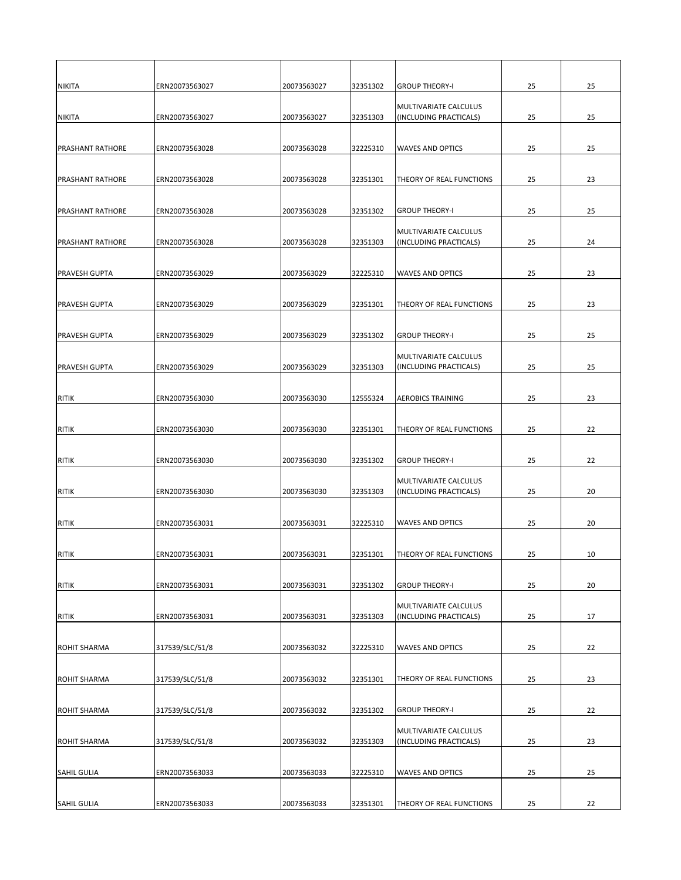| | | | | | | |
|---|---|---|---|---|---|---|
| NIKITA | ERN20073563027 | 20073563027 | 32351302 | GROUP THEORY-I | 25 | 25 |
| NIKITA | ERN20073563027 | 20073563027 | 32351303 | MULTIVARIATE CALCULUS (INCLUDING PRACTICALS) | 25 | 25 |
| PRASHANT RATHORE | ERN20073563028 | 20073563028 | 32225310 | WAVES AND OPTICS | 25 | 25 |
| PRASHANT RATHORE | ERN20073563028 | 20073563028 | 32351301 | THEORY OF REAL FUNCTIONS | 25 | 23 |
| PRASHANT RATHORE | ERN20073563028 | 20073563028 | 32351302 | GROUP THEORY-I | 25 | 25 |
| PRASHANT RATHORE | ERN20073563028 | 20073563028 | 32351303 | MULTIVARIATE CALCULUS (INCLUDING PRACTICALS) | 25 | 24 |
| PRAVESH GUPTA | ERN20073563029 | 20073563029 | 32225310 | WAVES AND OPTICS | 25 | 23 |
| PRAVESH GUPTA | ERN20073563029 | 20073563029 | 32351301 | THEORY OF REAL FUNCTIONS | 25 | 23 |
| PRAVESH GUPTA | ERN20073563029 | 20073563029 | 32351302 | GROUP THEORY-I | 25 | 25 |
| PRAVESH GUPTA | ERN20073563029 | 20073563029 | 32351303 | MULTIVARIATE CALCULUS (INCLUDING PRACTICALS) | 25 | 25 |
| RITIK | ERN20073563030 | 20073563030 | 12555324 | AEROBICS TRAINING | 25 | 23 |
| RITIK | ERN20073563030 | 20073563030 | 32351301 | THEORY OF REAL FUNCTIONS | 25 | 22 |
| RITIK | ERN20073563030 | 20073563030 | 32351302 | GROUP THEORY-I | 25 | 22 |
| RITIK | ERN20073563030 | 20073563030 | 32351303 | MULTIVARIATE CALCULUS (INCLUDING PRACTICALS) | 25 | 20 |
| RITIK | ERN20073563031 | 20073563031 | 32225310 | WAVES AND OPTICS | 25 | 20 |
| RITIK | ERN20073563031 | 20073563031 | 32351301 | THEORY OF REAL FUNCTIONS | 25 | 10 |
| RITIK | ERN20073563031 | 20073563031 | 32351302 | GROUP THEORY-I | 25 | 20 |
| RITIK | ERN20073563031 | 20073563031 | 32351303 | MULTIVARIATE CALCULUS (INCLUDING PRACTICALS) | 25 | 17 |
| ROHIT SHARMA | 317539/SLC/51/8 | 20073563032 | 32225310 | WAVES AND OPTICS | 25 | 22 |
| ROHIT SHARMA | 317539/SLC/51/8 | 20073563032 | 32351301 | THEORY OF REAL FUNCTIONS | 25 | 23 |
| ROHIT SHARMA | 317539/SLC/51/8 | 20073563032 | 32351302 | GROUP THEORY-I | 25 | 22 |
| ROHIT SHARMA | 317539/SLC/51/8 | 20073563032 | 32351303 | MULTIVARIATE CALCULUS (INCLUDING PRACTICALS) | 25 | 23 |
| SAHIL GULIA | ERN20073563033 | 20073563033 | 32225310 | WAVES AND OPTICS | 25 | 25 |
| SAHIL GULIA | ERN20073563033 | 20073563033 | 32351301 | THEORY OF REAL FUNCTIONS | 25 | 22 |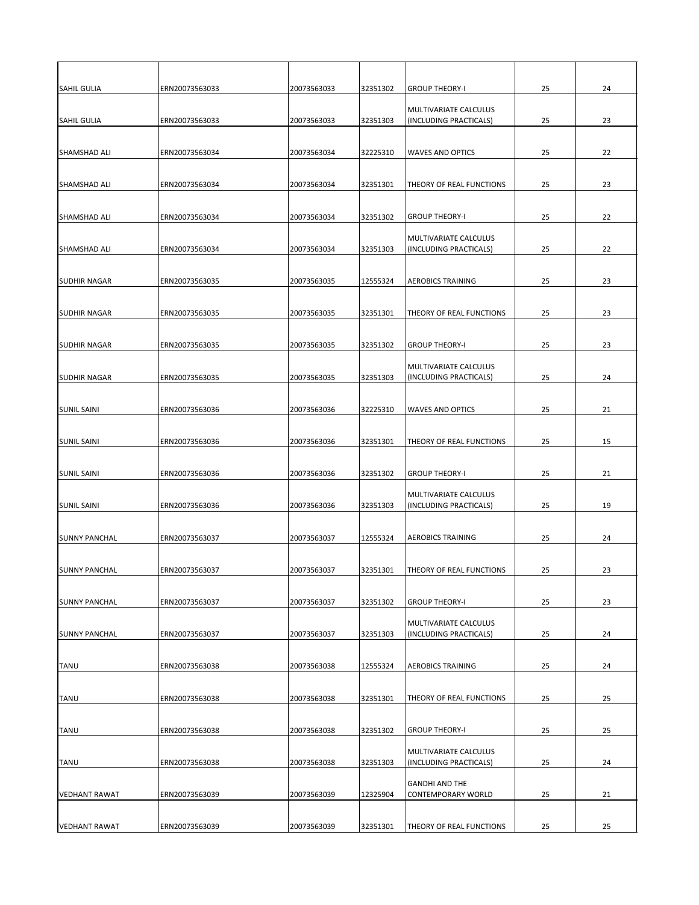| | | | | | | |
|---|---|---|---|---|---|---|
| SAHIL GULIA | ERN20073563033 | 20073563033 | 32351302 | GROUP THEORY-I | 25 | 24 |
| SAHIL GULIA | ERN20073563033 | 20073563033 | 32351303 | MULTIVARIATE CALCULUS (INCLUDING PRACTICALS) | 25 | 23 |
| SHAMSHAD ALI | ERN20073563034 | 20073563034 | 32225310 | WAVES AND OPTICS | 25 | 22 |
| SHAMSHAD ALI | ERN20073563034 | 20073563034 | 32351301 | THEORY OF REAL FUNCTIONS | 25 | 23 |
| SHAMSHAD ALI | ERN20073563034 | 20073563034 | 32351302 | GROUP THEORY-I | 25 | 22 |
| SHAMSHAD ALI | ERN20073563034 | 20073563034 | 32351303 | MULTIVARIATE CALCULUS (INCLUDING PRACTICALS) | 25 | 22 |
| SUDHIR NAGAR | ERN20073563035 | 20073563035 | 12555324 | AEROBICS TRAINING | 25 | 23 |
| SUDHIR NAGAR | ERN20073563035 | 20073563035 | 32351301 | THEORY OF REAL FUNCTIONS | 25 | 23 |
| SUDHIR NAGAR | ERN20073563035 | 20073563035 | 32351302 | GROUP THEORY-I | 25 | 23 |
| SUDHIR NAGAR | ERN20073563035 | 20073563035 | 32351303 | MULTIVARIATE CALCULUS (INCLUDING PRACTICALS) | 25 | 24 |
| SUNIL SAINI | ERN20073563036 | 20073563036 | 32225310 | WAVES AND OPTICS | 25 | 21 |
| SUNIL SAINI | ERN20073563036 | 20073563036 | 32351301 | THEORY OF REAL FUNCTIONS | 25 | 15 |
| SUNIL SAINI | ERN20073563036 | 20073563036 | 32351302 | GROUP THEORY-I | 25 | 21 |
| SUNIL SAINI | ERN20073563036 | 20073563036 | 32351303 | MULTIVARIATE CALCULUS (INCLUDING PRACTICALS) | 25 | 19 |
| SUNNY PANCHAL | ERN20073563037 | 20073563037 | 12555324 | AEROBICS TRAINING | 25 | 24 |
| SUNNY PANCHAL | ERN20073563037 | 20073563037 | 32351301 | THEORY OF REAL FUNCTIONS | 25 | 23 |
| SUNNY PANCHAL | ERN20073563037 | 20073563037 | 32351302 | GROUP THEORY-I | 25 | 23 |
| SUNNY PANCHAL | ERN20073563037 | 20073563037 | 32351303 | MULTIVARIATE CALCULUS (INCLUDING PRACTICALS) | 25 | 24 |
| TANU | ERN20073563038 | 20073563038 | 12555324 | AEROBICS TRAINING | 25 | 24 |
| TANU | ERN20073563038 | 20073563038 | 32351301 | THEORY OF REAL FUNCTIONS | 25 | 25 |
| TANU | ERN20073563038 | 20073563038 | 32351302 | GROUP THEORY-I | 25 | 25 |
| TANU | ERN20073563038 | 20073563038 | 32351303 | MULTIVARIATE CALCULUS (INCLUDING PRACTICALS) | 25 | 24 |
| VEDHANT RAWAT | ERN20073563039 | 20073563039 | 12325904 | GANDHI AND THE CONTEMPORARY WORLD | 25 | 21 |
| VEDHANT RAWAT | ERN20073563039 | 20073563039 | 32351301 | THEORY OF REAL FUNCTIONS | 25 | 25 |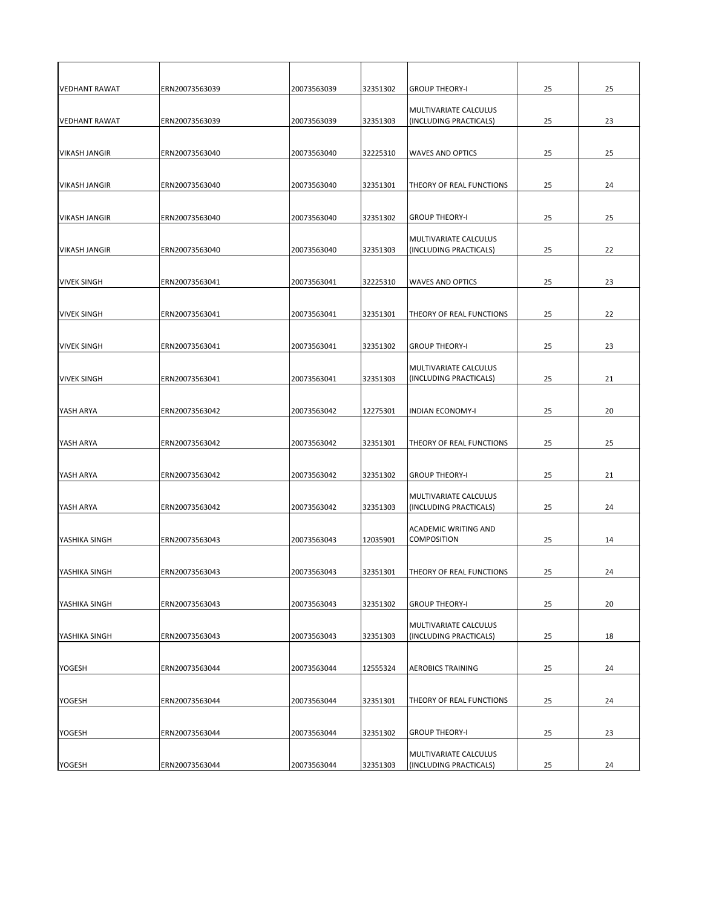| | | | | | | |
|---|---|---|---|---|---|---|
| VEDHANT RAWAT | ERN20073563039 | 20073563039 | 32351302 | GROUP THEORY-I | 25 | 25 |
| VEDHANT RAWAT | ERN20073563039 | 20073563039 | 32351303 | MULTIVARIATE CALCULUS (INCLUDING PRACTICALS) | 25 | 23 |
| VIKASH JANGIR | ERN20073563040 | 20073563040 | 32225310 | WAVES AND OPTICS | 25 | 25 |
| VIKASH JANGIR | ERN20073563040 | 20073563040 | 32351301 | THEORY OF REAL FUNCTIONS | 25 | 24 |
| VIKASH JANGIR | ERN20073563040 | 20073563040 | 32351302 | GROUP THEORY-I | 25 | 25 |
| VIKASH JANGIR | ERN20073563040 | 20073563040 | 32351303 | MULTIVARIATE CALCULUS (INCLUDING PRACTICALS) | 25 | 22 |
| VIVEK SINGH | ERN20073563041 | 20073563041 | 32225310 | WAVES AND OPTICS | 25 | 23 |
| VIVEK SINGH | ERN20073563041 | 20073563041 | 32351301 | THEORY OF REAL FUNCTIONS | 25 | 22 |
| VIVEK SINGH | ERN20073563041 | 20073563041 | 32351302 | GROUP THEORY-I | 25 | 23 |
| VIVEK SINGH | ERN20073563041 | 20073563041 | 32351303 | MULTIVARIATE CALCULUS (INCLUDING PRACTICALS) | 25 | 21 |
| YASH ARYA | ERN20073563042 | 20073563042 | 12275301 | INDIAN ECONOMY-I | 25 | 20 |
| YASH ARYA | ERN20073563042 | 20073563042 | 32351301 | THEORY OF REAL FUNCTIONS | 25 | 25 |
| YASH ARYA | ERN20073563042 | 20073563042 | 32351302 | GROUP THEORY-I | 25 | 21 |
| YASH ARYA | ERN20073563042 | 20073563042 | 32351303 | MULTIVARIATE CALCULUS (INCLUDING PRACTICALS) | 25 | 24 |
| YASHIKA SINGH | ERN20073563043 | 20073563043 | 12035901 | ACADEMIC WRITING AND COMPOSITION | 25 | 14 |
| YASHIKA SINGH | ERN20073563043 | 20073563043 | 32351301 | THEORY OF REAL FUNCTIONS | 25 | 24 |
| YASHIKA SINGH | ERN20073563043 | 20073563043 | 32351302 | GROUP THEORY-I | 25 | 20 |
| YASHIKA SINGH | ERN20073563043 | 20073563043 | 32351303 | MULTIVARIATE CALCULUS (INCLUDING PRACTICALS) | 25 | 18 |
| YOGESH | ERN20073563044 | 20073563044 | 12555324 | AEROBICS TRAINING | 25 | 24 |
| YOGESH | ERN20073563044 | 20073563044 | 32351301 | THEORY OF REAL FUNCTIONS | 25 | 24 |
| YOGESH | ERN20073563044 | 20073563044 | 32351302 | GROUP THEORY-I | 25 | 23 |
| YOGESH | ERN20073563044 | 20073563044 | 32351303 | MULTIVARIATE CALCULUS (INCLUDING PRACTICALS) | 25 | 24 |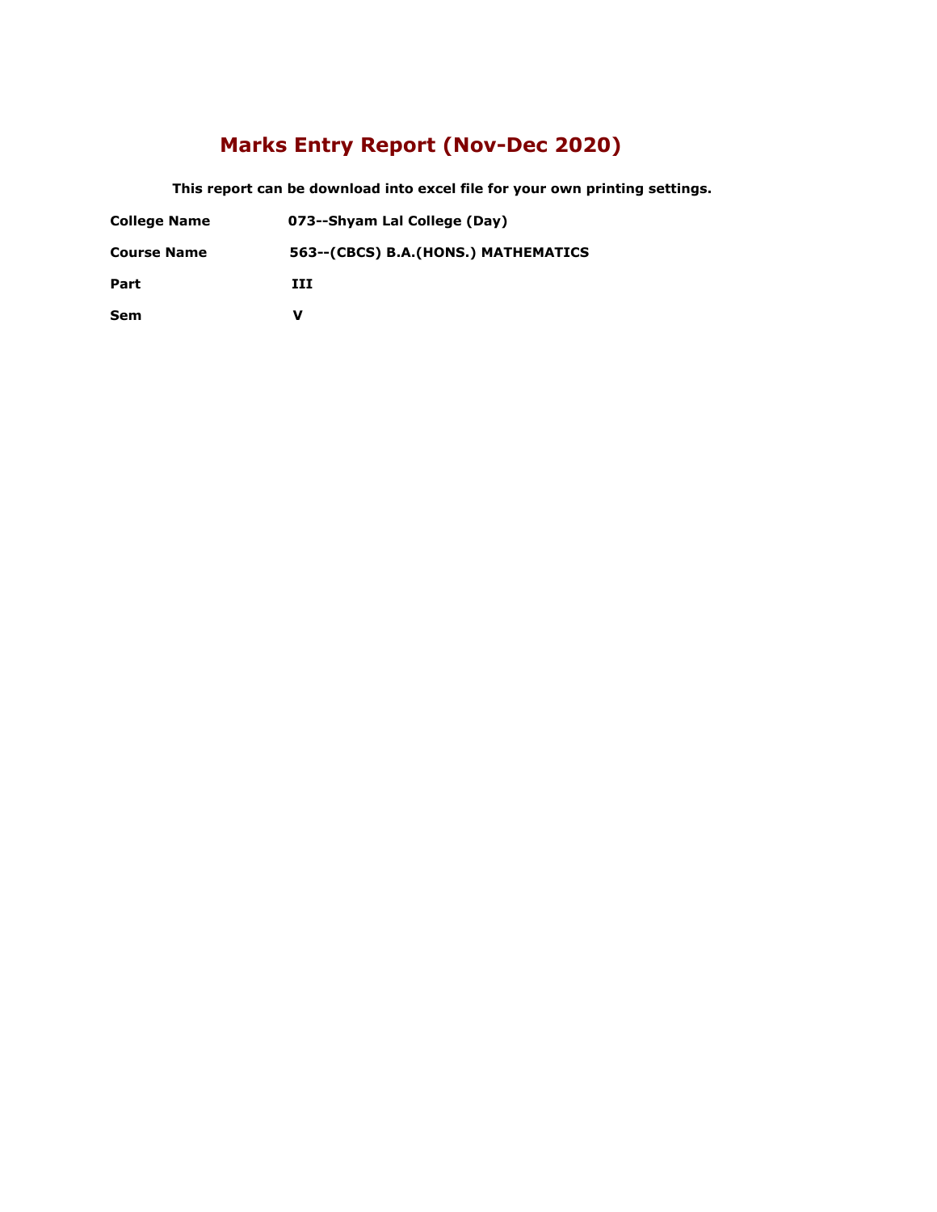# Marks Entry Report (Nov-Dec 2020)

**This report can be download into excel file for your own printing settings.**

| | |
|---|---|
| **College Name** | **073--Shyam Lal College (Day)** |
| **Course Name** | **563--(CBCS) B.A.(HONS.) MATHEMATICS** |
| **Part** | **III** |
| **Sem** | **V** |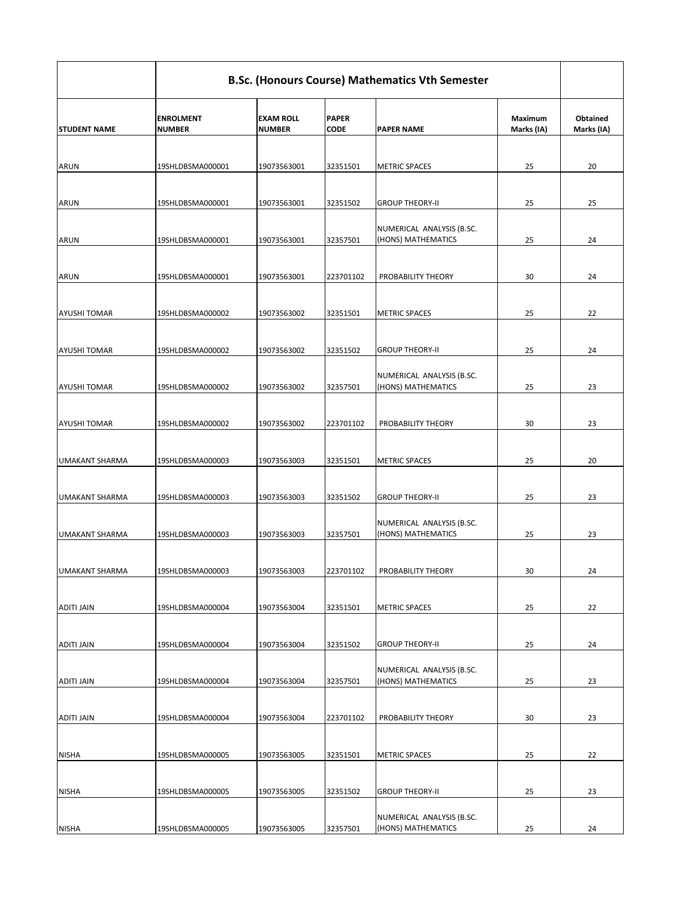| | B.Sc. (Honours Course) Mathematics Vth Semester | | | | | |
|---|---|---|---|---|---|---|
| **STUDENT NAME** | **ENROLMENT NUMBER** | **EXAM ROLL NUMBER** | **PAPER CODE** | **PAPER NAME** | **Maximum Marks (IA)** | **Obtained Marks (IA)** |
| ARUN | 19SHLDBSMA000001 | 19073563001 | 32351501 | METRIC SPACES | 25 | 20 |
| ARUN | 19SHLDBSMA000001 | 19073563001 | 32351502 | GROUP THEORY-II | 25 | 25 |
| ARUN | 19SHLDBSMA000001 | 19073563001 | 32357501 | NUMERICAL ANALYSIS (B.SC. (HONS) MATHEMATICS | 25 | 24 |
| ARUN | 19SHLDBSMA000001 | 19073563001 | 223701102 | PROBABILITY THEORY | 30 | 24 |
| AYUSHI TOMAR | 19SHLDBSMA000002 | 19073563002 | 32351501 | METRIC SPACES | 25 | 22 |
| AYUSHI TOMAR | 19SHLDBSMA000002 | 19073563002 | 32351502 | GROUP THEORY-II | 25 | 24 |
| AYUSHI TOMAR | 19SHLDBSMA000002 | 19073563002 | 32357501 | NUMERICAL ANALYSIS (B.SC. (HONS) MATHEMATICS | 25 | 23 |
| AYUSHI TOMAR | 19SHLDBSMA000002 | 19073563002 | 223701102 | PROBABILITY THEORY | 30 | 23 |
| UMAKANT SHARMA | 19SHLDBSMA000003 | 19073563003 | 32351501 | METRIC SPACES | 25 | 20 |
| UMAKANT SHARMA | 19SHLDBSMA000003 | 19073563003 | 32351502 | GROUP THEORY-II | 25 | 23 |
| UMAKANT SHARMA | 19SHLDBSMA000003 | 19073563003 | 32357501 | NUMERICAL ANALYSIS (B.SC. (HONS) MATHEMATICS | 25 | 23 |
| UMAKANT SHARMA | 19SHLDBSMA000003 | 19073563003 | 223701102 | PROBABILITY THEORY | 30 | 24 |
| ADITI JAIN | 19SHLDBSMA000004 | 19073563004 | 32351501 | METRIC SPACES | 25 | 22 |
| ADITI JAIN | 19SHLDBSMA000004 | 19073563004 | 32351502 | GROUP THEORY-II | 25 | 24 |
| ADITI JAIN | 19SHLDBSMA000004 | 19073563004 | 32357501 | NUMERICAL ANALYSIS (B.SC. (HONS) MATHEMATICS | 25 | 23 |
| ADITI JAIN | 19SHLDBSMA000004 | 19073563004 | 223701102 | PROBABILITY THEORY | 30 | 23 |
| NISHA | 19SHLDBSMA000005 | 19073563005 | 32351501 | METRIC SPACES | 25 | 22 |
| NISHA | 19SHLDBSMA000005 | 19073563005 | 32351502 | GROUP THEORY-II | 25 | 23 |
| NISHA | 19SHLDBSMA000005 | 19073563005 | 32357501 | NUMERICAL ANALYSIS (B.SC. (HONS) MATHEMATICS | 25 | 24 |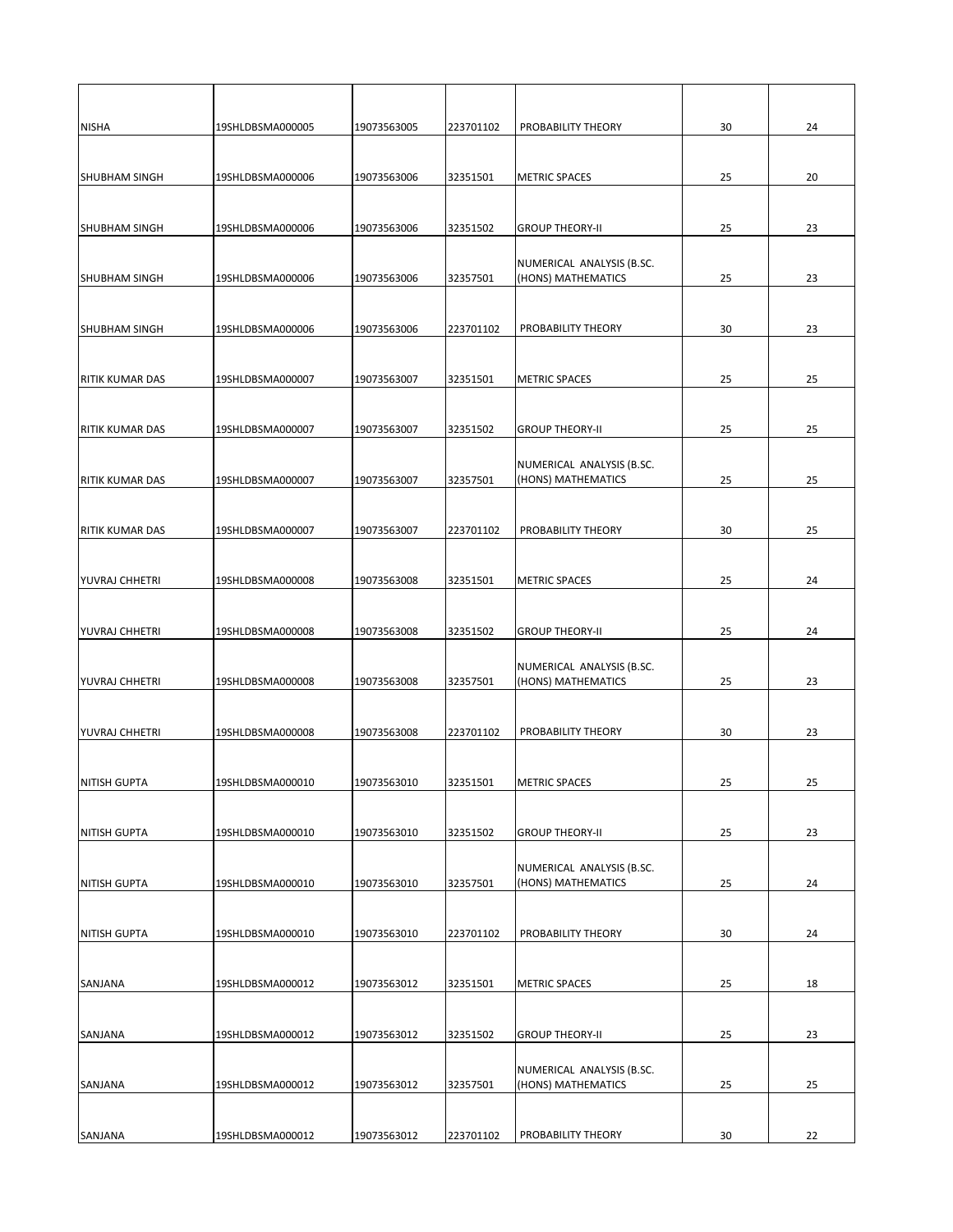| | | | | | | |
|---|---|---|---|---|---|---|
| NISHA | 19SHLDBSMA000005 | 19073563005 | 223701102 | PROBABILITY THEORY | 30 | 24 |
| SHUBHAM SINGH | 19SHLDBSMA000006 | 19073563006 | 32351501 | METRIC SPACES | 25 | 20 |
| SHUBHAM SINGH | 19SHLDBSMA000006 | 19073563006 | 32351502 | GROUP THEORY-II | 25 | 23 |
| SHUBHAM SINGH | 19SHLDBSMA000006 | 19073563006 | 32357501 | NUMERICAL ANALYSIS (B.SC. (HONS) MATHEMATICS | 25 | 23 |
| SHUBHAM SINGH | 19SHLDBSMA000006 | 19073563006 | 223701102 | PROBABILITY THEORY | 30 | 23 |
| RITIK KUMAR DAS | 19SHLDBSMA000007 | 19073563007 | 32351501 | METRIC SPACES | 25 | 25 |
| RITIK KUMAR DAS | 19SHLDBSMA000007 | 19073563007 | 32351502 | GROUP THEORY-II | 25 | 25 |
| RITIK KUMAR DAS | 19SHLDBSMA000007 | 19073563007 | 32357501 | NUMERICAL ANALYSIS (B.SC. (HONS) MATHEMATICS | 25 | 25 |
| RITIK KUMAR DAS | 19SHLDBSMA000007 | 19073563007 | 223701102 | PROBABILITY THEORY | 30 | 25 |
| YUVRAJ CHHETRI | 19SHLDBSMA000008 | 19073563008 | 32351501 | METRIC SPACES | 25 | 24 |
| YUVRAJ CHHETRI | 19SHLDBSMA000008 | 19073563008 | 32351502 | GROUP THEORY-II | 25 | 24 |
| YUVRAJ CHHETRI | 19SHLDBSMA000008 | 19073563008 | 32357501 | NUMERICAL ANALYSIS (B.SC. (HONS) MATHEMATICS | 25 | 23 |
| YUVRAJ CHHETRI | 19SHLDBSMA000008 | 19073563008 | 223701102 | PROBABILITY THEORY | 30 | 23 |
| NITISH GUPTA | 19SHLDBSMA000010 | 19073563010 | 32351501 | METRIC SPACES | 25 | 25 |
| NITISH GUPTA | 19SHLDBSMA000010 | 19073563010 | 32351502 | GROUP THEORY-II | 25 | 23 |
| NITISH GUPTA | 19SHLDBSMA000010 | 19073563010 | 32357501 | NUMERICAL ANALYSIS (B.SC. (HONS) MATHEMATICS | 25 | 24 |
| NITISH GUPTA | 19SHLDBSMA000010 | 19073563010 | 223701102 | PROBABILITY THEORY | 30 | 24 |
| SANJANA | 19SHLDBSMA000012 | 19073563012 | 32351501 | METRIC SPACES | 25 | 18 |
| SANJANA | 19SHLDBSMA000012 | 19073563012 | 32351502 | GROUP THEORY-II | 25 | 23 |
| SANJANA | 19SHLDBSMA000012 | 19073563012 | 32357501 | NUMERICAL ANALYSIS (B.SC. (HONS) MATHEMATICS | 25 | 25 |
| SANJANA | 19SHLDBSMA000012 | 19073563012 | 223701102 | PROBABILITY THEORY | 30 | 22 |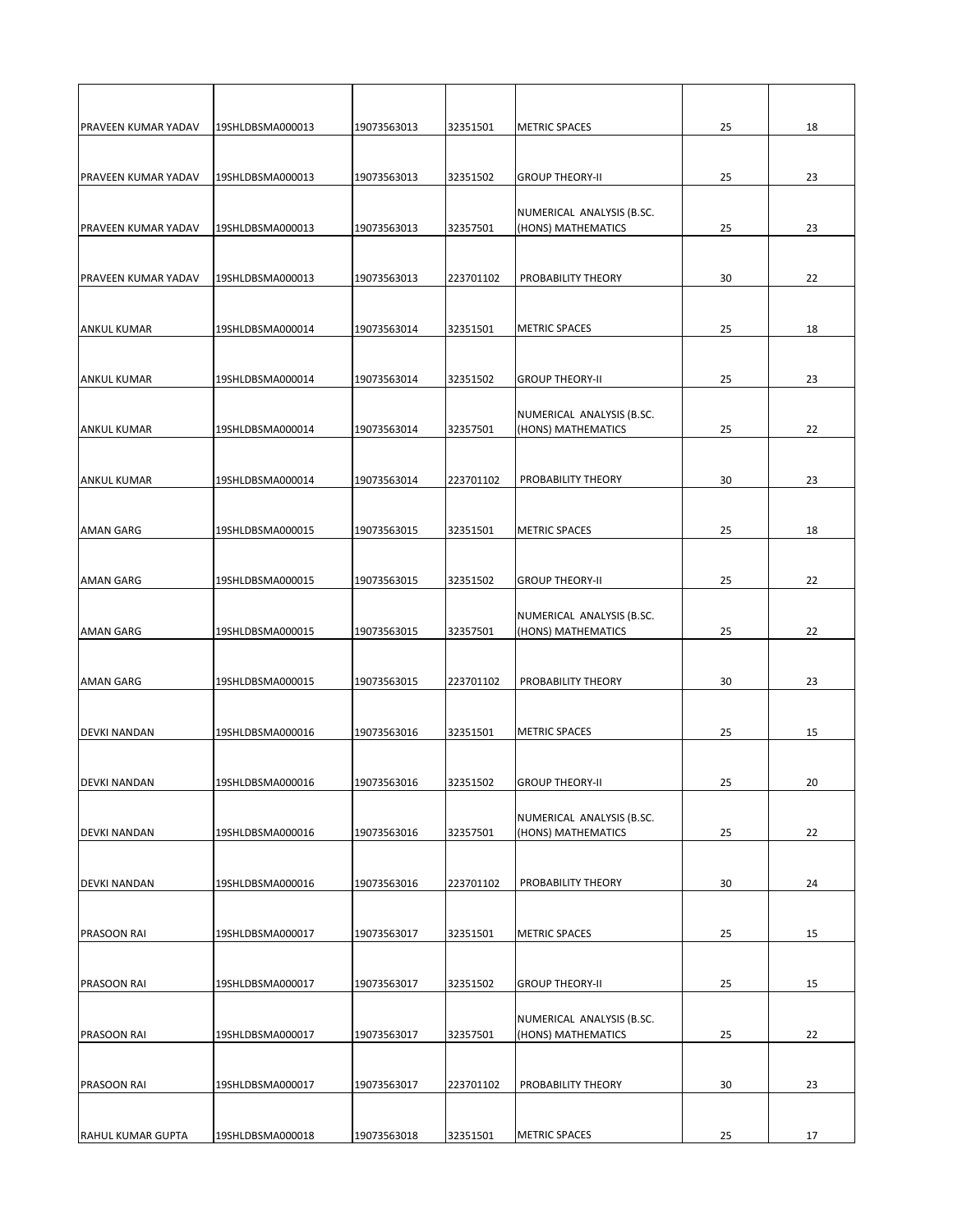| | | | | | | |
|---|---|---|---|---|---|---|
| PRAVEEN KUMAR YADAV | 19SHLDBSMA000013 | 19073563013 | 32351501 | METRIC SPACES | 25 | 18 |
| PRAVEEN KUMAR YADAV | 19SHLDBSMA000013 | 19073563013 | 32351502 | GROUP THEORY-II | 25 | 23 |
| PRAVEEN KUMAR YADAV | 19SHLDBSMA000013 | 19073563013 | 32357501 | NUMERICAL ANALYSIS (B.SC. (HONS) MATHEMATICS | 25 | 23 |
| PRAVEEN KUMAR YADAV | 19SHLDBSMA000013 | 19073563013 | 223701102 | PROBABILITY THEORY | 30 | 22 |
| ANKUL KUMAR | 19SHLDBSMA000014 | 19073563014 | 32351501 | METRIC SPACES | 25 | 18 |
| ANKUL KUMAR | 19SHLDBSMA000014 | 19073563014 | 32351502 | GROUP THEORY-II | 25 | 23 |
| ANKUL KUMAR | 19SHLDBSMA000014 | 19073563014 | 32357501 | NUMERICAL ANALYSIS (B.SC. (HONS) MATHEMATICS | 25 | 22 |
| ANKUL KUMAR | 19SHLDBSMA000014 | 19073563014 | 223701102 | PROBABILITY THEORY | 30 | 23 |
| AMAN GARG | 19SHLDBSMA000015 | 19073563015 | 32351501 | METRIC SPACES | 25 | 18 |
| AMAN GARG | 19SHLDBSMA000015 | 19073563015 | 32351502 | GROUP THEORY-II | 25 | 22 |
| AMAN GARG | 19SHLDBSMA000015 | 19073563015 | 32357501 | NUMERICAL ANALYSIS (B.SC. (HONS) MATHEMATICS | 25 | 22 |
| AMAN GARG | 19SHLDBSMA000015 | 19073563015 | 223701102 | PROBABILITY THEORY | 30 | 23 |
| DEVKI NANDAN | 19SHLDBSMA000016 | 19073563016 | 32351501 | METRIC SPACES | 25 | 15 |
| DEVKI NANDAN | 19SHLDBSMA000016 | 19073563016 | 32351502 | GROUP THEORY-II | 25 | 20 |
| DEVKI NANDAN | 19SHLDBSMA000016 | 19073563016 | 32357501 | NUMERICAL ANALYSIS (B.SC. (HONS) MATHEMATICS | 25 | 22 |
| DEVKI NANDAN | 19SHLDBSMA000016 | 19073563016 | 223701102 | PROBABILITY THEORY | 30 | 24 |
| PRASOON RAI | 19SHLDBSMA000017 | 19073563017 | 32351501 | METRIC SPACES | 25 | 15 |
| PRASOON RAI | 19SHLDBSMA000017 | 19073563017 | 32351502 | GROUP THEORY-II | 25 | 15 |
| PRASOON RAI | 19SHLDBSMA000017 | 19073563017 | 32357501 | NUMERICAL ANALYSIS (B.SC. (HONS) MATHEMATICS | 25 | 22 |
| PRASOON RAI | 19SHLDBSMA000017 | 19073563017 | 223701102 | PROBABILITY THEORY | 30 | 23 |
| RAHUL KUMAR GUPTA | 19SHLDBSMA000018 | 19073563018 | 32351501 | METRIC SPACES | 25 | 17 |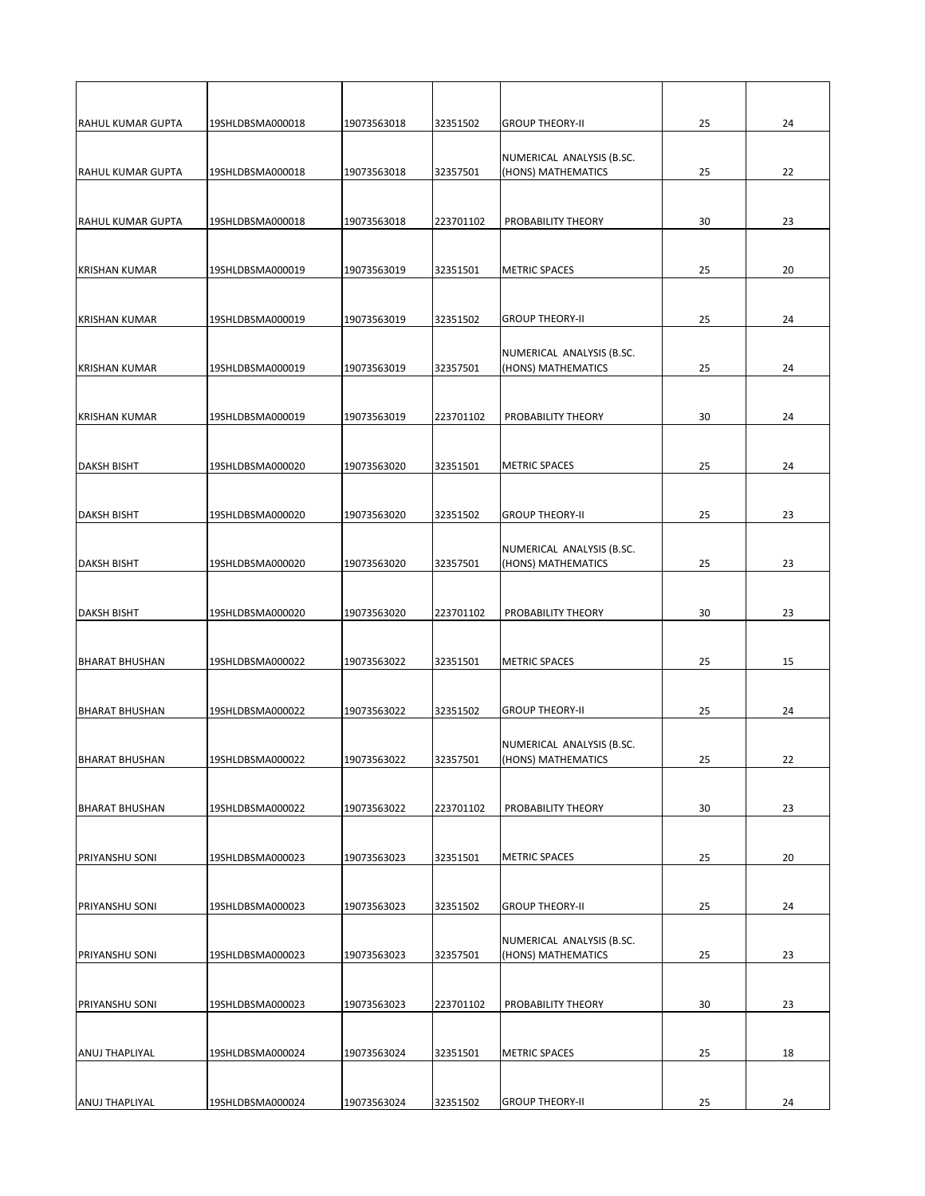| | | | | | | |
|---|---|---|---|---|---|---|
| RAHUL KUMAR GUPTA | 19SHLDBSMA000018 | 19073563018 | 32351502 | GROUP THEORY-II | 25 | 24 |
| RAHUL KUMAR GUPTA | 19SHLDBSMA000018 | 19073563018 | 32357501 | NUMERICAL ANALYSIS (B.SC. (HONS) MATHEMATICS | 25 | 22 |
| RAHUL KUMAR GUPTA | 19SHLDBSMA000018 | 19073563018 | 223701102 | PROBABILITY THEORY | 30 | 23 |
| KRISHAN KUMAR | 19SHLDBSMA000019 | 19073563019 | 32351501 | METRIC SPACES | 25 | 20 |
| KRISHAN KUMAR | 19SHLDBSMA000019 | 19073563019 | 32351502 | GROUP THEORY-II | 25 | 24 |
| KRISHAN KUMAR | 19SHLDBSMA000019 | 19073563019 | 32357501 | NUMERICAL ANALYSIS (B.SC. (HONS) MATHEMATICS | 25 | 24 |
| KRISHAN KUMAR | 19SHLDBSMA000019 | 19073563019 | 223701102 | PROBABILITY THEORY | 30 | 24 |
| DAKSH BISHT | 19SHLDBSMA000020 | 19073563020 | 32351501 | METRIC SPACES | 25 | 24 |
| DAKSH BISHT | 19SHLDBSMA000020 | 19073563020 | 32351502 | GROUP THEORY-II | 25 | 23 |
| DAKSH BISHT | 19SHLDBSMA000020 | 19073563020 | 32357501 | NUMERICAL ANALYSIS (B.SC. (HONS) MATHEMATICS | 25 | 23 |
| DAKSH BISHT | 19SHLDBSMA000020 | 19073563020 | 223701102 | PROBABILITY THEORY | 30 | 23 |
| BHARAT BHUSHAN | 19SHLDBSMA000022 | 19073563022 | 32351501 | METRIC SPACES | 25 | 15 |
| BHARAT BHUSHAN | 19SHLDBSMA000022 | 19073563022 | 32351502 | GROUP THEORY-II | 25 | 24 |
| BHARAT BHUSHAN | 19SHLDBSMA000022 | 19073563022 | 32357501 | NUMERICAL ANALYSIS (B.SC. (HONS) MATHEMATICS | 25 | 22 |
| BHARAT BHUSHAN | 19SHLDBSMA000022 | 19073563022 | 223701102 | PROBABILITY THEORY | 30 | 23 |
| PRIYANSHU SONI | 19SHLDBSMA000023 | 19073563023 | 32351501 | METRIC SPACES | 25 | 20 |
| PRIYANSHU SONI | 19SHLDBSMA000023 | 19073563023 | 32351502 | GROUP THEORY-II | 25 | 24 |
| PRIYANSHU SONI | 19SHLDBSMA000023 | 19073563023 | 32357501 | NUMERICAL ANALYSIS (B.SC. (HONS) MATHEMATICS | 25 | 23 |
| PRIYANSHU SONI | 19SHLDBSMA000023 | 19073563023 | 223701102 | PROBABILITY THEORY | 30 | 23 |
| ANUJ THAPLIYAL | 19SHLDBSMA000024 | 19073563024 | 32351501 | METRIC SPACES | 25 | 18 |
| ANUJ THAPLIYAL | 19SHLDBSMA000024 | 19073563024 | 32351502 | GROUP THEORY-II | 25 | 24 |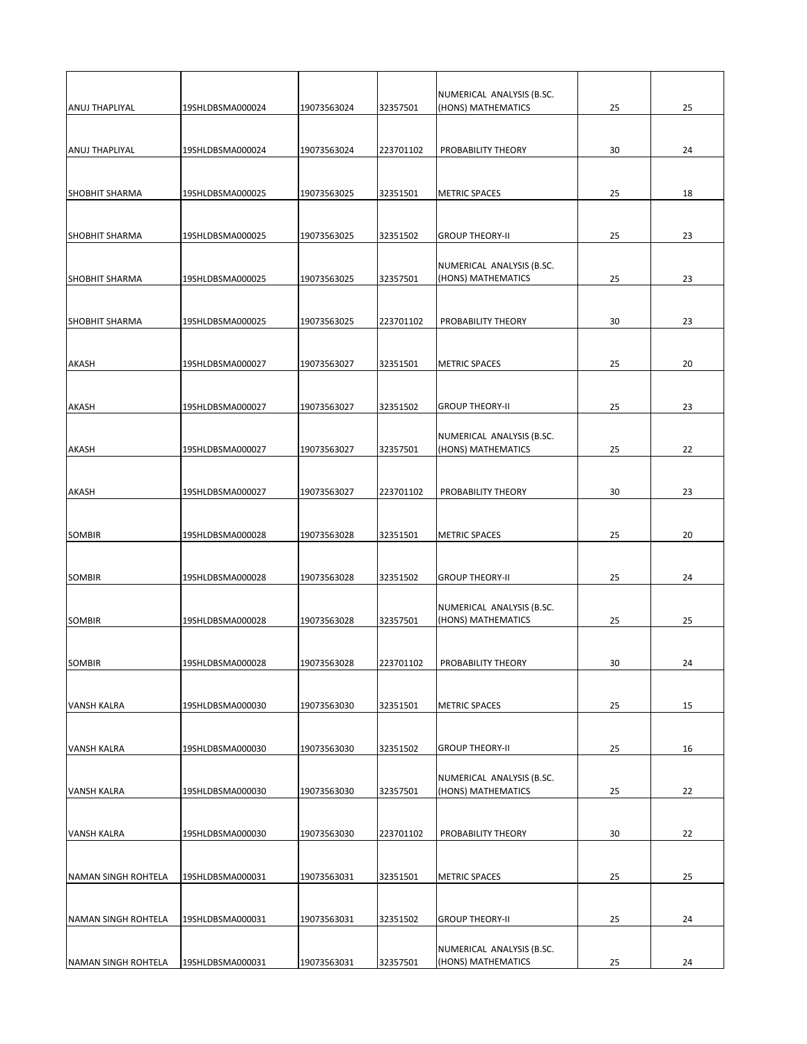| | | | | | | |
|---|---|---|---|---|---|---|
| ANUJ THAPLIYAL | 19SHLDBSMA000024 | 19073563024 | 32357501 | NUMERICAL ANALYSIS (B.SC. (HONS) MATHEMATICS | 25 | 25 |
| ANUJ THAPLIYAL | 19SHLDBSMA000024 | 19073563024 | 223701102 | PROBABILITY THEORY | 30 | 24 |
| SHOBHIT SHARMA | 19SHLDBSMA000025 | 19073563025 | 32351501 | METRIC SPACES | 25 | 18 |
| SHOBHIT SHARMA | 19SHLDBSMA000025 | 19073563025 | 32351502 | GROUP THEORY-II | 25 | 23 |
| SHOBHIT SHARMA | 19SHLDBSMA000025 | 19073563025 | 32357501 | NUMERICAL ANALYSIS (B.SC. (HONS) MATHEMATICS | 25 | 23 |
| SHOBHIT SHARMA | 19SHLDBSMA000025 | 19073563025 | 223701102 | PROBABILITY THEORY | 30 | 23 |
| AKASH | 19SHLDBSMA000027 | 19073563027 | 32351501 | METRIC SPACES | 25 | 20 |
| AKASH | 19SHLDBSMA000027 | 19073563027 | 32351502 | GROUP THEORY-II | 25 | 23 |
| AKASH | 19SHLDBSMA000027 | 19073563027 | 32357501 | NUMERICAL ANALYSIS (B.SC. (HONS) MATHEMATICS | 25 | 22 |
| AKASH | 19SHLDBSMA000027 | 19073563027 | 223701102 | PROBABILITY THEORY | 30 | 23 |
| SOMBIR | 19SHLDBSMA000028 | 19073563028 | 32351501 | METRIC SPACES | 25 | 20 |
| SOMBIR | 19SHLDBSMA000028 | 19073563028 | 32351502 | GROUP THEORY-II | 25 | 24 |
| SOMBIR | 19SHLDBSMA000028 | 19073563028 | 32357501 | NUMERICAL ANALYSIS (B.SC. (HONS) MATHEMATICS | 25 | 25 |
| SOMBIR | 19SHLDBSMA000028 | 19073563028 | 223701102 | PROBABILITY THEORY | 30 | 24 |
| VANSH KALRA | 19SHLDBSMA000030 | 19073563030 | 32351501 | METRIC SPACES | 25 | 15 |
| VANSH KALRA | 19SHLDBSMA000030 | 19073563030 | 32351502 | GROUP THEORY-II | 25 | 16 |
| VANSH KALRA | 19SHLDBSMA000030 | 19073563030 | 32357501 | NUMERICAL ANALYSIS (B.SC. (HONS) MATHEMATICS | 25 | 22 |
| VANSH KALRA | 19SHLDBSMA000030 | 19073563030 | 223701102 | PROBABILITY THEORY | 30 | 22 |
| NAMAN SINGH ROHTELA | 19SHLDBSMA000031 | 19073563031 | 32351501 | METRIC SPACES | 25 | 25 |
| NAMAN SINGH ROHTELA | 19SHLDBSMA000031 | 19073563031 | 32351502 | GROUP THEORY-II | 25 | 24 |
| NAMAN SINGH ROHTELA | 19SHLDBSMA000031 | 19073563031 | 32357501 | NUMERICAL ANALYSIS (B.SC. (HONS) MATHEMATICS | 25 | 24 |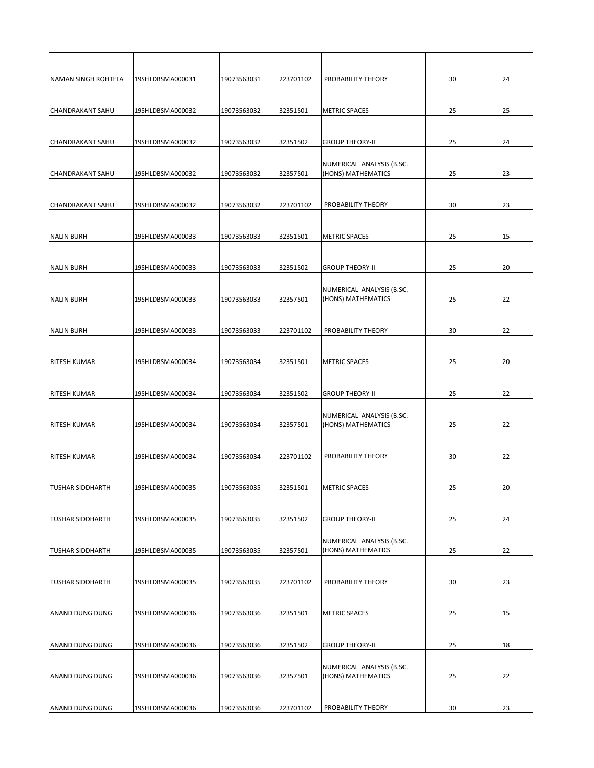| | | | | | | |
|---|---|---|---|---|---|---|
| NAMAN SINGH ROHTELA | 19SHLDBSMA000031 | 19073563031 | 223701102 | PROBABILITY THEORY | 30 | 24 |
| CHANDRAKANT SAHU | 19SHLDBSMA000032 | 19073563032 | 32351501 | METRIC SPACES | 25 | 25 |
| CHANDRAKANT SAHU | 19SHLDBSMA000032 | 19073563032 | 32351502 | GROUP THEORY-II | 25 | 24 |
| CHANDRAKANT SAHU | 19SHLDBSMA000032 | 19073563032 | 32357501 | NUMERICAL ANALYSIS (B.SC. (HONS) MATHEMATICS | 25 | 23 |
| CHANDRAKANT SAHU | 19SHLDBSMA000032 | 19073563032 | 223701102 | PROBABILITY THEORY | 30 | 23 |
| NALIN BURH | 19SHLDBSMA000033 | 19073563033 | 32351501 | METRIC SPACES | 25 | 15 |
| NALIN BURH | 19SHLDBSMA000033 | 19073563033 | 32351502 | GROUP THEORY-II | 25 | 20 |
| NALIN BURH | 19SHLDBSMA000033 | 19073563033 | 32357501 | NUMERICAL ANALYSIS (B.SC. (HONS) MATHEMATICS | 25 | 22 |
| NALIN BURH | 19SHLDBSMA000033 | 19073563033 | 223701102 | PROBABILITY THEORY | 30 | 22 |
| RITESH KUMAR | 19SHLDBSMA000034 | 19073563034 | 32351501 | METRIC SPACES | 25 | 20 |
| RITESH KUMAR | 19SHLDBSMA000034 | 19073563034 | 32351502 | GROUP THEORY-II | 25 | 22 |
| RITESH KUMAR | 19SHLDBSMA000034 | 19073563034 | 32357501 | NUMERICAL ANALYSIS (B.SC. (HONS) MATHEMATICS | 25 | 22 |
| RITESH KUMAR | 19SHLDBSMA000034 | 19073563034 | 223701102 | PROBABILITY THEORY | 30 | 22 |
| TUSHAR SIDDHARTH | 19SHLDBSMA000035 | 19073563035 | 32351501 | METRIC SPACES | 25 | 20 |
| TUSHAR SIDDHARTH | 19SHLDBSMA000035 | 19073563035 | 32351502 | GROUP THEORY-II | 25 | 24 |
| TUSHAR SIDDHARTH | 19SHLDBSMA000035 | 19073563035 | 32357501 | NUMERICAL ANALYSIS (B.SC. (HONS) MATHEMATICS | 25 | 22 |
| TUSHAR SIDDHARTH | 19SHLDBSMA000035 | 19073563035 | 223701102 | PROBABILITY THEORY | 30 | 23 |
| ANAND DUNG DUNG | 19SHLDBSMA000036 | 19073563036 | 32351501 | METRIC SPACES | 25 | 15 |
| ANAND DUNG DUNG | 19SHLDBSMA000036 | 19073563036 | 32351502 | GROUP THEORY-II | 25 | 18 |
| ANAND DUNG DUNG | 19SHLDBSMA000036 | 19073563036 | 32357501 | NUMERICAL ANALYSIS (B.SC. (HONS) MATHEMATICS | 25 | 22 |
| ANAND DUNG DUNG | 19SHLDBSMA000036 | 19073563036 | 223701102 | PROBABILITY THEORY | 30 | 23 |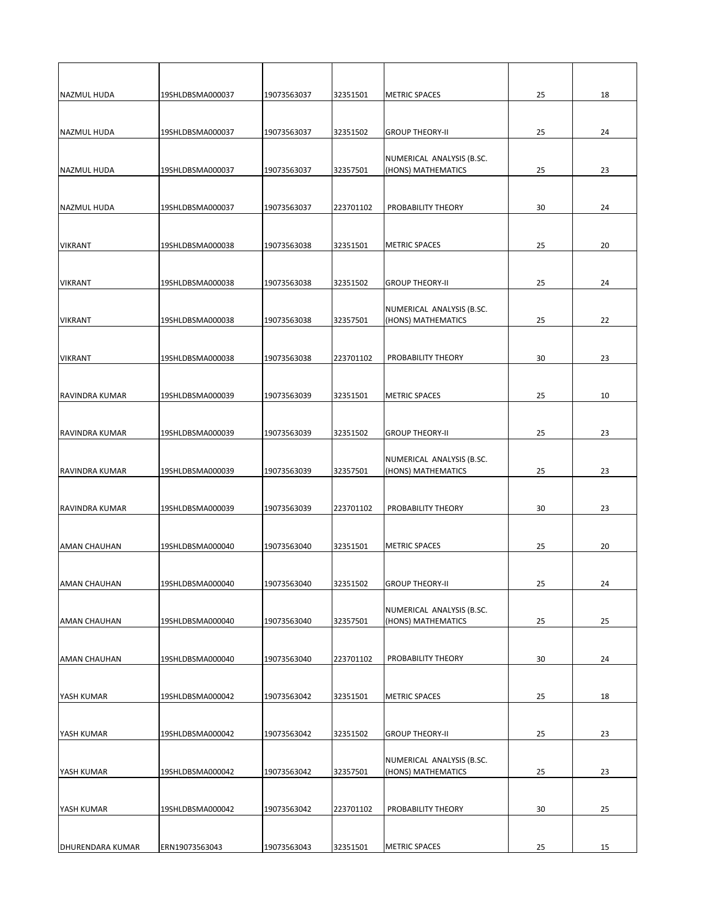| | | | | | | |
|---|---|---|---|---|---|---|
| NAZMUL HUDA | 19SHLDBSMA000037 | 19073563037 | 32351501 | METRIC SPACES | 25 | 18 |
| NAZMUL HUDA | 19SHLDBSMA000037 | 19073563037 | 32351502 | GROUP THEORY-II | 25 | 24 |
| NAZMUL HUDA | 19SHLDBSMA000037 | 19073563037 | 32357501 | NUMERICAL ANALYSIS (B.SC. (HONS) MATHEMATICS | 25 | 23 |
| NAZMUL HUDA | 19SHLDBSMA000037 | 19073563037 | 223701102 | PROBABILITY THEORY | 30 | 24 |
| VIKRANT | 19SHLDBSMA000038 | 19073563038 | 32351501 | METRIC SPACES | 25 | 20 |
| VIKRANT | 19SHLDBSMA000038 | 19073563038 | 32351502 | GROUP THEORY-II | 25 | 24 |
| VIKRANT | 19SHLDBSMA000038 | 19073563038 | 32357501 | NUMERICAL ANALYSIS (B.SC. (HONS) MATHEMATICS | 25 | 22 |
| VIKRANT | 19SHLDBSMA000038 | 19073563038 | 223701102 | PROBABILITY THEORY | 30 | 23 |
| RAVINDRA KUMAR | 19SHLDBSMA000039 | 19073563039 | 32351501 | METRIC SPACES | 25 | 10 |
| RAVINDRA KUMAR | 19SHLDBSMA000039 | 19073563039 | 32351502 | GROUP THEORY-II | 25 | 23 |
| RAVINDRA KUMAR | 19SHLDBSMA000039 | 19073563039 | 32357501 | NUMERICAL ANALYSIS (B.SC. (HONS) MATHEMATICS | 25 | 23 |
| RAVINDRA KUMAR | 19SHLDBSMA000039 | 19073563039 | 223701102 | PROBABILITY THEORY | 30 | 23 |
| AMAN CHAUHAN | 19SHLDBSMA000040 | 19073563040 | 32351501 | METRIC SPACES | 25 | 20 |
| AMAN CHAUHAN | 19SHLDBSMA000040 | 19073563040 | 32351502 | GROUP THEORY-II | 25 | 24 |
| AMAN CHAUHAN | 19SHLDBSMA000040 | 19073563040 | 32357501 | NUMERICAL ANALYSIS (B.SC. (HONS) MATHEMATICS | 25 | 25 |
| AMAN CHAUHAN | 19SHLDBSMA000040 | 19073563040 | 223701102 | PROBABILITY THEORY | 30 | 24 |
| YASH KUMAR | 19SHLDBSMA000042 | 19073563042 | 32351501 | METRIC SPACES | 25 | 18 |
| YASH KUMAR | 19SHLDBSMA000042 | 19073563042 | 32351502 | GROUP THEORY-II | 25 | 23 |
| YASH KUMAR | 19SHLDBSMA000042 | 19073563042 | 32357501 | NUMERICAL ANALYSIS (B.SC. (HONS) MATHEMATICS | 25 | 23 |
| YASH KUMAR | 19SHLDBSMA000042 | 19073563042 | 223701102 | PROBABILITY THEORY | 30 | 25 |
| DHURENDARA KUMAR | ERN19073563043 | 19073563043 | 32351501 | METRIC SPACES | 25 | 15 |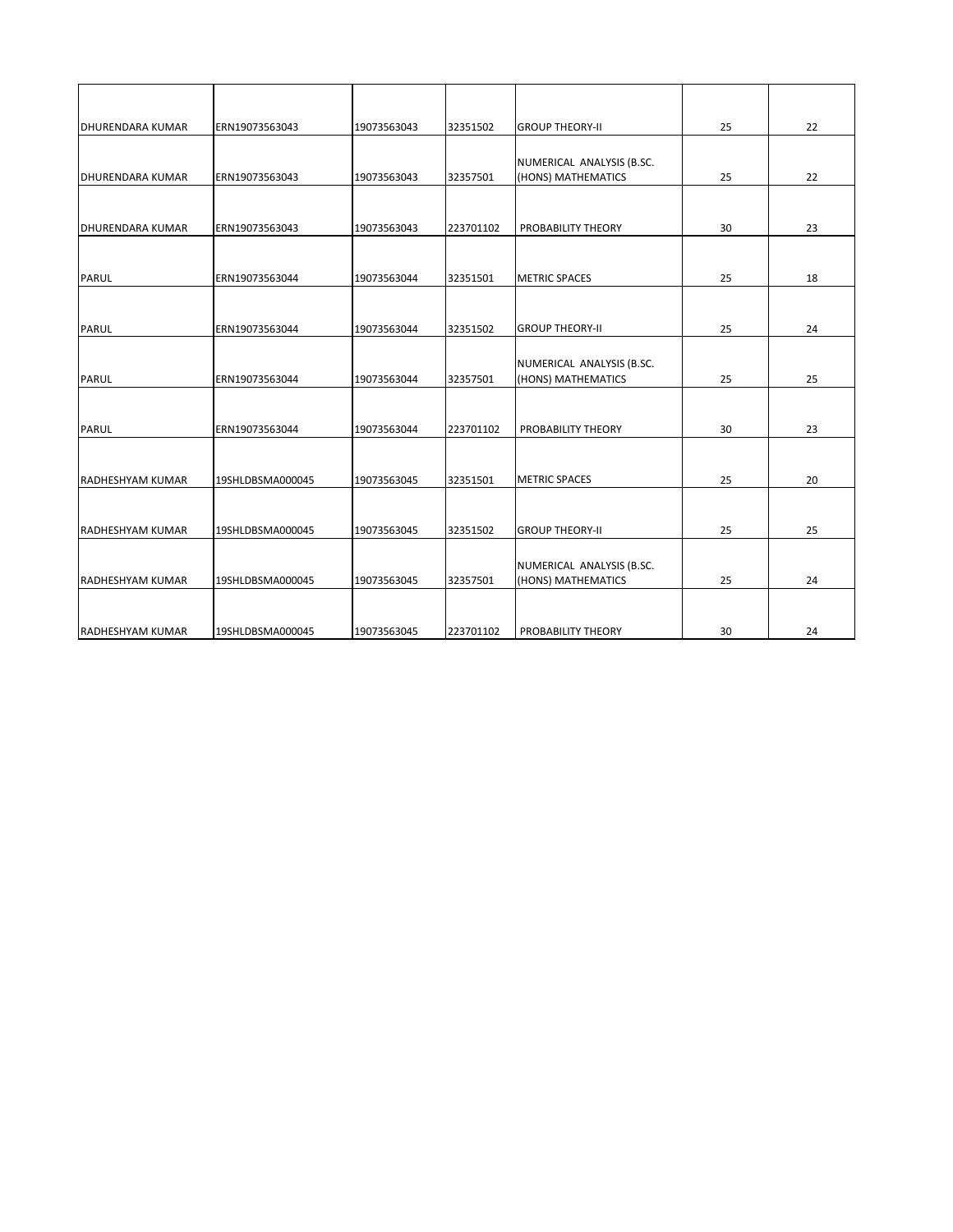| | | | | | | |
|---|---|---|---|---|---|---|
| DHURENDARA KUMAR | ERN19073563043 | 19073563043 | 32351502 | GROUP THEORY-II | 25 | 22 |
| DHURENDARA KUMAR | ERN19073563043 | 19073563043 | 32357501 | NUMERICAL ANALYSIS (B.SC. (HONS) MATHEMATICS | 25 | 22 |
| DHURENDARA KUMAR | ERN19073563043 | 19073563043 | 223701102 | PROBABILITY THEORY | 30 | 23 |
| PARUL | ERN19073563044 | 19073563044 | 32351501 | METRIC SPACES | 25 | 18 |
| PARUL | ERN19073563044 | 19073563044 | 32351502 | GROUP THEORY-II | 25 | 24 |
| PARUL | ERN19073563044 | 19073563044 | 32357501 | NUMERICAL ANALYSIS (B.SC. (HONS) MATHEMATICS | 25 | 25 |
| PARUL | ERN19073563044 | 19073563044 | 223701102 | PROBABILITY THEORY | 30 | 23 |
| RADHESHYAM KUMAR | 19SHLDBSMA000045 | 19073563045 | 32351501 | METRIC SPACES | 25 | 20 |
| RADHESHYAM KUMAR | 19SHLDBSMA000045 | 19073563045 | 32351502 | GROUP THEORY-II | 25 | 25 |
| RADHESHYAM KUMAR | 19SHLDBSMA000045 | 19073563045 | 32357501 | NUMERICAL ANALYSIS (B.SC. (HONS) MATHEMATICS | 25 | 24 |
| RADHESHYAM KUMAR | 19SHLDBSMA000045 | 19073563045 | 223701102 | PROBABILITY THEORY | 30 | 24 |